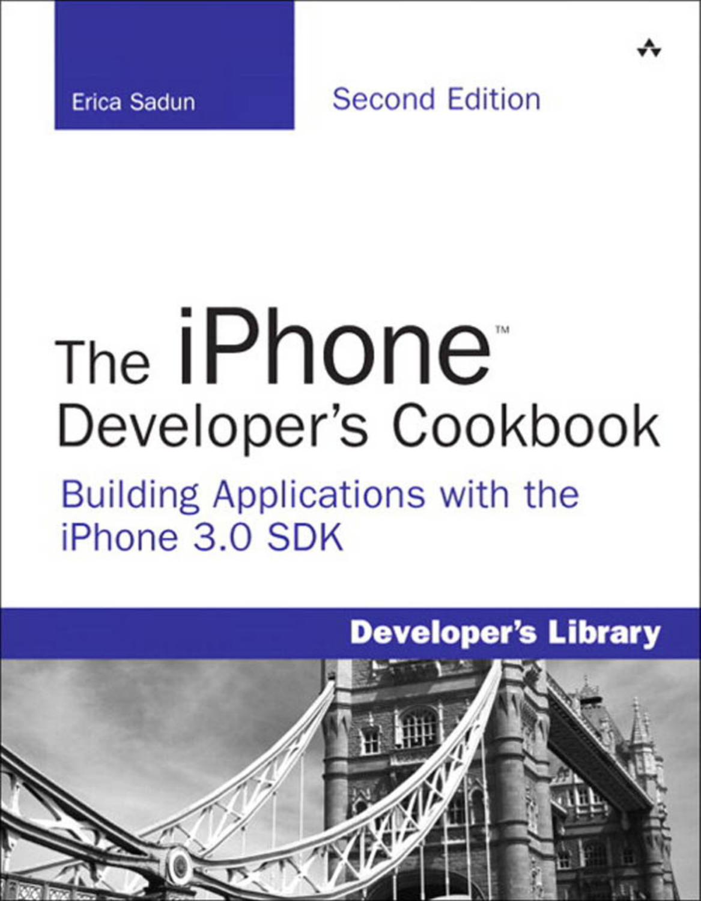Erica Sadun

Second Edition

# The iPhone™ Developer's Cookbook

## Building Applications with the iPhone 3.0 SDK

**Developer's Library**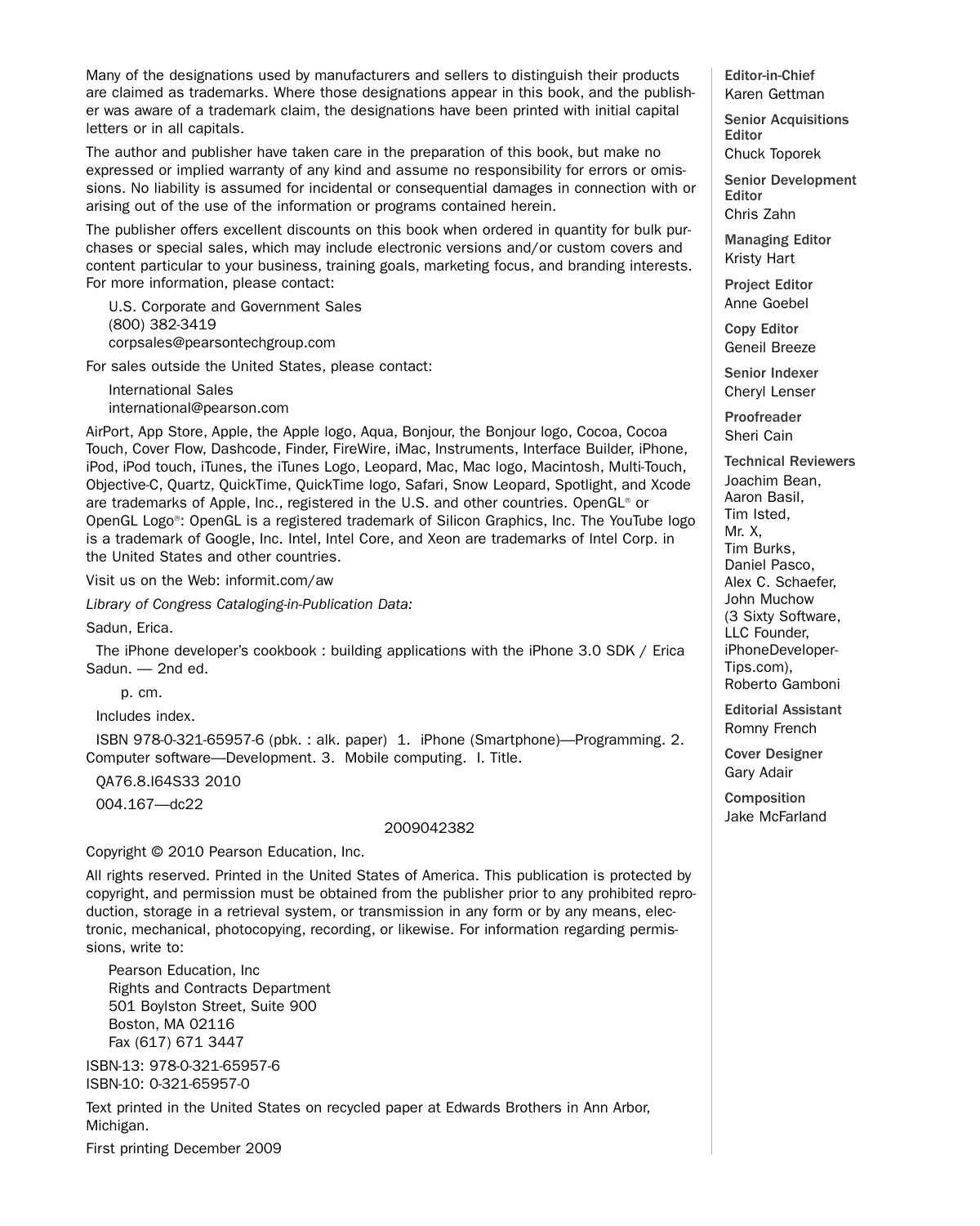Many of the designations used by manufacturers and sellers to distinguish their products are claimed as trademarks. Where those designations appear in this book, and the publisher was aware of a trademark claim, the designations have been printed with initial capital letters or in all capitals.

The author and publisher have taken care in the preparation of this book, but make no expressed or implied warranty of any kind and assume no responsibility for errors or omissions. No liability is assumed for incidental or consequential damages in connection with or arising out of the use of the information or programs contained herein.

The publisher offers excellent discounts on this book when ordered in quantity for bulk purchases or special sales, which may include electronic versions and/or custom covers and content particular to your business, training goals, marketing focus, and branding interests. For more information, please contact:

U.S. Corporate and Government Sales
(800) 382-3419
corpsales@pearsontechgroup.com

For sales outside the United States, please contact:

International Sales
international@pearson.com

AirPort, App Store, Apple, the Apple logo, Aqua, Bonjour, the Bonjour logo, Cocoa, Cocoa Touch, Cover Flow, Dashcode, Finder, FireWire, iMac, Instruments, Interface Builder, iPhone, iPod, iPod touch, iTunes, the iTunes Logo, Leopard, Mac, Mac logo, Macintosh, Multi-Touch, Objective-C, Quartz, QuickTime, QuickTime logo, Safari, Snow Leopard, Spotlight, and Xcode are trademarks of Apple, Inc., registered in the U.S. and other countries. OpenGL® or OpenGL Logo®: OpenGL is a registered trademark of Silicon Graphics, Inc. The YouTube logo is a trademark of Google, Inc. Intel, Intel Core, and Xeon are trademarks of Intel Corp. in the United States and other countries.

Visit us on the Web: informit.com/aw

*Library of Congress Cataloging-in-Publication Data:*

Sadun, Erica.

The iPhone developer's cookbook : building applications with the iPhone 3.0 SDK / Erica Sadun. — 2nd ed.

p. cm.

Includes index.

ISBN 978-0-321-65957-6 (pbk. : alk. paper) 1. iPhone (Smartphone)—Programming. 2. Computer software—Development. 3. Mobile computing. I. Title.

QA76.8.I64S33 2010

004.167—dc22

2009042382

Copyright © 2010 Pearson Education, Inc.

All rights reserved. Printed in the United States of America. This publication is protected by copyright, and permission must be obtained from the publisher prior to any prohibited reproduction, storage in a retrieval system, or transmission in any form or by any means, electronic, mechanical, photocopying, recording, or likewise. For information regarding permissions, write to:

Pearson Education, Inc
Rights and Contracts Department
501 Boylston Street, Suite 900
Boston, MA 02116
Fax (617) 671 3447

ISBN-13: 978-0-321-65957-6
ISBN-10: 0-321-65957-0

Text printed in the United States on recycled paper at Edwards Brothers in Ann Arbor, Michigan.

First printing December 2009

**Editor-in-Chief**
Karen Gettman

**Senior Acquisitions Editor**
Chuck Toporek

**Senior Development Editor**
Chris Zahn

**Managing Editor**
Kristy Hart

**Project Editor**
Anne Goebel

**Copy Editor**
Geneil Breeze

**Senior Indexer**
Cheryl Lenser

**Proofreader**
Sheri Cain

**Technical Reviewers**
Joachim Bean,
Aaron Basil,
Tim Isted,
Mr. X,
Tim Burks,
Daniel Pasco,
Alex C. Schaefer,
John Muchow (3 Sixty Software, LLC Founder, iPhoneDeveloperTips.com),
Roberto Gamboni

**Editorial Assistant**
Romny French

**Cover Designer**
Gary Adair

**Composition**
Jake McFarland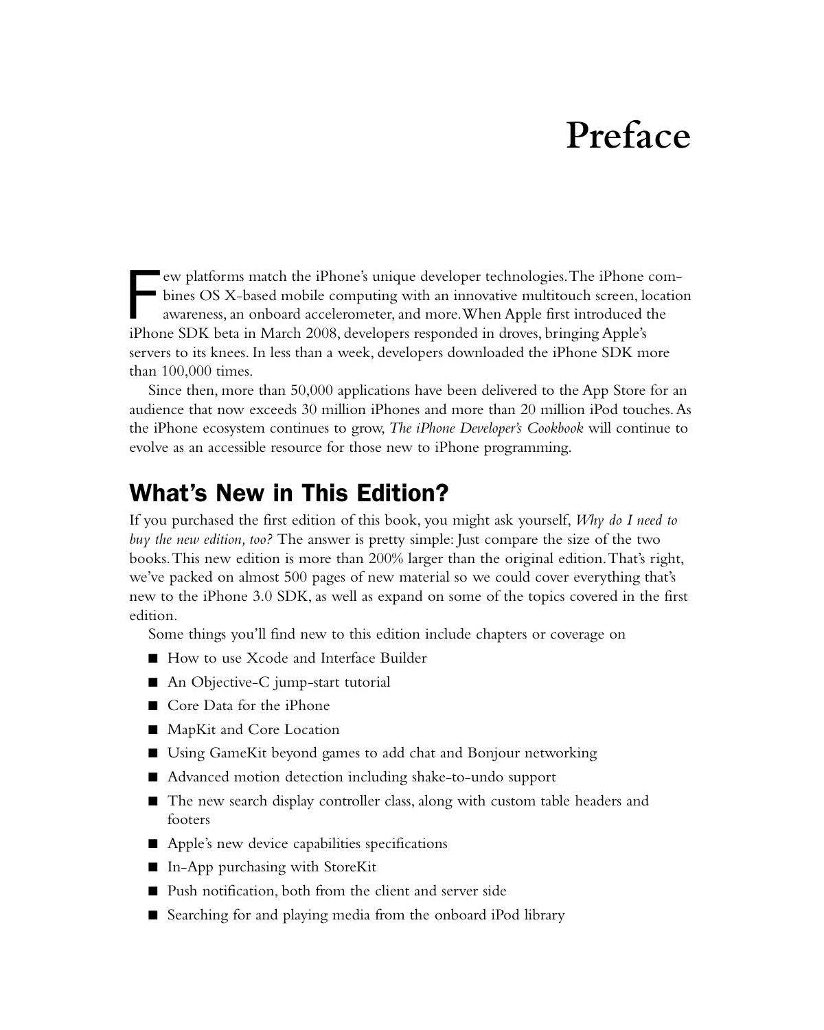# Preface

Few platforms match the iPhone's unique developer technologies. The iPhone combines OS X-based mobile computing with an innovative multitouch screen, location awareness, an onboard accelerometer, and more. When Apple first introduced the iPhone SDK beta in March 2008, developers responded in droves, bringing Apple's servers to its knees. In less than a week, developers downloaded the iPhone SDK more than 100,000 times.

Since then, more than 50,000 applications have been delivered to the App Store for an audience that now exceeds 30 million iPhones and more than 20 million iPod touches. As the iPhone ecosystem continues to grow, *The iPhone Developer's Cookbook* will continue to evolve as an accessible resource for those new to iPhone programming.

## What's New in This Edition?

If you purchased the first edition of this book, you might ask yourself, *Why do I need to buy the new edition, too?* The answer is pretty simple: Just compare the size of the two books. This new edition is more than 200% larger than the original edition. That's right, we've packed on almost 500 pages of new material so we could cover everything that's new to the iPhone 3.0 SDK, as well as expand on some of the topics covered in the first edition.

Some things you'll find new to this edition include chapters or coverage on

- How to use Xcode and Interface Builder
- An Objective-C jump-start tutorial
- Core Data for the iPhone
- MapKit and Core Location
- Using GameKit beyond games to add chat and Bonjour networking
- Advanced motion detection including shake-to-undo support
- The new search display controller class, along with custom table headers and footers
- Apple's new device capabilities specifications
- In-App purchasing with StoreKit
- Push notification, both from the client and server side
- Searching for and playing media from the onboard iPod library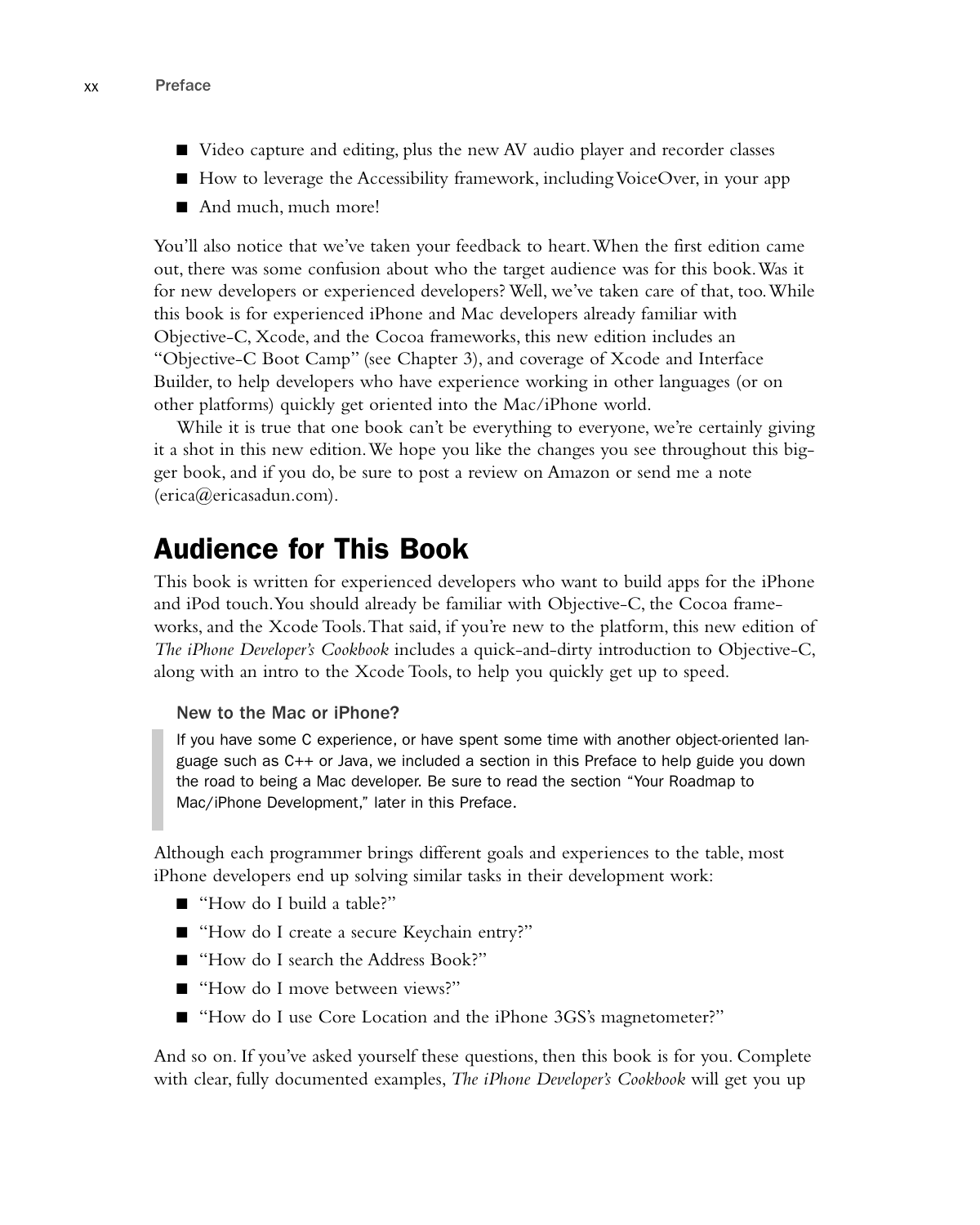- Video capture and editing, plus the new AV audio player and recorder classes
- How to leverage the Accessibility framework, including VoiceOver, in your app
- And much, much more!

You'll also notice that we've taken your feedback to heart. When the first edition came out, there was some confusion about who the target audience was for this book. Was it for new developers or experienced developers? Well, we've taken care of that, too. While this book is for experienced iPhone and Mac developers already familiar with Objective-C, Xcode, and the Cocoa frameworks, this new edition includes an "Objective-C Boot Camp" (see Chapter 3), and coverage of Xcode and Interface Builder, to help developers who have experience working in other languages (or on other platforms) quickly get oriented into the Mac/iPhone world.

While it is true that one book can't be everything to everyone, we're certainly giving it a shot in this new edition. We hope you like the changes you see throughout this bigger book, and if you do, be sure to post a review on Amazon or send me a note (erica@ericasadun.com).

## Audience for This Book

This book is written for experienced developers who want to build apps for the iPhone and iPod touch. You should already be familiar with Objective-C, the Cocoa frameworks, and the Xcode Tools. That said, if you're new to the platform, this new edition of *The iPhone Developer's Cookbook* includes a quick-and-dirty introduction to Objective-C, along with an intro to the Xcode Tools, to help you quickly get up to speed.

> **New to the Mac or iPhone?**
>
> If you have some C experience, or have spent some time with another object-oriented language such as C++ or Java, we included a section in this Preface to help guide you down the road to being a Mac developer. Be sure to read the section "Your Roadmap to Mac/iPhone Development," later in this Preface.

Although each programmer brings different goals and experiences to the table, most iPhone developers end up solving similar tasks in their development work:

- "How do I build a table?"
- "How do I create a secure Keychain entry?"
- "How do I search the Address Book?"
- "How do I move between views?"
- "How do I use Core Location and the iPhone 3GS's magnetometer?"

And so on. If you've asked yourself these questions, then this book is for you. Complete with clear, fully documented examples, *The iPhone Developer's Cookbook* will get you up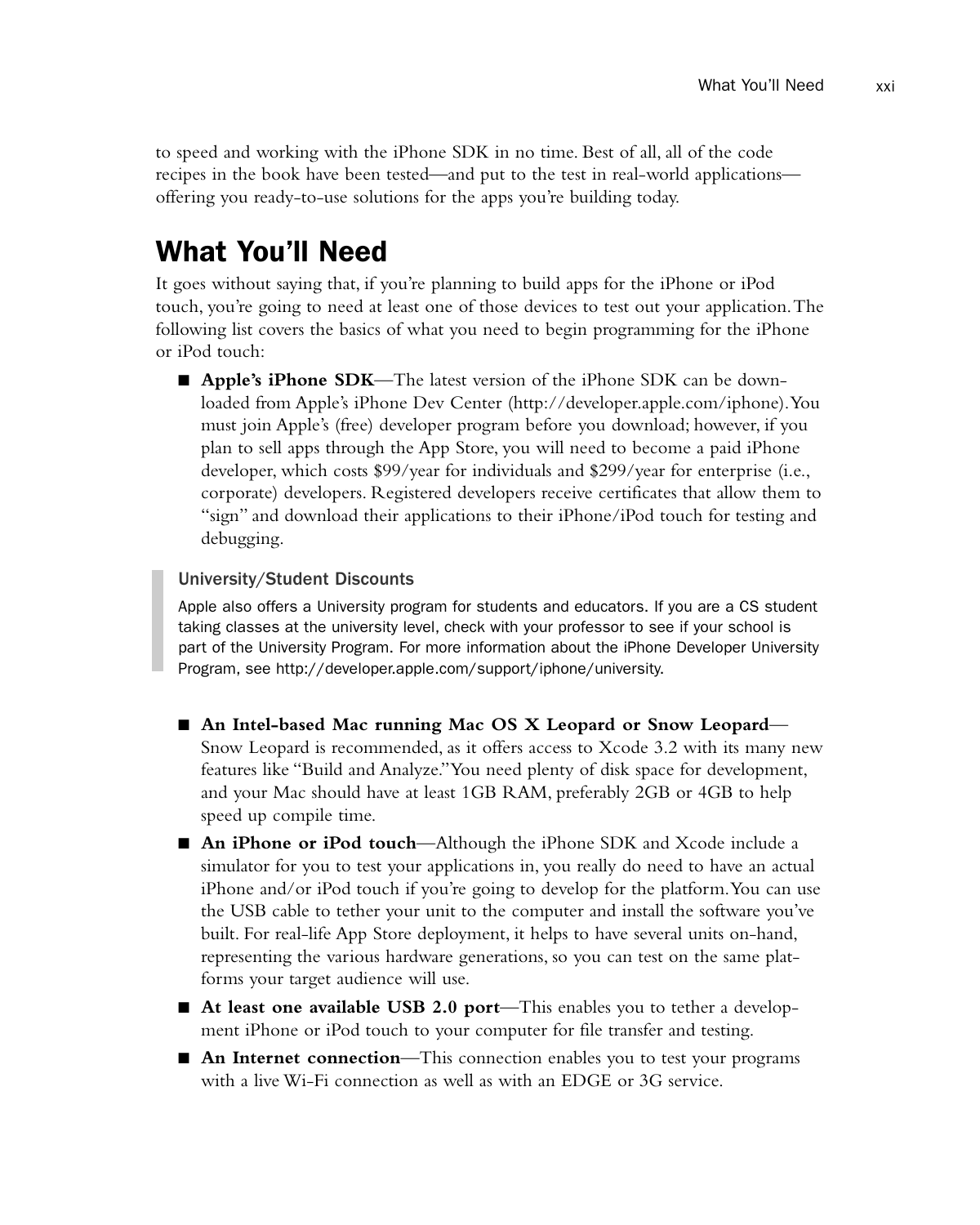to speed and working with the iPhone SDK in no time. Best of all, all of the code recipes in the book have been tested—and put to the test in real-world applications—offering you ready-to-use solutions for the apps you're building today.

## What You'll Need

It goes without saying that, if you're planning to build apps for the iPhone or iPod touch, you're going to need at least one of those devices to test out your application. The following list covers the basics of what you need to begin programming for the iPhone or iPod touch:

- **Apple's iPhone SDK**—The latest version of the iPhone SDK can be downloaded from Apple's iPhone Dev Center (http://developer.apple.com/iphone). You must join Apple's (free) developer program before you download; however, if you plan to sell apps through the App Store, you will need to become a paid iPhone developer, which costs $99/year for individuals and $299/year for enterprise (i.e., corporate) developers. Registered developers receive certificates that allow them to "sign" and download their applications to their iPhone/iPod touch for testing and debugging.

> **University/Student Discounts**
>
> Apple also offers a University program for students and educators. If you are a CS student taking classes at the university level, check with your professor to see if your school is part of the University Program. For more information about the iPhone Developer University Program, see http://developer.apple.com/support/iphone/university.

- **An Intel-based Mac running Mac OS X Leopard or Snow Leopard**—Snow Leopard is recommended, as it offers access to Xcode 3.2 with its many new features like "Build and Analyze." You need plenty of disk space for development, and your Mac should have at least 1GB RAM, preferably 2GB or 4GB to help speed up compile time.
- **An iPhone or iPod touch**—Although the iPhone SDK and Xcode include a simulator for you to test your applications in, you really do need to have an actual iPhone and/or iPod touch if you're going to develop for the platform. You can use the USB cable to tether your unit to the computer and install the software you've built. For real-life App Store deployment, it helps to have several units on-hand, representing the various hardware generations, so you can test on the same platforms your target audience will use.
- **At least one available USB 2.0 port**—This enables you to tether a development iPhone or iPod touch to your computer for file transfer and testing.
- **An Internet connection**—This connection enables you to test your programs with a live Wi-Fi connection as well as with an EDGE or 3G service.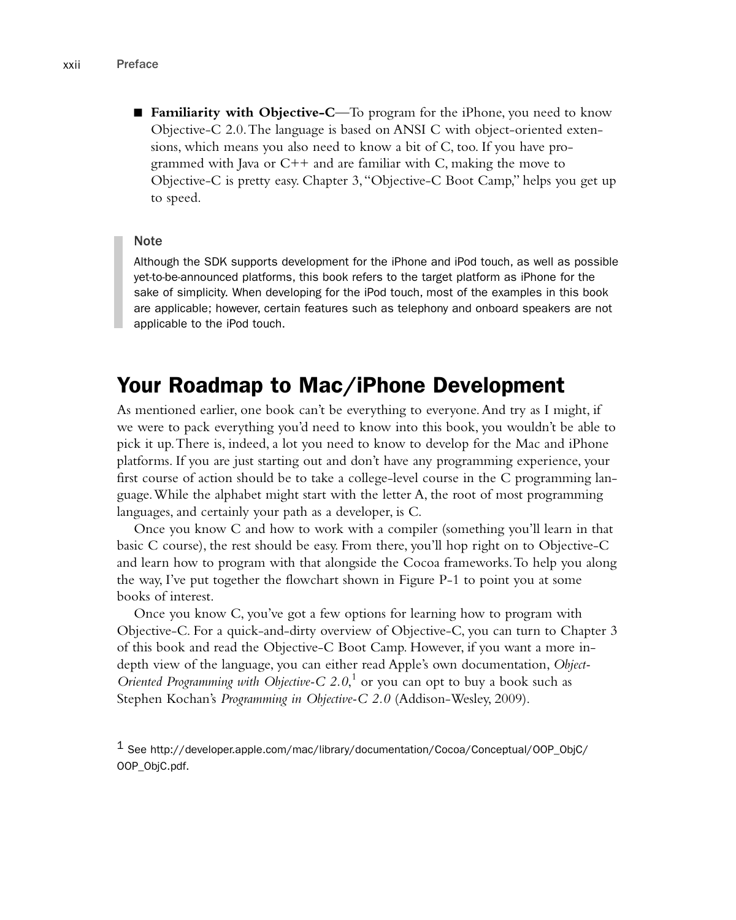- **Familiarity with Objective-C**—To program for the iPhone, you need to know Objective-C 2.0. The language is based on ANSI C with object-oriented extensions, which means you also need to know a bit of C, too. If you have programmed with Java or C++ and are familiar with C, making the move to Objective-C is pretty easy. Chapter 3, "Objective-C Boot Camp," helps you get up to speed.

> **Note**
>
> Although the SDK supports development for the iPhone and iPod touch, as well as possible yet-to-be-announced platforms, this book refers to the target platform as iPhone for the sake of simplicity. When developing for the iPod touch, most of the examples in this book are applicable; however, certain features such as telephony and onboard speakers are not applicable to the iPod touch.

## Your Roadmap to Mac/iPhone Development

As mentioned earlier, one book can't be everything to everyone. And try as I might, if we were to pack everything you'd need to know into this book, you wouldn't be able to pick it up. There is, indeed, a lot you need to know to develop for the Mac and iPhone platforms. If you are just starting out and don't have any programming experience, your first course of action should be to take a college-level course in the C programming language. While the alphabet might start with the letter A, the root of most programming languages, and certainly your path as a developer, is C.

Once you know C and how to work with a compiler (something you'll learn in that basic C course), the rest should be easy. From there, you'll hop right on to Objective-C and learn how to program with that alongside the Cocoa frameworks. To help you along the way, I've put together the flowchart shown in Figure P-1 to point you at some books of interest.

Once you know C, you've got a few options for learning how to program with Objective-C. For a quick-and-dirty overview of Objective-C, you can turn to Chapter 3 of this book and read the Objective-C Boot Camp. However, if you want a more in-depth view of the language, you can either read Apple's own documentation, *Object-Oriented Programming with Objective-C 2.0*,[1] or you can opt to buy a book such as Stephen Kochan's *Programming in Objective-C 2.0* (Addison-Wesley, 2009).

[1] See http://developer.apple.com/mac/library/documentation/Cocoa/Conceptual/OOP_ObjC/OOP_ObjC.pdf.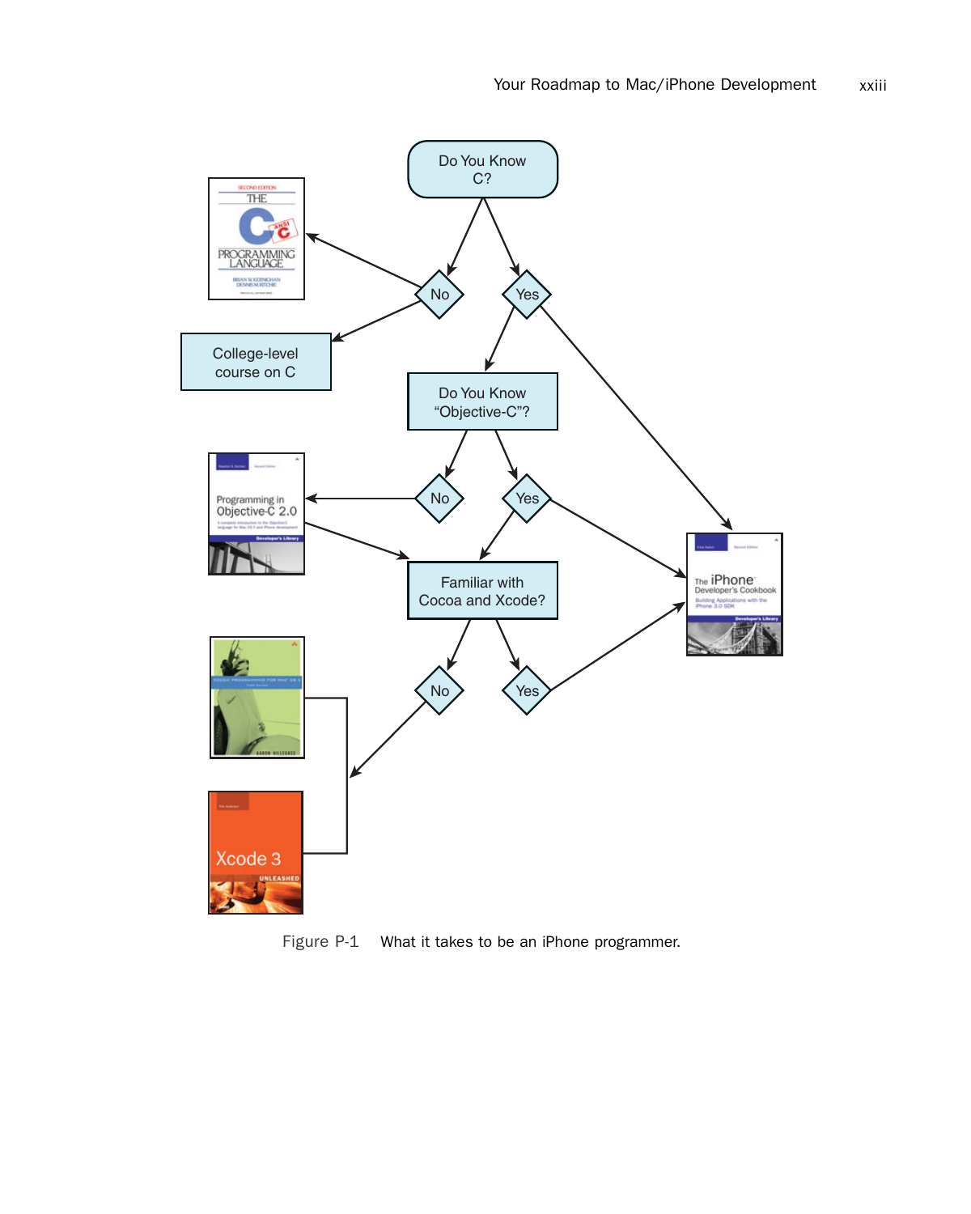Do You Know C?

No

Yes

College-level course on C

Do You Know "Objective-C"?

No

Yes

Familiar with Cocoa and Xcode?

No

Yes

Figure P-1 What it takes to be an iPhone programmer.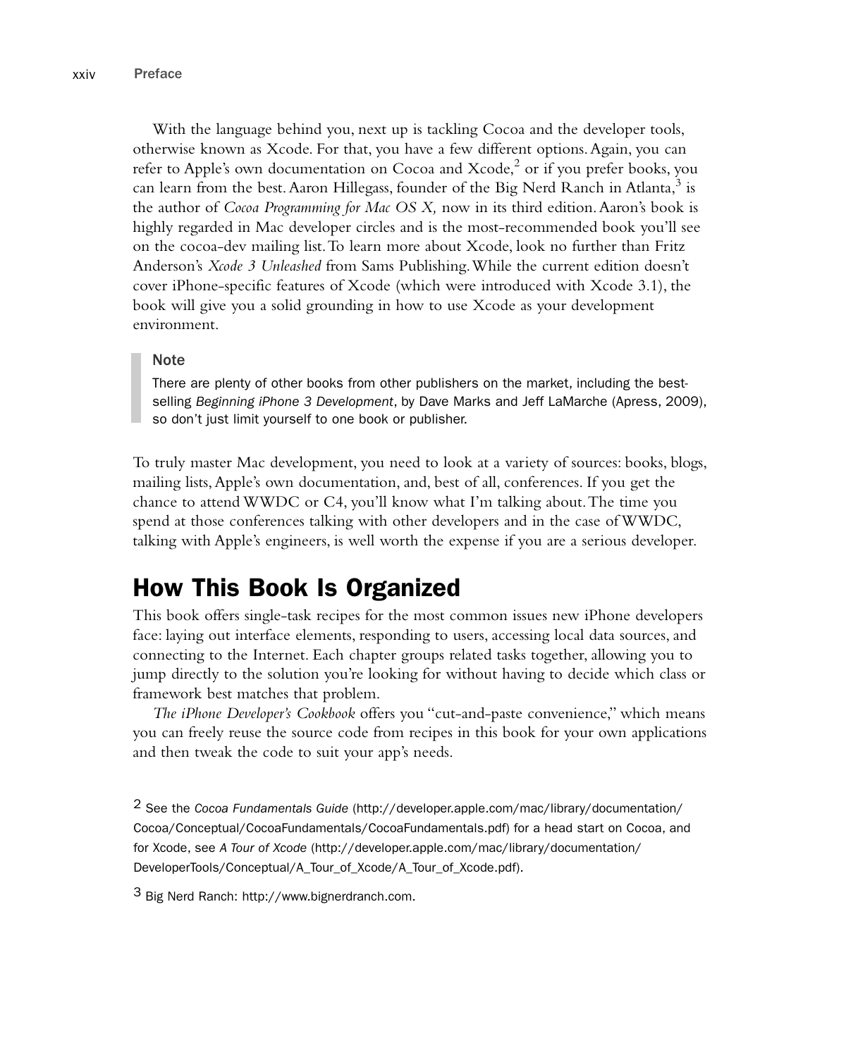With the language behind you, next up is tackling Cocoa and the developer tools, otherwise known as Xcode. For that, you have a few different options. Again, you can refer to Apple's own documentation on Cocoa and Xcode,[2] or if you prefer books, you can learn from the best. Aaron Hillegass, founder of the Big Nerd Ranch in Atlanta,[3] is the author of *Cocoa Programming for Mac OS X,* now in its third edition. Aaron's book is highly regarded in Mac developer circles and is the most-recommended book you'll see on the cocoa-dev mailing list. To learn more about Xcode, look no further than Fritz Anderson's *Xcode 3 Unleashed* from Sams Publishing. While the current edition doesn't cover iPhone-specific features of Xcode (which were introduced with Xcode 3.1), the book will give you a solid grounding in how to use Xcode as your development environment.

> **Note**
>
> There are plenty of other books from other publishers on the market, including the best-selling *Beginning iPhone 3 Development*, by Dave Marks and Jeff LaMarche (Apress, 2009), so don't just limit yourself to one book or publisher.

To truly master Mac development, you need to look at a variety of sources: books, blogs, mailing lists, Apple's own documentation, and, best of all, conferences. If you get the chance to attend WWDC or C4, you'll know what I'm talking about. The time you spend at those conferences talking with other developers and in the case of WWDC, talking with Apple's engineers, is well worth the expense if you are a serious developer.

## How This Book Is Organized

This book offers single-task recipes for the most common issues new iPhone developers face: laying out interface elements, responding to users, accessing local data sources, and connecting to the Internet. Each chapter groups related tasks together, allowing you to jump directly to the solution you're looking for without having to decide which class or framework best matches that problem.

*The iPhone Developer's Cookbook* offers you "cut-and-paste convenience," which means you can freely reuse the source code from recipes in this book for your own applications and then tweak the code to suit your app's needs.

[2] See the *Cocoa Fundamentals Guide* (http://developer.apple.com/mac/library/documentation/Cocoa/Conceptual/CocoaFundamentals/CocoaFundamentals.pdf) for a head start on Cocoa, and for Xcode, see *A Tour of Xcode* (http://developer.apple.com/mac/library/documentation/DeveloperTools/Conceptual/A_Tour_of_Xcode/A_Tour_of_Xcode.pdf).

[3] Big Nerd Ranch: http://www.bignerdranch.com.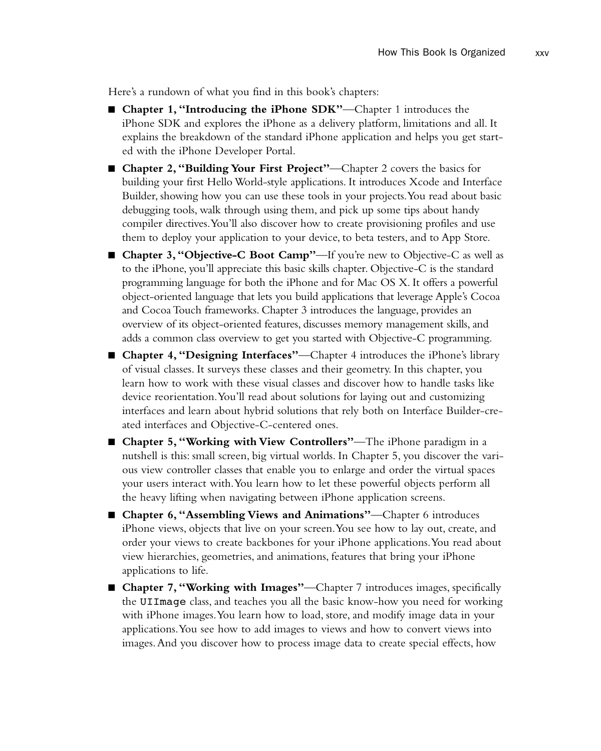Here's a rundown of what you find in this book's chapters:

- **Chapter 1, "Introducing the iPhone SDK"**—Chapter 1 introduces the iPhone SDK and explores the iPhone as a delivery platform, limitations and all. It explains the breakdown of the standard iPhone application and helps you get started with the iPhone Developer Portal.
- **Chapter 2, "Building Your First Project"**—Chapter 2 covers the basics for building your first Hello World-style applications. It introduces Xcode and Interface Builder, showing how you can use these tools in your projects. You read about basic debugging tools, walk through using them, and pick up some tips about handy compiler directives. You'll also discover how to create provisioning profiles and use them to deploy your application to your device, to beta testers, and to App Store.
- **Chapter 3, "Objective-C Boot Camp"**—If you're new to Objective-C as well as to the iPhone, you'll appreciate this basic skills chapter. Objective-C is the standard programming language for both the iPhone and for Mac OS X. It offers a powerful object-oriented language that lets you build applications that leverage Apple's Cocoa and Cocoa Touch frameworks. Chapter 3 introduces the language, provides an overview of its object-oriented features, discusses memory management skills, and adds a common class overview to get you started with Objective-C programming.
- **Chapter 4, "Designing Interfaces"**—Chapter 4 introduces the iPhone's library of visual classes. It surveys these classes and their geometry. In this chapter, you learn how to work with these visual classes and discover how to handle tasks like device reorientation. You'll read about solutions for laying out and customizing interfaces and learn about hybrid solutions that rely both on Interface Builder-created interfaces and Objective-C-centered ones.
- **Chapter 5, "Working with View Controllers"**—The iPhone paradigm in a nutshell is this: small screen, big virtual worlds. In Chapter 5, you discover the various view controller classes that enable you to enlarge and order the virtual spaces your users interact with. You learn how to let these powerful objects perform all the heavy lifting when navigating between iPhone application screens.
- **Chapter 6, "Assembling Views and Animations"**—Chapter 6 introduces iPhone views, objects that live on your screen. You see how to lay out, create, and order your views to create backbones for your iPhone applications. You read about view hierarchies, geometries, and animations, features that bring your iPhone applications to life.
- **Chapter 7, "Working with Images"**—Chapter 7 introduces images, specifically the `UIImage` class, and teaches you all the basic know-how you need for working with iPhone images. You learn how to load, store, and modify image data in your applications. You see how to add images to views and how to convert views into images. And you discover how to process image data to create special effects, how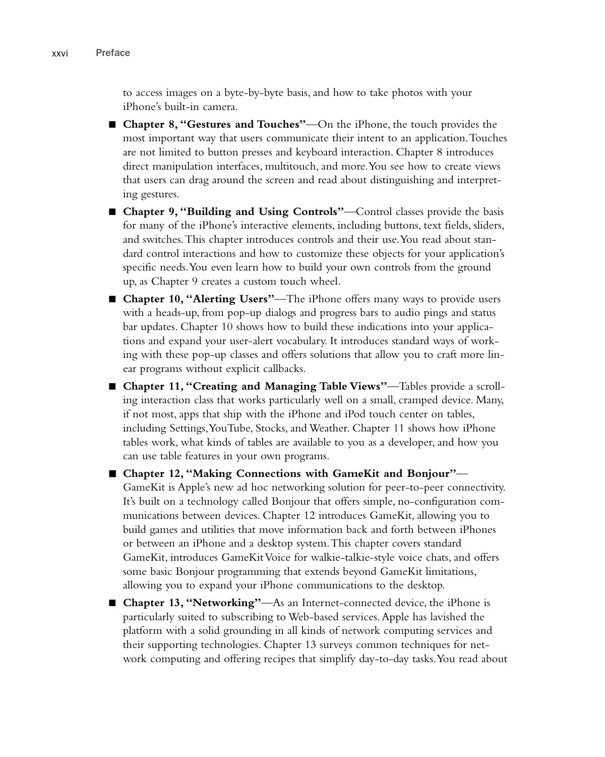to access images on a byte-by-byte basis, and how to take photos with your iPhone's built-in camera.

- **Chapter 8, "Gestures and Touches"**—On the iPhone, the touch provides the most important way that users communicate their intent to an application. Touches are not limited to button presses and keyboard interaction. Chapter 8 introduces direct manipulation interfaces, multitouch, and more. You see how to create views that users can drag around the screen and read about distinguishing and interpreting gestures.
- **Chapter 9, "Building and Using Controls"**—Control classes provide the basis for many of the iPhone's interactive elements, including buttons, text fields, sliders, and switches. This chapter introduces controls and their use. You read about standard control interactions and how to customize these objects for your application's specific needs. You even learn how to build your own controls from the ground up, as Chapter 9 creates a custom touch wheel.
- **Chapter 10, "Alerting Users"**—The iPhone offers many ways to provide users with a heads-up, from pop-up dialogs and progress bars to audio pings and status bar updates. Chapter 10 shows how to build these indications into your applications and expand your user-alert vocabulary. It introduces standard ways of working with these pop-up classes and offers solutions that allow you to craft more linear programs without explicit callbacks.
- **Chapter 11, "Creating and Managing Table Views"**—Tables provide a scrolling interaction class that works particularly well on a small, cramped device. Many, if not most, apps that ship with the iPhone and iPod touch center on tables, including Settings, YouTube, Stocks, and Weather. Chapter 11 shows how iPhone tables work, what kinds of tables are available to you as a developer, and how you can use table features in your own programs.
- **Chapter 12, "Making Connections with GameKit and Bonjour"**—GameKit is Apple's new ad hoc networking solution for peer-to-peer connectivity. It's built on a technology called Bonjour that offers simple, no-configuration communications between devices. Chapter 12 introduces GameKit, allowing you to build games and utilities that move information back and forth between iPhones or between an iPhone and a desktop system. This chapter covers standard GameKit, introduces GameKit Voice for walkie-talkie-style voice chats, and offers some basic Bonjour programming that extends beyond GameKit limitations, allowing you to expand your iPhone communications to the desktop.
- **Chapter 13, "Networking"**—As an Internet-connected device, the iPhone is particularly suited to subscribing to Web-based services. Apple has lavished the platform with a solid grounding in all kinds of network computing services and their supporting technologies. Chapter 13 surveys common techniques for network computing and offering recipes that simplify day-to-day tasks. You read about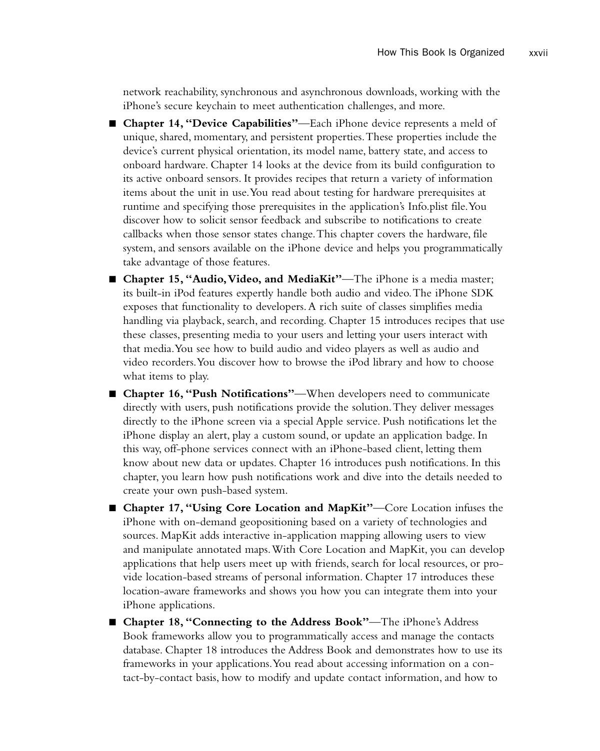network reachability, synchronous and asynchronous downloads, working with the iPhone's secure keychain to meet authentication challenges, and more.

- **Chapter 14, "Device Capabilities"**—Each iPhone device represents a meld of unique, shared, momentary, and persistent properties. These properties include the device's current physical orientation, its model name, battery state, and access to onboard hardware. Chapter 14 looks at the device from its build configuration to its active onboard sensors. It provides recipes that return a variety of information items about the unit in use. You read about testing for hardware prerequisites at runtime and specifying those prerequisites in the application's Info.plist file. You discover how to solicit sensor feedback and subscribe to notifications to create callbacks when those sensor states change. This chapter covers the hardware, file system, and sensors available on the iPhone device and helps you programmatically take advantage of those features.
- **Chapter 15, "Audio, Video, and MediaKit"**—The iPhone is a media master; its built-in iPod features expertly handle both audio and video. The iPhone SDK exposes that functionality to developers. A rich suite of classes simplifies media handling via playback, search, and recording. Chapter 15 introduces recipes that use these classes, presenting media to your users and letting your users interact with that media. You see how to build audio and video players as well as audio and video recorders. You discover how to browse the iPod library and how to choose what items to play.
- **Chapter 16, "Push Notifications"**—When developers need to communicate directly with users, push notifications provide the solution. They deliver messages directly to the iPhone screen via a special Apple service. Push notifications let the iPhone display an alert, play a custom sound, or update an application badge. In this way, off-phone services connect with an iPhone-based client, letting them know about new data or updates. Chapter 16 introduces push notifications. In this chapter, you learn how push notifications work and dive into the details needed to create your own push-based system.
- **Chapter 17, "Using Core Location and MapKit"**—Core Location infuses the iPhone with on-demand geopositioning based on a variety of technologies and sources. MapKit adds interactive in-application mapping allowing users to view and manipulate annotated maps. With Core Location and MapKit, you can develop applications that help users meet up with friends, search for local resources, or provide location-based streams of personal information. Chapter 17 introduces these location-aware frameworks and shows you how you can integrate them into your iPhone applications.
- **Chapter 18, "Connecting to the Address Book"**—The iPhone's Address Book frameworks allow you to programmatically access and manage the contacts database. Chapter 18 introduces the Address Book and demonstrates how to use its frameworks in your applications. You read about accessing information on a contact-by-contact basis, how to modify and update contact information, and how to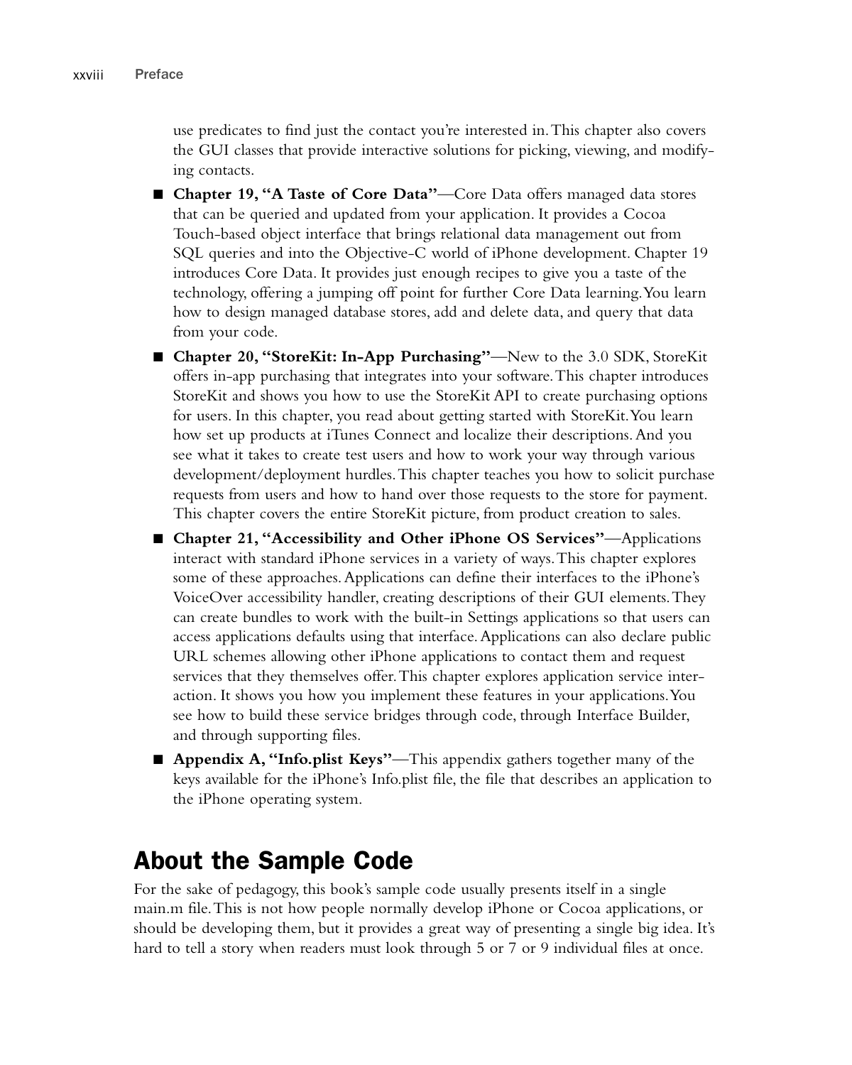use predicates to find just the contact you're interested in. This chapter also covers the GUI classes that provide interactive solutions for picking, viewing, and modifying contacts.

- **Chapter 19, "A Taste of Core Data"**—Core Data offers managed data stores that can be queried and updated from your application. It provides a Cocoa Touch-based object interface that brings relational data management out from SQL queries and into the Objective-C world of iPhone development. Chapter 19 introduces Core Data. It provides just enough recipes to give you a taste of the technology, offering a jumping off point for further Core Data learning. You learn how to design managed database stores, add and delete data, and query that data from your code.
- **Chapter 20, "StoreKit: In-App Purchasing"**—New to the 3.0 SDK, StoreKit offers in-app purchasing that integrates into your software. This chapter introduces StoreKit and shows you how to use the StoreKit API to create purchasing options for users. In this chapter, you read about getting started with StoreKit. You learn how set up products at iTunes Connect and localize their descriptions. And you see what it takes to create test users and how to work your way through various development/deployment hurdles. This chapter teaches you how to solicit purchase requests from users and how to hand over those requests to the store for payment. This chapter covers the entire StoreKit picture, from product creation to sales.
- **Chapter 21, "Accessibility and Other iPhone OS Services"**—Applications interact with standard iPhone services in a variety of ways. This chapter explores some of these approaches. Applications can define their interfaces to the iPhone's VoiceOver accessibility handler, creating descriptions of their GUI elements. They can create bundles to work with the built-in Settings applications so that users can access applications defaults using that interface. Applications can also declare public URL schemes allowing other iPhone applications to contact them and request services that they themselves offer. This chapter explores application service interaction. It shows you how you implement these features in your applications. You see how to build these service bridges through code, through Interface Builder, and through supporting files.
- **Appendix A, "Info.plist Keys"**—This appendix gathers together many of the keys available for the iPhone's Info.plist file, the file that describes an application to the iPhone operating system.

## About the Sample Code

For the sake of pedagogy, this book's sample code usually presents itself in a single main.m file. This is not how people normally develop iPhone or Cocoa applications, or should be developing them, but it provides a great way of presenting a single big idea. It's hard to tell a story when readers must look through 5 or 7 or 9 individual files at once.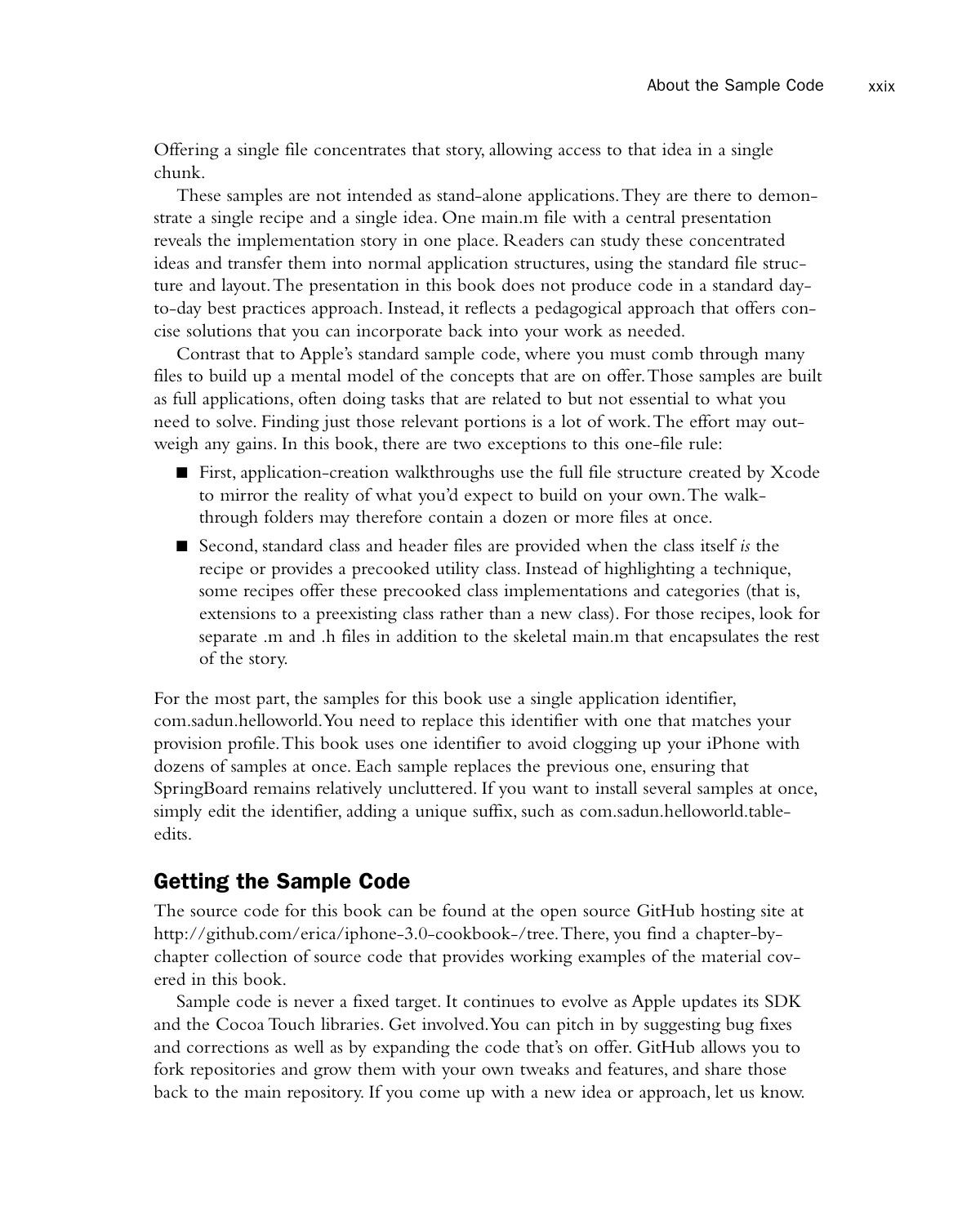Offering a single file concentrates that story, allowing access to that idea in a single chunk.

These samples are not intended as stand-alone applications. They are there to demonstrate a single recipe and a single idea. One main.m file with a central presentation reveals the implementation story in one place. Readers can study these concentrated ideas and transfer them into normal application structures, using the standard file structure and layout. The presentation in this book does not produce code in a standard day-to-day best practices approach. Instead, it reflects a pedagogical approach that offers concise solutions that you can incorporate back into your work as needed.

Contrast that to Apple's standard sample code, where you must comb through many files to build up a mental model of the concepts that are on offer. Those samples are built as full applications, often doing tasks that are related to but not essential to what you need to solve. Finding just those relevant portions is a lot of work. The effort may outweigh any gains. In this book, there are two exceptions to this one-file rule:

- First, application-creation walkthroughs use the full file structure created by Xcode to mirror the reality of what you'd expect to build on your own. The walkthrough folders may therefore contain a dozen or more files at once.
- Second, standard class and header files are provided when the class itself *is* the recipe or provides a precooked utility class. Instead of highlighting a technique, some recipes offer these precooked class implementations and categories (that is, extensions to a preexisting class rather than a new class). For those recipes, look for separate .m and .h files in addition to the skeletal main.m that encapsulates the rest of the story.

For the most part, the samples for this book use a single application identifier, com.sadun.helloworld. You need to replace this identifier with one that matches your provision profile. This book uses one identifier to avoid clogging up your iPhone with dozens of samples at once. Each sample replaces the previous one, ensuring that SpringBoard remains relatively uncluttered. If you want to install several samples at once, simply edit the identifier, adding a unique suffix, such as com.sadun.helloworld.tableedits.

## Getting the Sample Code

The source code for this book can be found at the open source GitHub hosting site at http://github.com/erica/iphone-3.0-cookbook-/tree. There, you find a chapter-by-chapter collection of source code that provides working examples of the material covered in this book.

Sample code is never a fixed target. It continues to evolve as Apple updates its SDK and the Cocoa Touch libraries. Get involved. You can pitch in by suggesting bug fixes and corrections as well as by expanding the code that's on offer. GitHub allows you to fork repositories and grow them with your own tweaks and features, and share those back to the main repository. If you come up with a new idea or approach, let us know.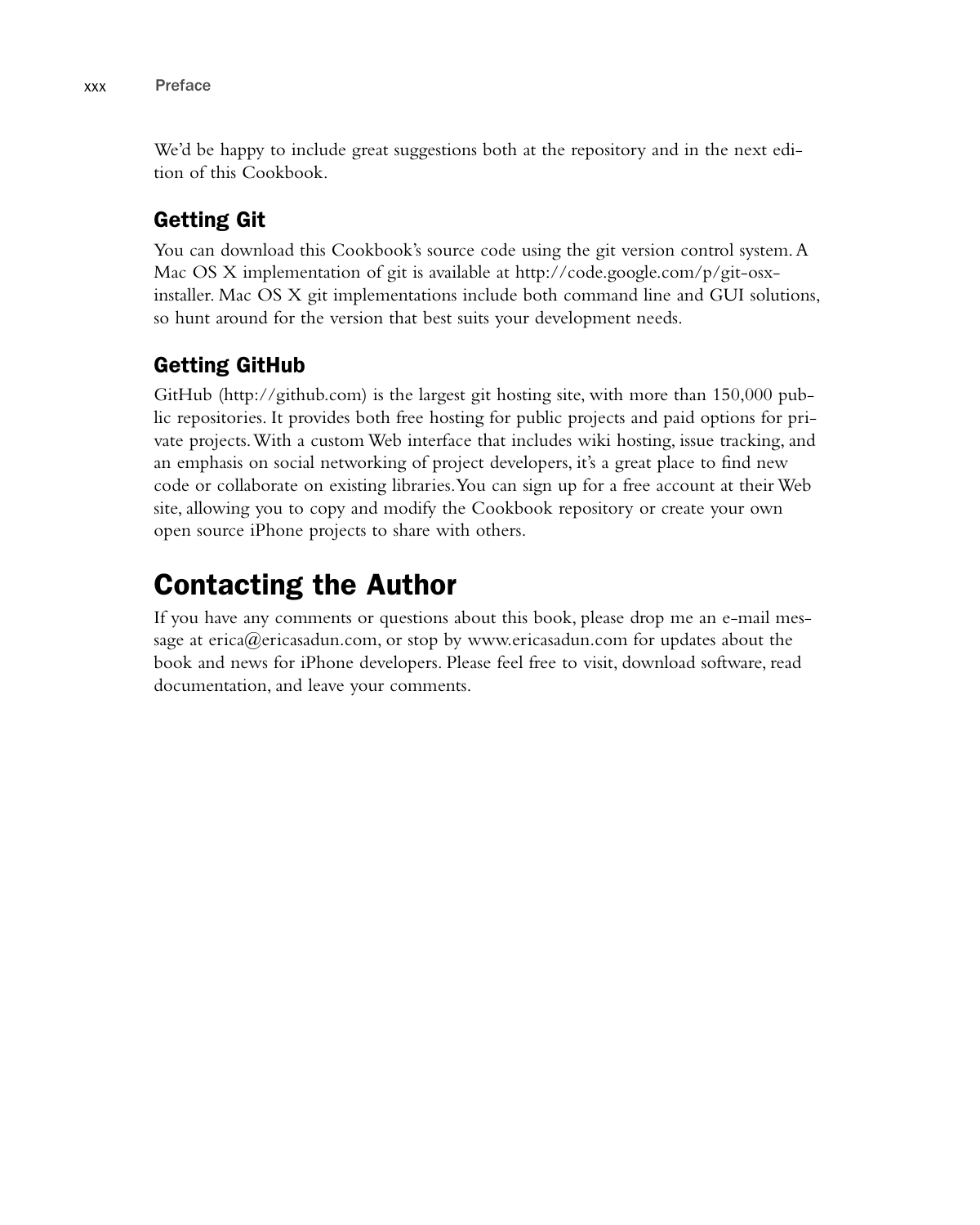We'd be happy to include great suggestions both at the repository and in the next edition of this Cookbook.

### Getting Git

You can download this Cookbook's source code using the git version control system. A Mac OS X implementation of git is available at http://code.google.com/p/git-osx-installer. Mac OS X git implementations include both command line and GUI solutions, so hunt around for the version that best suits your development needs.

### Getting GitHub

GitHub (http://github.com) is the largest git hosting site, with more than 150,000 public repositories. It provides both free hosting for public projects and paid options for private projects. With a custom Web interface that includes wiki hosting, issue tracking, and an emphasis on social networking of project developers, it's a great place to find new code or collaborate on existing libraries. You can sign up for a free account at their Web site, allowing you to copy and modify the Cookbook repository or create your own open source iPhone projects to share with others.

## Contacting the Author

If you have any comments or questions about this book, please drop me an e-mail message at erica@ericasadun.com, or stop by www.ericasadun.com for updates about the book and news for iPhone developers. Please feel free to visit, download software, read documentation, and leave your comments.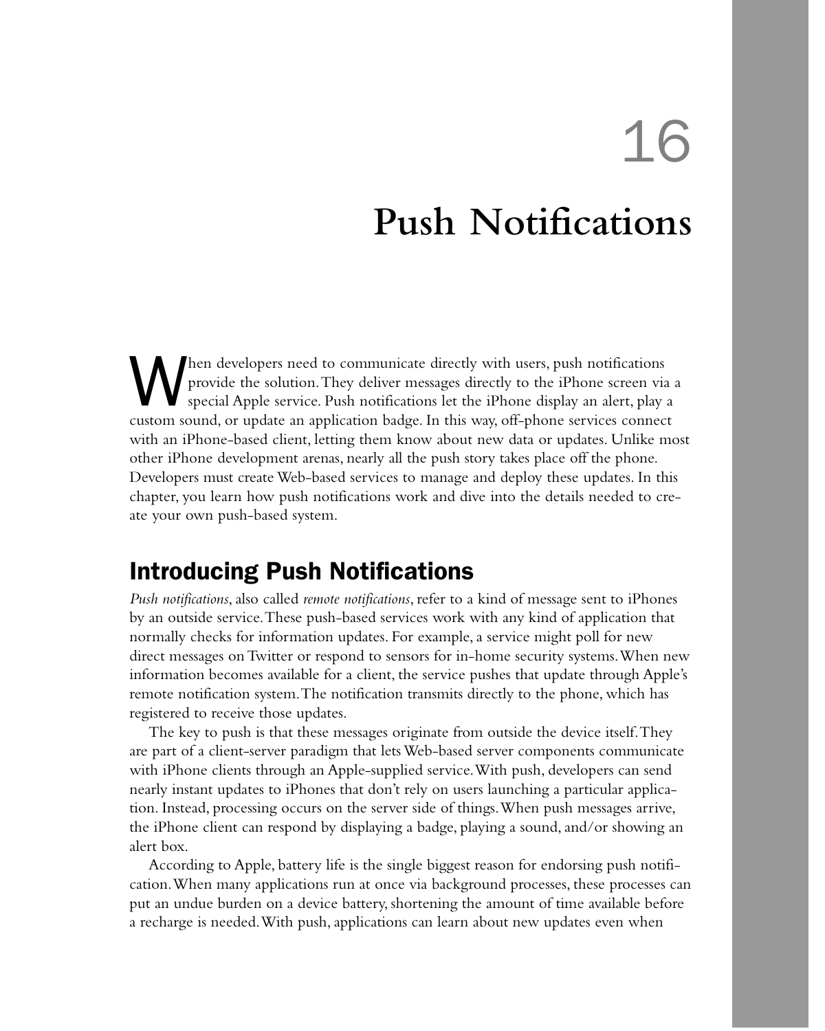# 16

# Push Notifications

When developers need to communicate directly with users, push notifications provide the solution. They deliver messages directly to the iPhone screen via a special Apple service. Push notifications let the iPhone display an alert, play a custom sound, or update an application badge. In this way, off-phone services connect with an iPhone-based client, letting them know about new data or updates. Unlike most other iPhone development arenas, nearly all the push story takes place off the phone. Developers must create Web-based services to manage and deploy these updates. In this chapter, you learn how push notifications work and dive into the details needed to create your own push-based system.

## Introducing Push Notifications

*Push notifications*, also called *remote notifications*, refer to a kind of message sent to iPhones by an outside service. These push-based services work with any kind of application that normally checks for information updates. For example, a service might poll for new direct messages on Twitter or respond to sensors for in-home security systems. When new information becomes available for a client, the service pushes that update through Apple's remote notification system. The notification transmits directly to the phone, which has registered to receive those updates.

The key to push is that these messages originate from outside the device itself. They are part of a client-server paradigm that lets Web-based server components communicate with iPhone clients through an Apple-supplied service. With push, developers can send nearly instant updates to iPhones that don't rely on users launching a particular application. Instead, processing occurs on the server side of things. When push messages arrive, the iPhone client can respond by displaying a badge, playing a sound, and/or showing an alert box.

According to Apple, battery life is the single biggest reason for endorsing push notification. When many applications run at once via background processes, these processes can put an undue burden on a device battery, shortening the amount of time available before a recharge is needed. With push, applications can learn about new updates even when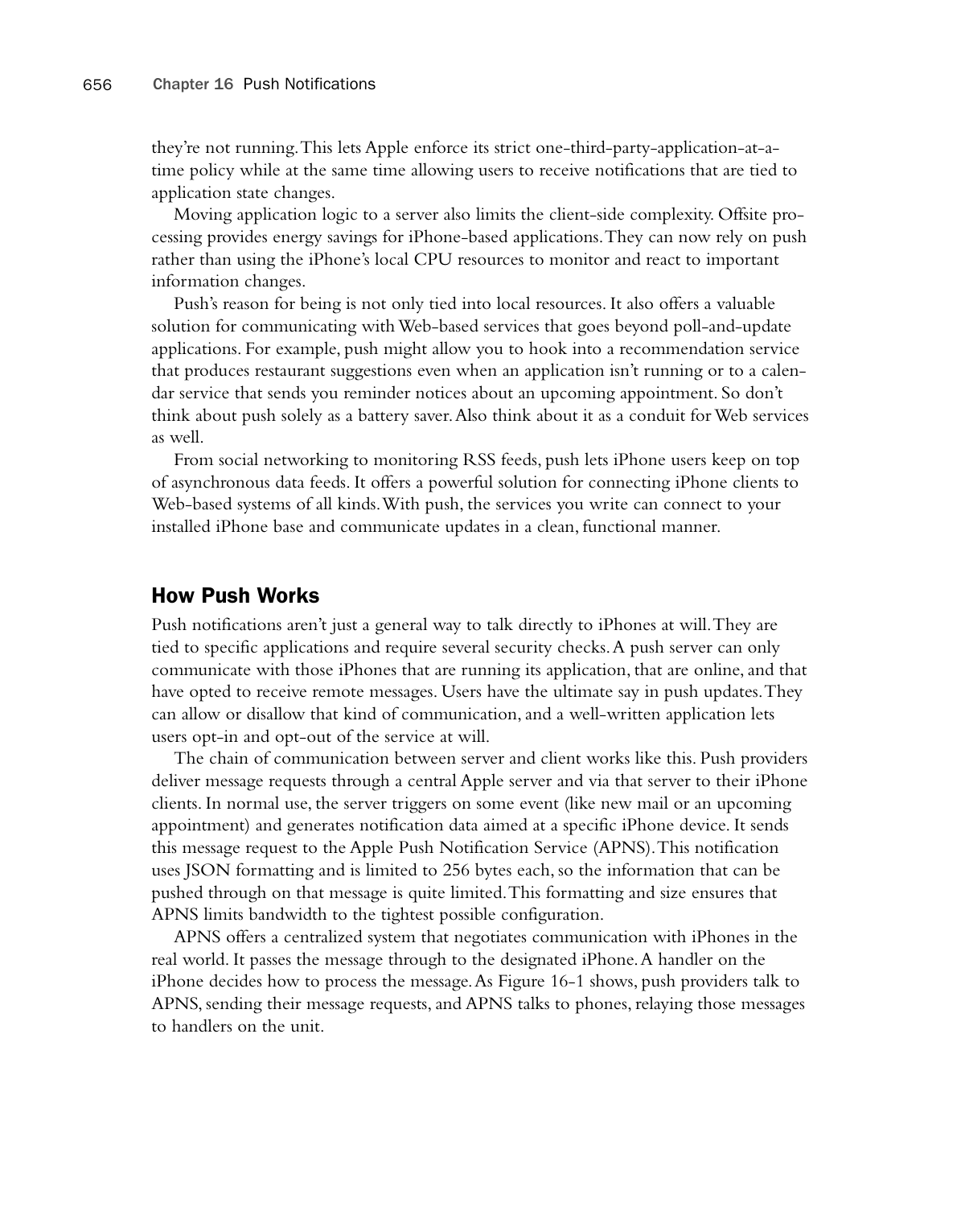they're not running. This lets Apple enforce its strict one-third-party-application-at-a-time policy while at the same time allowing users to receive notifications that are tied to application state changes.

Moving application logic to a server also limits the client-side complexity. Offsite processing provides energy savings for iPhone-based applications. They can now rely on push rather than using the iPhone's local CPU resources to monitor and react to important information changes.

Push's reason for being is not only tied into local resources. It also offers a valuable solution for communicating with Web-based services that goes beyond poll-and-update applications. For example, push might allow you to hook into a recommendation service that produces restaurant suggestions even when an application isn't running or to a calendar service that sends you reminder notices about an upcoming appointment. So don't think about push solely as a battery saver. Also think about it as a conduit for Web services as well.

From social networking to monitoring RSS feeds, push lets iPhone users keep on top of asynchronous data feeds. It offers a powerful solution for connecting iPhone clients to Web-based systems of all kinds. With push, the services you write can connect to your installed iPhone base and communicate updates in a clean, functional manner.

## How Push Works

Push notifications aren't just a general way to talk directly to iPhones at will. They are tied to specific applications and require several security checks. A push server can only communicate with those iPhones that are running its application, that are online, and that have opted to receive remote messages. Users have the ultimate say in push updates. They can allow or disallow that kind of communication, and a well-written application lets users opt-in and opt-out of the service at will.

The chain of communication between server and client works like this. Push providers deliver message requests through a central Apple server and via that server to their iPhone clients. In normal use, the server triggers on some event (like new mail or an upcoming appointment) and generates notification data aimed at a specific iPhone device. It sends this message request to the Apple Push Notification Service (APNS). This notification uses JSON formatting and is limited to 256 bytes each, so the information that can be pushed through on that message is quite limited. This formatting and size ensures that APNS limits bandwidth to the tightest possible configuration.

APNS offers a centralized system that negotiates communication with iPhones in the real world. It passes the message through to the designated iPhone. A handler on the iPhone decides how to process the message. As Figure 16-1 shows, push providers talk to APNS, sending their message requests, and APNS talks to phones, relaying those messages to handlers on the unit.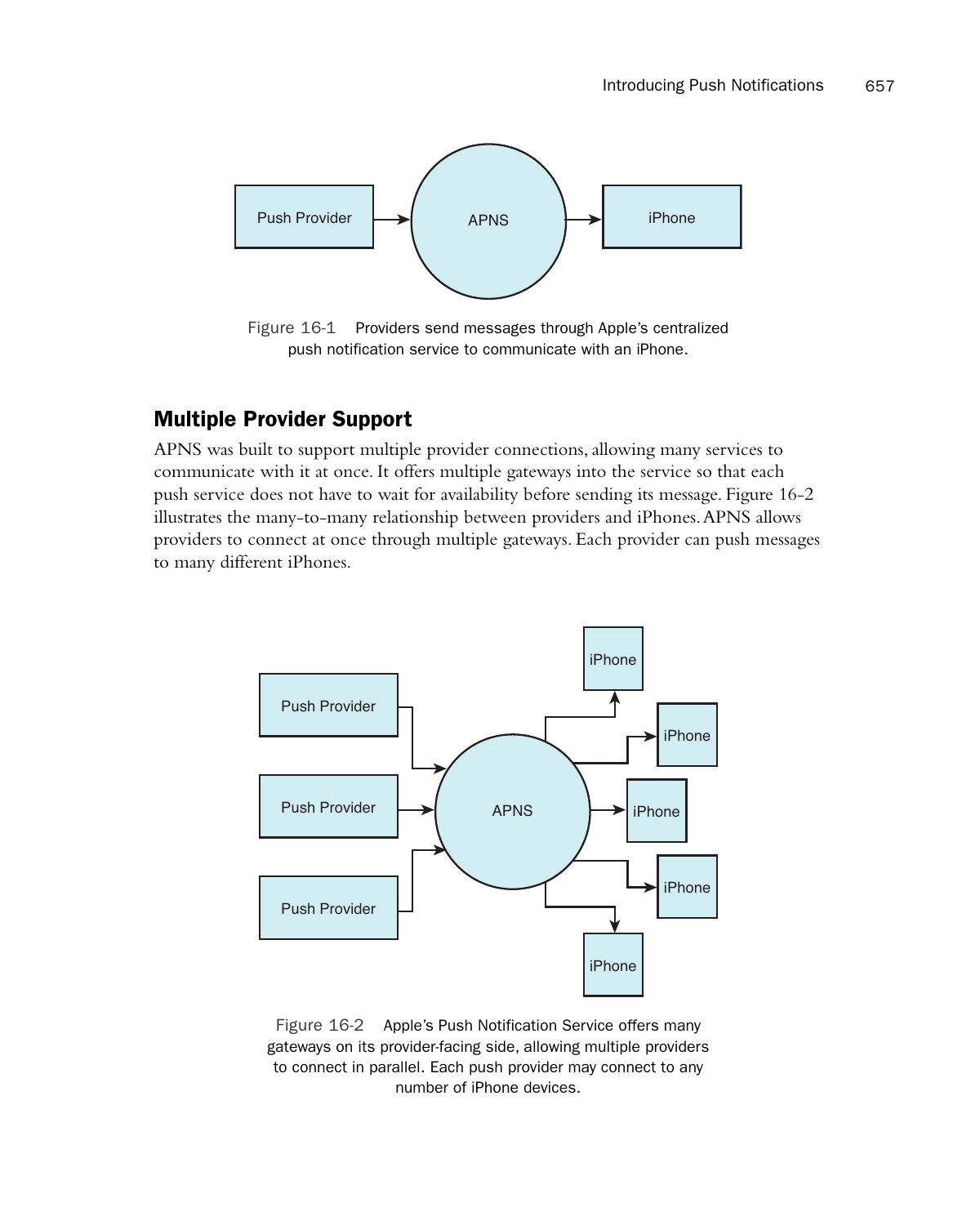Figure 16-1 Providers send messages through Apple's centralized push notification service to communicate with an iPhone.

## Multiple Provider Support

APNS was built to support multiple provider connections, allowing many services to communicate with it at once. It offers multiple gateways into the service so that each push service does not have to wait for availability before sending its message. Figure 16-2 illustrates the many-to-many relationship between providers and iPhones. APNS allows providers to connect at once through multiple gateways. Each provider can push messages to many different iPhones.

Figure 16-2 Apple's Push Notification Service offers many gateways on its provider-facing side, allowing multiple providers to connect in parallel. Each push provider may connect to any number of iPhone devices.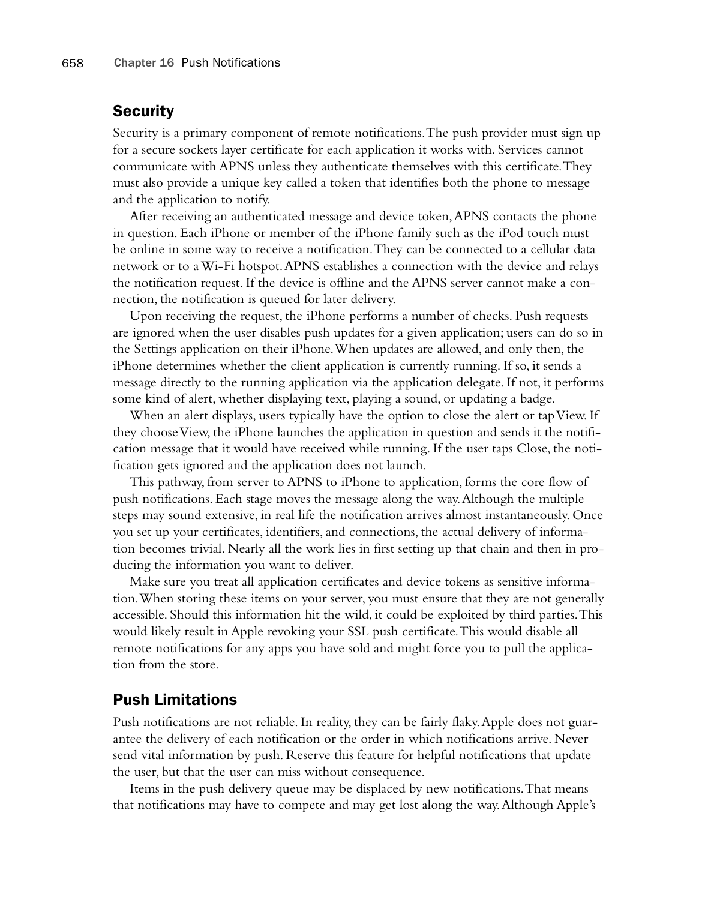## Security

Security is a primary component of remote notifications. The push provider must sign up for a secure sockets layer certificate for each application it works with. Services cannot communicate with APNS unless they authenticate themselves with this certificate. They must also provide a unique key called a token that identifies both the phone to message and the application to notify.

After receiving an authenticated message and device token, APNS contacts the phone in question. Each iPhone or member of the iPhone family such as the iPod touch must be online in some way to receive a notification. They can be connected to a cellular data network or to a Wi-Fi hotspot. APNS establishes a connection with the device and relays the notification request. If the device is offline and the APNS server cannot make a connection, the notification is queued for later delivery.

Upon receiving the request, the iPhone performs a number of checks. Push requests are ignored when the user disables push updates for a given application; users can do so in the Settings application on their iPhone. When updates are allowed, and only then, the iPhone determines whether the client application is currently running. If so, it sends a message directly to the running application via the application delegate. If not, it performs some kind of alert, whether displaying text, playing a sound, or updating a badge.

When an alert displays, users typically have the option to close the alert or tap View. If they choose View, the iPhone launches the application in question and sends it the notification message that it would have received while running. If the user taps Close, the notification gets ignored and the application does not launch.

This pathway, from server to APNS to iPhone to application, forms the core flow of push notifications. Each stage moves the message along the way. Although the multiple steps may sound extensive, in real life the notification arrives almost instantaneously. Once you set up your certificates, identifiers, and connections, the actual delivery of information becomes trivial. Nearly all the work lies in first setting up that chain and then in producing the information you want to deliver.

Make sure you treat all application certificates and device tokens as sensitive information. When storing these items on your server, you must ensure that they are not generally accessible. Should this information hit the wild, it could be exploited by third parties. This would likely result in Apple revoking your SSL push certificate. This would disable all remote notifications for any apps you have sold and might force you to pull the application from the store.

## Push Limitations

Push notifications are not reliable. In reality, they can be fairly flaky. Apple does not guarantee the delivery of each notification or the order in which notifications arrive. Never send vital information by push. Reserve this feature for helpful notifications that update the user, but that the user can miss without consequence.

Items in the push delivery queue may be displaced by new notifications. That means that notifications may have to compete and may get lost along the way. Although Apple's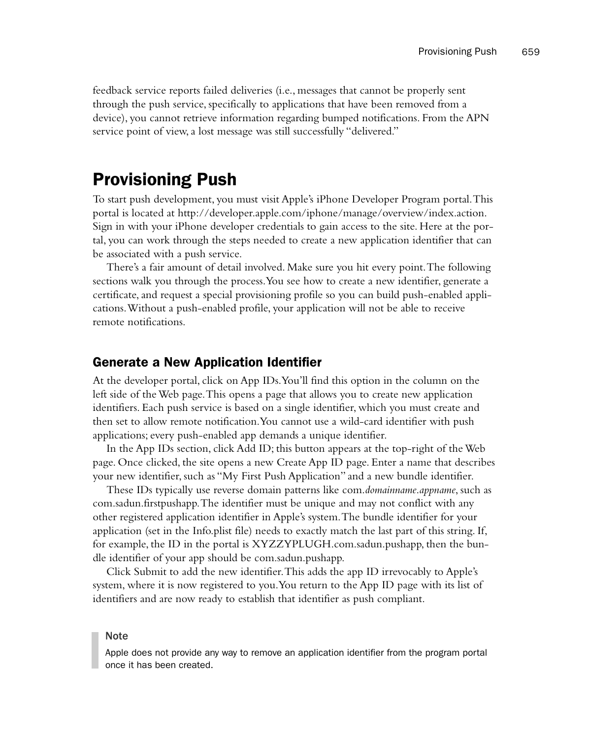feedback service reports failed deliveries (i.e., messages that cannot be properly sent through the push service, specifically to applications that have been removed from a device), you cannot retrieve information regarding bumped notifications. From the APN service point of view, a lost message was still successfully "delivered."

## Provisioning Push

To start push development, you must visit Apple's iPhone Developer Program portal. This portal is located at http://developer.apple.com/iphone/manage/overview/index.action. Sign in with your iPhone developer credentials to gain access to the site. Here at the portal, you can work through the steps needed to create a new application identifier that can be associated with a push service.

There's a fair amount of detail involved. Make sure you hit every point. The following sections walk you through the process. You see how to create a new identifier, generate a certificate, and request a special provisioning profile so you can build push-enabled applications. Without a push-enabled profile, your application will not be able to receive remote notifications.

### Generate a New Application Identifier

At the developer portal, click on App IDs. You'll find this option in the column on the left side of the Web page. This opens a page that allows you to create new application identifiers. Each push service is based on a single identifier, which you must create and then set to allow remote notification. You cannot use a wild-card identifier with push applications; every push-enabled app demands a unique identifier.

In the App IDs section, click Add ID; this button appears at the top-right of the Web page. Once clicked, the site opens a new Create App ID page. Enter a name that describes your new identifier, such as "My First Push Application" and a new bundle identifier.

These IDs typically use reverse domain patterns like com.*domainname*.*appname*, such as com.sadun.firstpushapp. The identifier must be unique and may not conflict with any other registered application identifier in Apple's system. The bundle identifier for your application (set in the Info.plist file) needs to exactly match the last part of this string. If, for example, the ID in the portal is XYZZYPLUGH.com.sadun.pushapp, then the bundle identifier of your app should be com.sadun.pushapp.

Click Submit to add the new identifier. This adds the app ID irrevocably to Apple's system, where it is now registered to you. You return to the App ID page with its list of identifiers and are now ready to establish that identifier as push compliant.

> **Note**
>
> Apple does not provide any way to remove an application identifier from the program portal once it has been created.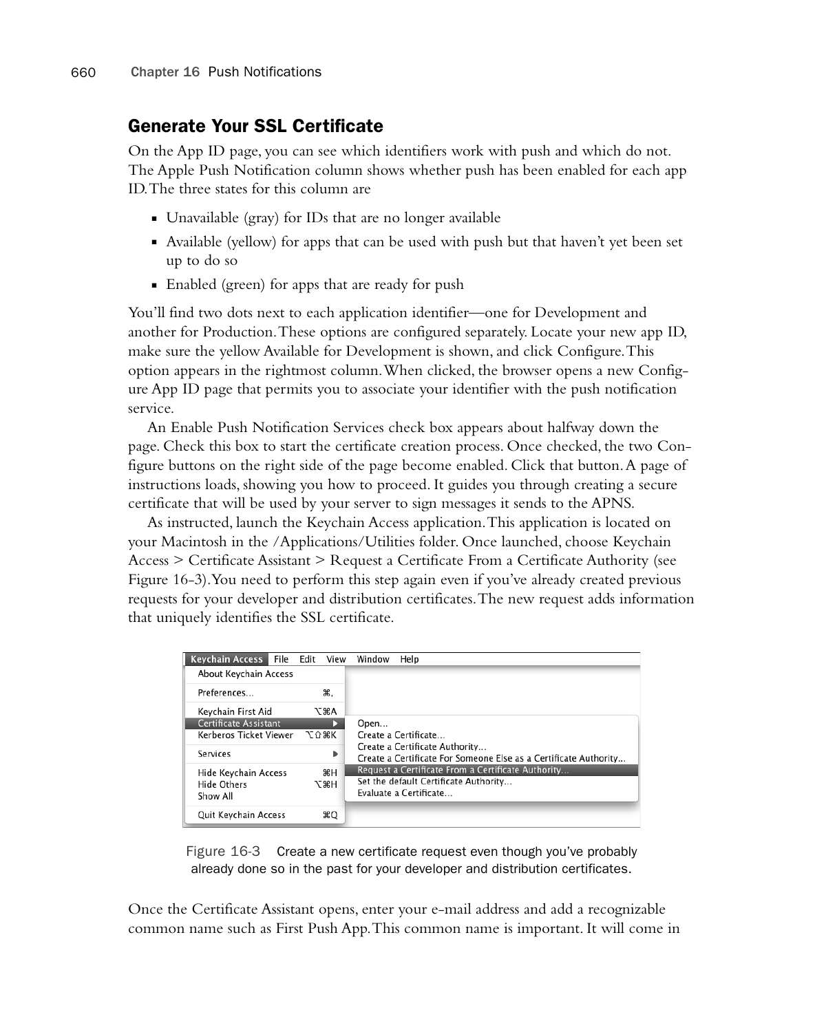## Generate Your SSL Certificate

On the App ID page, you can see which identifiers work with push and which do not. The Apple Push Notification column shows whether push has been enabled for each app ID. The three states for this column are

- Unavailable (gray) for IDs that are no longer available
- Available (yellow) for apps that can be used with push but that haven't yet been set up to do so
- Enabled (green) for apps that are ready for push

You'll find two dots next to each application identifier—one for Development and another for Production. These options are configured separately. Locate your new app ID, make sure the yellow Available for Development is shown, and click Configure. This option appears in the rightmost column. When clicked, the browser opens a new Configure App ID page that permits you to associate your identifier with the push notification service.

An Enable Push Notification Services check box appears about halfway down the page. Check this box to start the certificate creation process. Once checked, the two Configure buttons on the right side of the page become enabled. Click that button. A page of instructions loads, showing you how to proceed. It guides you through creating a secure certificate that will be used by your server to sign messages it sends to the APNS.

As instructed, launch the Keychain Access application. This application is located on your Macintosh in the /Applications/Utilities folder. Once launched, choose Keychain Access > Certificate Assistant > Request a Certificate From a Certificate Authority (see Figure 16-3). You need to perform this step again even if you've already created previous requests for your developer and distribution certificates. The new request adds information that uniquely identifies the SSL certificate.

Figure 16-3 Create a new certificate request even though you've probably already done so in the past for your developer and distribution certificates.

Once the Certificate Assistant opens, enter your e-mail address and add a recognizable common name such as First Push App. This common name is important. It will come in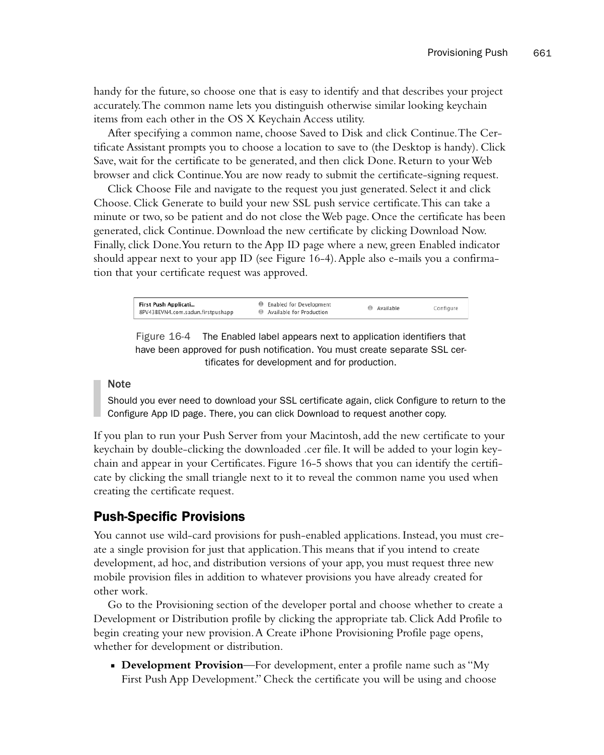handy for the future, so choose one that is easy to identify and that describes your project accurately. The common name lets you distinguish otherwise similar looking keychain items from each other in the OS X Keychain Access utility.

After specifying a common name, choose Saved to Disk and click Continue. The Certificate Assistant prompts you to choose a location to save to (the Desktop is handy). Click Save, wait for the certificate to be generated, and then click Done. Return to your Web browser and click Continue. You are now ready to submit the certificate-signing request.

Click Choose File and navigate to the request you just generated. Select it and click Choose. Click Generate to build your new SSL push service certificate. This can take a minute or two, so be patient and do not close the Web page. Once the certificate has been generated, click Continue. Download the new certificate by clicking Download Now. Finally, click Done. You return to the App ID page where a new, green Enabled indicator should appear next to your app ID (see Figure 16-4). Apple also e-mails you a confirmation that your certificate request was approved.

Figure 16-4 The Enabled label appears next to application identifiers that have been approved for push notification. You must create separate SSL certificates for development and for production.

> **Note**
>
> Should you ever need to download your SSL certificate again, click Configure to return to the Configure App ID page. There, you can click Download to request another copy.

If you plan to run your Push Server from your Macintosh, add the new certificate to your keychain by double-clicking the downloaded .cer file. It will be added to your login keychain and appear in your Certificates. Figure 16-5 shows that you can identify the certificate by clicking the small triangle next to it to reveal the common name you used when creating the certificate request.

## Push-Specific Provisions

You cannot use wild-card provisions for push-enabled applications. Instead, you must create a single provision for just that application. This means that if you intend to create development, ad hoc, and distribution versions of your app, you must request three new mobile provision files in addition to whatever provisions you have already created for other work.

Go to the Provisioning section of the developer portal and choose whether to create a Development or Distribution profile by clicking the appropriate tab. Click Add Profile to begin creating your new provision. A Create iPhone Provisioning Profile page opens, whether for development or distribution.

- **Development Provision**—For development, enter a profile name such as "My First Push App Development." Check the certificate you will be using and choose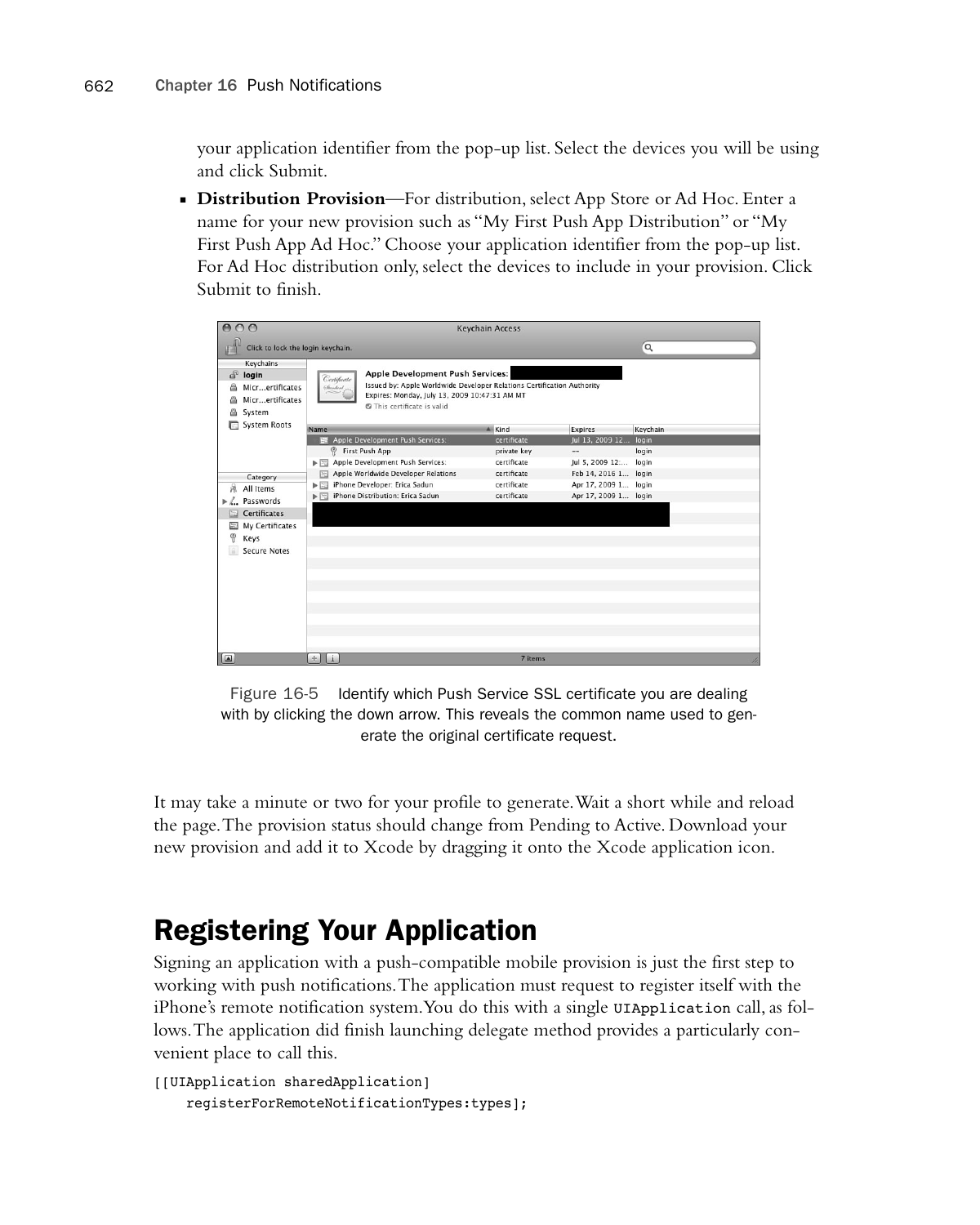your application identifier from the pop-up list. Select the devices you will be using and click Submit.

- **Distribution Provision**—For distribution, select App Store or Ad Hoc. Enter a name for your new provision such as "My First Push App Distribution" or "My First Push App Ad Hoc." Choose your application identifier from the pop-up list. For Ad Hoc distribution only, select the devices to include in your provision. Click Submit to finish.

Figure 16-5 Identify which Push Service SSL certificate you are dealing with by clicking the down arrow. This reveals the common name used to generate the original certificate request.

It may take a minute or two for your profile to generate. Wait a short while and reload the page. The provision status should change from Pending to Active. Download your new provision and add it to Xcode by dragging it onto the Xcode application icon.

## Registering Your Application

Signing an application with a push-compatible mobile provision is just the first step to working with push notifications. The application must request to register itself with the iPhone's remote notification system. You do this with a single `UIApplication` call, as follows. The application did finish launching delegate method provides a particularly convenient place to call this.

```
[[UIApplication sharedApplication]
    registerForRemoteNotificationTypes:types];
```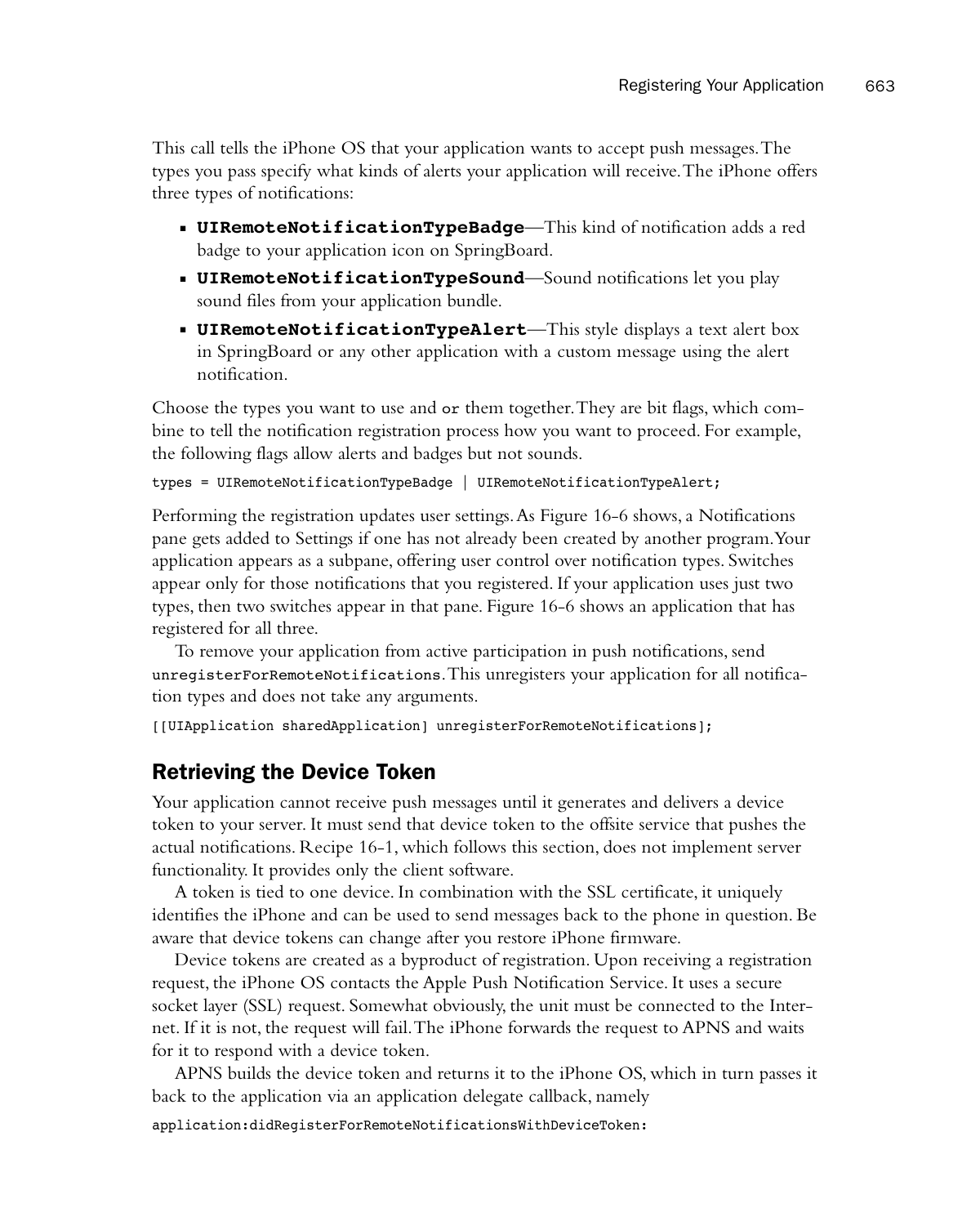This call tells the iPhone OS that your application wants to accept push messages. The types you pass specify what kinds of alerts your application will receive. The iPhone offers three types of notifications:

- **`UIRemoteNotificationTypeBadge`**—This kind of notification adds a red badge to your application icon on SpringBoard.
- **`UIRemoteNotificationTypeSound`**—Sound notifications let you play sound files from your application bundle.
- **`UIRemoteNotificationTypeAlert`**—This style displays a text alert box in SpringBoard or any other application with a custom message using the alert notification.

Choose the types you want to use and `or` them together. They are bit flags, which combine to tell the notification registration process how you want to proceed. For example, the following flags allow alerts and badges but not sounds.

```
types = UIRemoteNotificationTypeBadge | UIRemoteNotificationTypeAlert;
```

Performing the registration updates user settings. As Figure 16-6 shows, a Notifications pane gets added to Settings if one has not already been created by another program. Your application appears as a subpane, offering user control over notification types. Switches appear only for those notifications that you registered. If your application uses just two types, then two switches appear in that pane. Figure 16-6 shows an application that has registered for all three.

To remove your application from active participation in push notifications, send `unregisterForRemoteNotifications`. This unregisters your application for all notification types and does not take any arguments.

```
[[UIApplication sharedApplication] unregisterForRemoteNotifications];
```

## Retrieving the Device Token

Your application cannot receive push messages until it generates and delivers a device token to your server. It must send that device token to the offsite service that pushes the actual notifications. Recipe 16-1, which follows this section, does not implement server functionality. It provides only the client software.

A token is tied to one device. In combination with the SSL certificate, it uniquely identifies the iPhone and can be used to send messages back to the phone in question. Be aware that device tokens can change after you restore iPhone firmware.

Device tokens are created as a byproduct of registration. Upon receiving a registration request, the iPhone OS contacts the Apple Push Notification Service. It uses a secure socket layer (SSL) request. Somewhat obviously, the unit must be connected to the Internet. If it is not, the request will fail. The iPhone forwards the request to APNS and waits for it to respond with a device token.

APNS builds the device token and returns it to the iPhone OS, which in turn passes it back to the application via an application delegate callback, namely

```
application:didRegisterForRemoteNotificationsWithDeviceToken:
```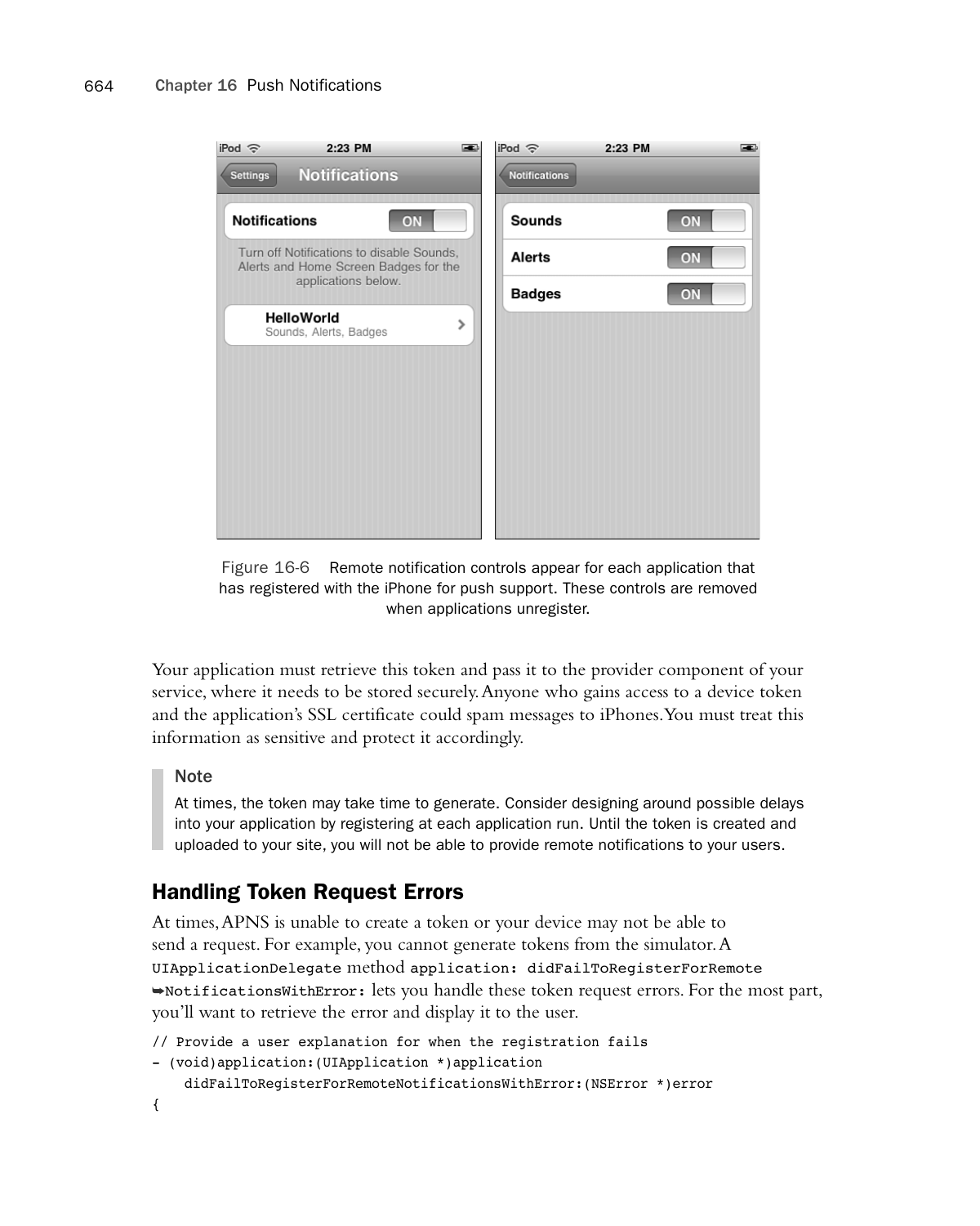Figure 16-6 Remote notification controls appear for each application that has registered with the iPhone for push support. These controls are removed when applications unregister.

Your application must retrieve this token and pass it to the provider component of your service, where it needs to be stored securely. Anyone who gains access to a device token and the application's SSL certificate could spam messages to iPhones. You must treat this information as sensitive and protect it accordingly.

> **Note**
>
> At times, the token may take time to generate. Consider designing around possible delays into your application by registering at each application run. Until the token is created and uploaded to your site, you will not be able to provide remote notifications to your users.

## Handling Token Request Errors

At times, APNS is unable to create a token or your device may not be able to send a request. For example, you cannot generate tokens from the simulator. A `UIApplicationDelegate` method `application: didFailToRegisterForRemote➥NotificationsWithError:` lets you handle these token request errors. For the most part, you'll want to retrieve the error and display it to the user.

```
// Provide a user explanation for when the registration fails
- (void)application:(UIApplication *)application
    didFailToRegisterForRemoteNotificationsWithError:(NSError *)error
{
```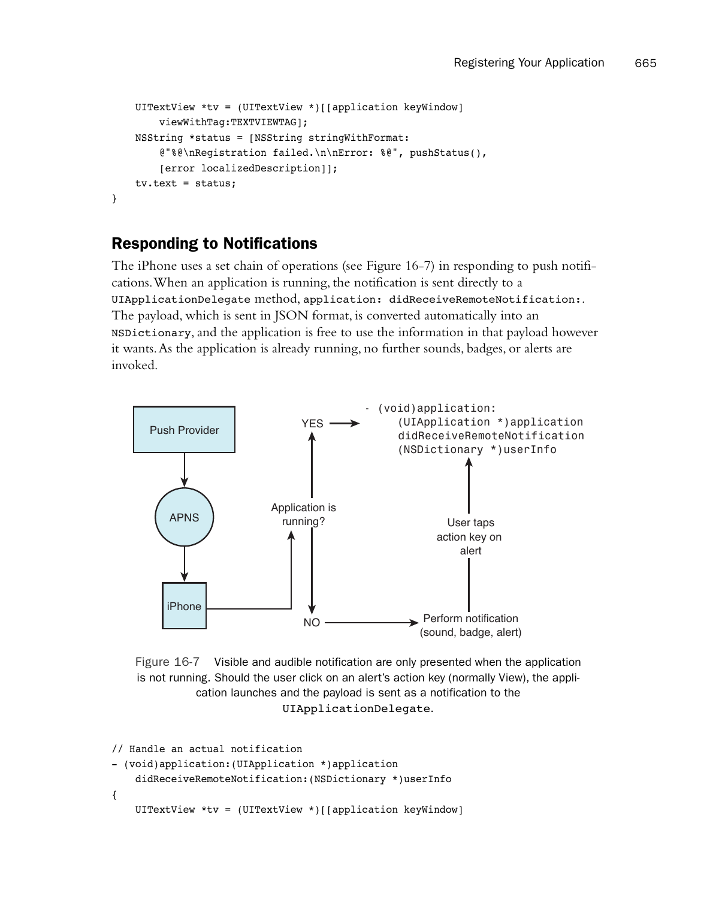```
    UITextView *tv = (UITextView *)[[application keyWindow]
        viewWithTag:TEXTVIEWTAG];
    NSString *status = [NSString stringWithFormat:
        @"%@\nRegistration failed.\n\nError: %@", pushStatus(),
        [error localizedDescription]];
    tv.text = status;
}
```

## Responding to Notifications

The iPhone uses a set chain of operations (see Figure 16-7) in responding to push notifications. When an application is running, the notification is sent directly to a `UIApplicationDelegate` method, `application: didReceiveRemoteNotification:`. The payload, which is sent in JSON format, is converted automatically into an `NSDictionary`, and the application is free to use the information in that payload however it wants. As the application is already running, no further sounds, badges, or alerts are invoked.

Figure 16-7 Visible and audible notification are only presented when the application is not running. Should the user click on an alert's action key (normally View), the application launches and the payload is sent as a notification to the `UIApplicationDelegate`.

```
// Handle an actual notification
- (void)application:(UIApplication *)application
    didReceiveRemoteNotification:(NSDictionary *)userInfo
{
    UITextView *tv = (UITextView *)[[application keyWindow]
```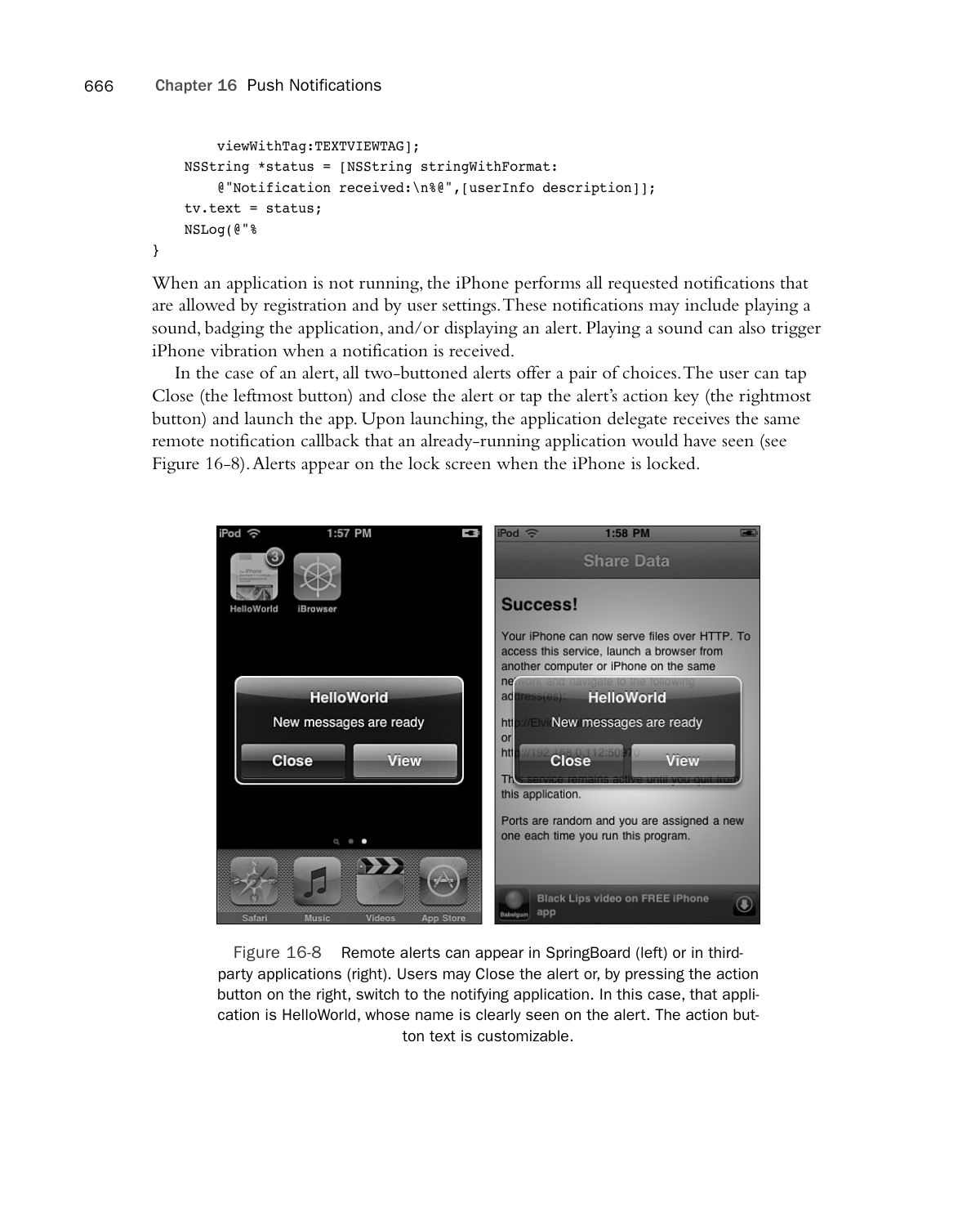```
        viewWithTag:TEXTVIEWTAG];
    NSString *status = [NSString stringWithFormat:
        @"Notification received:\n%@",[userInfo description]];
    tv.text = status;
    NSLog(@"%
}
```

When an application is not running, the iPhone performs all requested notifications that are allowed by registration and by user settings. These notifications may include playing a sound, badging the application, and/or displaying an alert. Playing a sound can also trigger iPhone vibration when a notification is received.

In the case of an alert, all two-buttoned alerts offer a pair of choices. The user can tap Close (the leftmost button) and close the alert or tap the alert's action key (the rightmost button) and launch the app. Upon launching, the application delegate receives the same remote notification callback that an already-running application would have seen (see Figure 16-8). Alerts appear on the lock screen when the iPhone is locked.

Figure 16-8 Remote alerts can appear in SpringBoard (left) or in third-party applications (right). Users may Close the alert or, by pressing the action button on the right, switch to the notifying application. In this case, that application is HelloWorld, whose name is clearly seen on the alert. The action button text is customizable.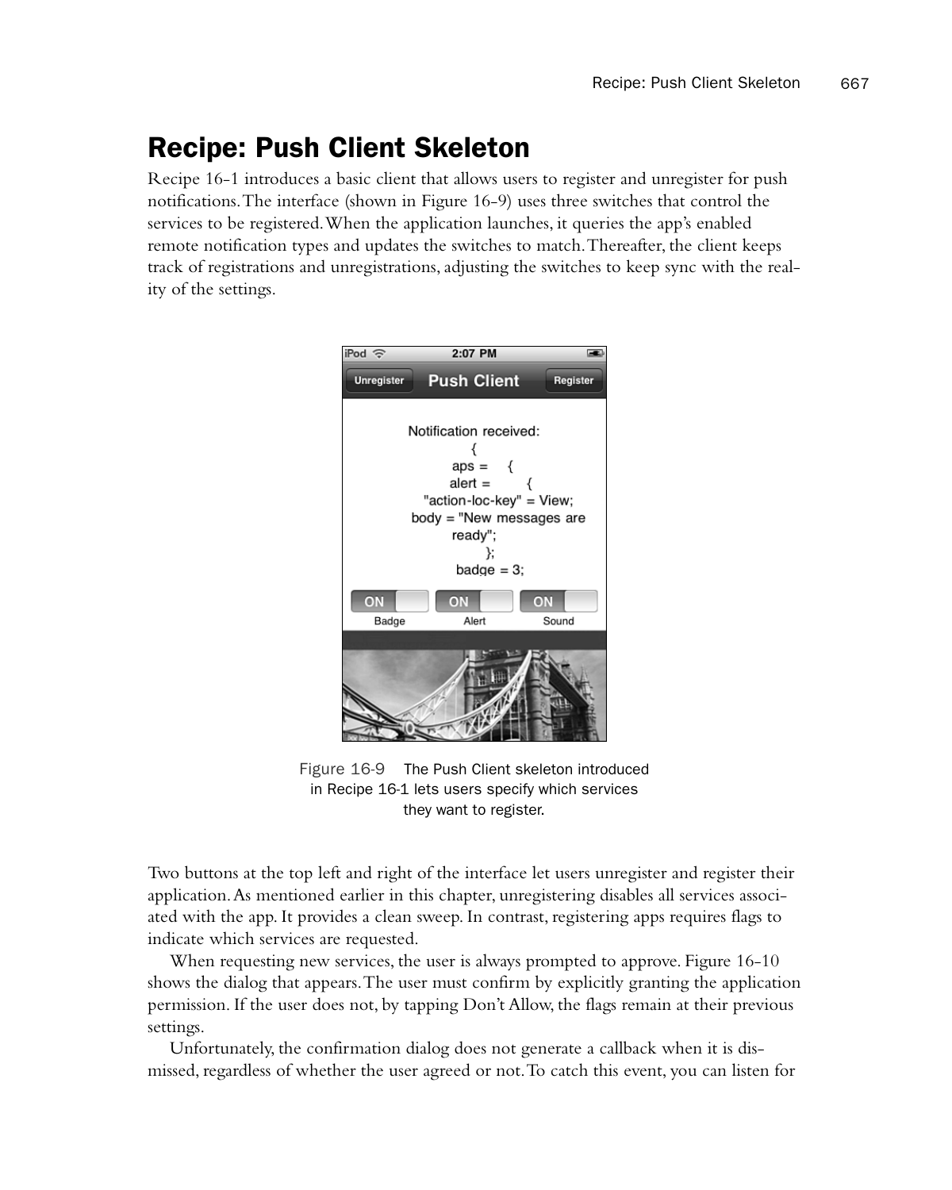## Recipe: Push Client Skeleton

Recipe 16-1 introduces a basic client that allows users to register and unregister for push notifications. The interface (shown in Figure 16-9) uses three switches that control the services to be registered. When the application launches, it queries the app's enabled remote notification types and updates the switches to match. Thereafter, the client keeps track of registrations and unregistrations, adjusting the switches to keep sync with the reality of the settings.

Figure 16-9 The Push Client skeleton introduced in Recipe 16-1 lets users specify which services they want to register.

Two buttons at the top left and right of the interface let users unregister and register their application. As mentioned earlier in this chapter, unregistering disables all services associated with the app. It provides a clean sweep. In contrast, registering apps requires flags to indicate which services are requested.

When requesting new services, the user is always prompted to approve. Figure 16-10 shows the dialog that appears. The user must confirm by explicitly granting the application permission. If the user does not, by tapping Don't Allow, the flags remain at their previous settings.

Unfortunately, the confirmation dialog does not generate a callback when it is dismissed, regardless of whether the user agreed or not. To catch this event, you can listen for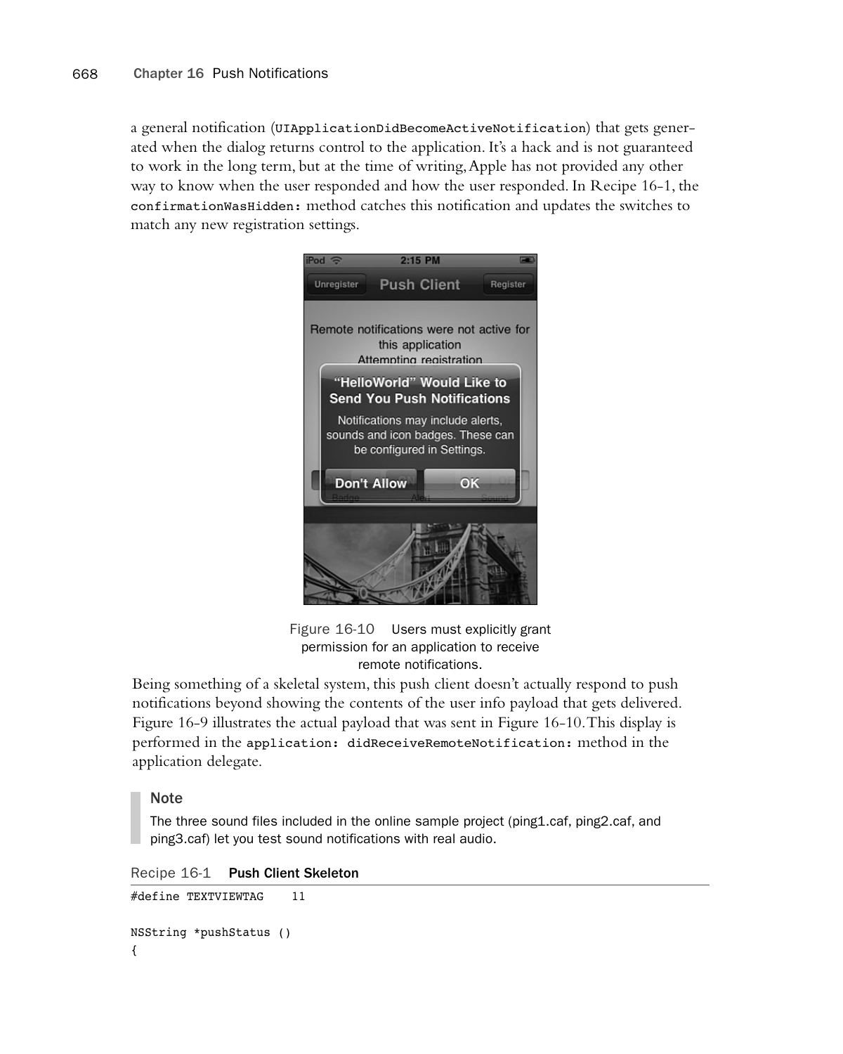a general notification (`UIApplicationDidBecomeActiveNotification`) that gets generated when the dialog returns control to the application. It's a hack and is not guaranteed to work in the long term, but at the time of writing, Apple has not provided any other way to know when the user responded and how the user responded. In Recipe 16-1, the `confirmationWasHidden:` method catches this notification and updates the switches to match any new registration settings.

Figure 16-10 Users must explicitly grant permission for an application to receive remote notifications.

Being something of a skeletal system, this push client doesn't actually respond to push notifications beyond showing the contents of the user info payload that gets delivered. Figure 16-9 illustrates the actual payload that was sent in Figure 16-10. This display is performed in the `application: didReceiveRemoteNotification:` method in the application delegate.

> **Note**
>
> The three sound files included in the online sample project (ping1.caf, ping2.caf, and ping3.caf) let you test sound notifications with real audio.

Recipe 16-1 **Push Client Skeleton**

```
#define TEXTVIEWTAG    11

NSString *pushStatus ()
{
```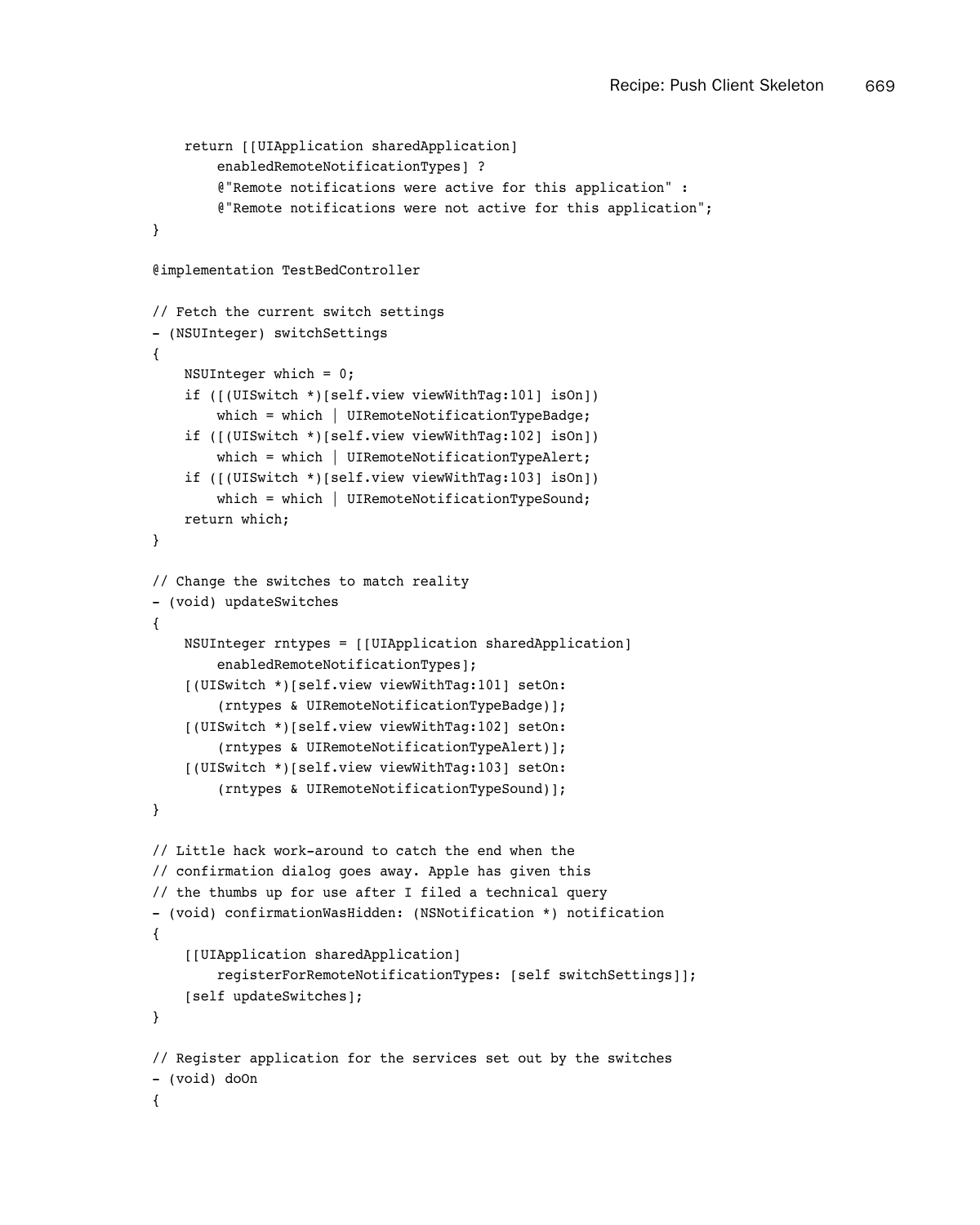```
    return [[UIApplication sharedApplication]
        enabledRemoteNotificationTypes] ?
        @"Remote notifications were active for this application" :
        @"Remote notifications were not active for this application";
}

@implementation TestBedController

// Fetch the current switch settings
- (NSUInteger) switchSettings
{
    NSUInteger which = 0;
    if ([(UISwitch *)[self.view viewWithTag:101] isOn])
        which = which | UIRemoteNotificationTypeBadge;
    if ([(UISwitch *)[self.view viewWithTag:102] isOn])
        which = which | UIRemoteNotificationTypeAlert;
    if ([(UISwitch *)[self.view viewWithTag:103] isOn])
        which = which | UIRemoteNotificationTypeSound;
    return which;
}

// Change the switches to match reality
- (void) updateSwitches
{
    NSUInteger rntypes = [[UIApplication sharedApplication]
        enabledRemoteNotificationTypes];
    [(UISwitch *)[self.view viewWithTag:101] setOn:
        (rntypes & UIRemoteNotificationTypeBadge)];
    [(UISwitch *)[self.view viewWithTag:102] setOn:
        (rntypes & UIRemoteNotificationTypeAlert)];
    [(UISwitch *)[self.view viewWithTag:103] setOn:
        (rntypes & UIRemoteNotificationTypeSound)];
}

// Little hack work-around to catch the end when the
// confirmation dialog goes away. Apple has given this
// the thumbs up for use after I filed a technical query
- (void) confirmationWasHidden: (NSNotification *) notification
{
    [[UIApplication sharedApplication]
        registerForRemoteNotificationTypes: [self switchSettings]];
    [self updateSwitches];
}

// Register application for the services set out by the switches
- (void) doOn
{
```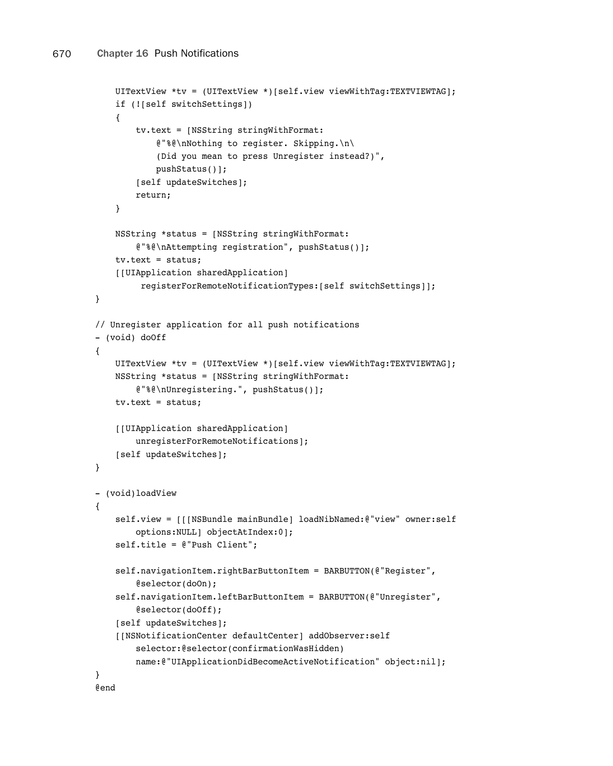```
    UITextView *tv = (UITextView *)[self.view viewWithTag:TEXTVIEWTAG];
    if (![self switchSettings])
    {
        tv.text = [NSString stringWithFormat:
            @"%@\nNothing to register. Skipping.\n\
            (Did you mean to press Unregister instead?)",
            pushStatus()];
        [self updateSwitches];
        return;
    }

    NSString *status = [NSString stringWithFormat:
        @"%@\nAttempting registration", pushStatus()];
    tv.text = status;
    [[UIApplication sharedApplication]
         registerForRemoteNotificationTypes:[self switchSettings]];
}

// Unregister application for all push notifications
- (void) doOff
{
    UITextView *tv = (UITextView *)[self.view viewWithTag:TEXTVIEWTAG];
    NSString *status = [NSString stringWithFormat:
        @"%@\nUnregistering.", pushStatus()];
    tv.text = status;

    [[UIApplication sharedApplication]
        unregisterForRemoteNotifications];
    [self updateSwitches];
}

- (void)loadView
{
    self.view = [[[NSBundle mainBundle] loadNibNamed:@"view" owner:self
        options:NULL] objectAtIndex:0];
    self.title = @"Push Client";

    self.navigationItem.rightBarButtonItem = BARBUTTON(@"Register",
        @selector(doOn);
    self.navigationItem.leftBarButtonItem = BARBUTTON(@"Unregister",
        @selector(doOff);
    [self updateSwitches];
    [[NSNotificationCenter defaultCenter] addObserver:self
        selector:@selector(confirmationWasHidden)
        name:@"UIApplicationDidBecomeActiveNotification" object:nil];
}
@end
```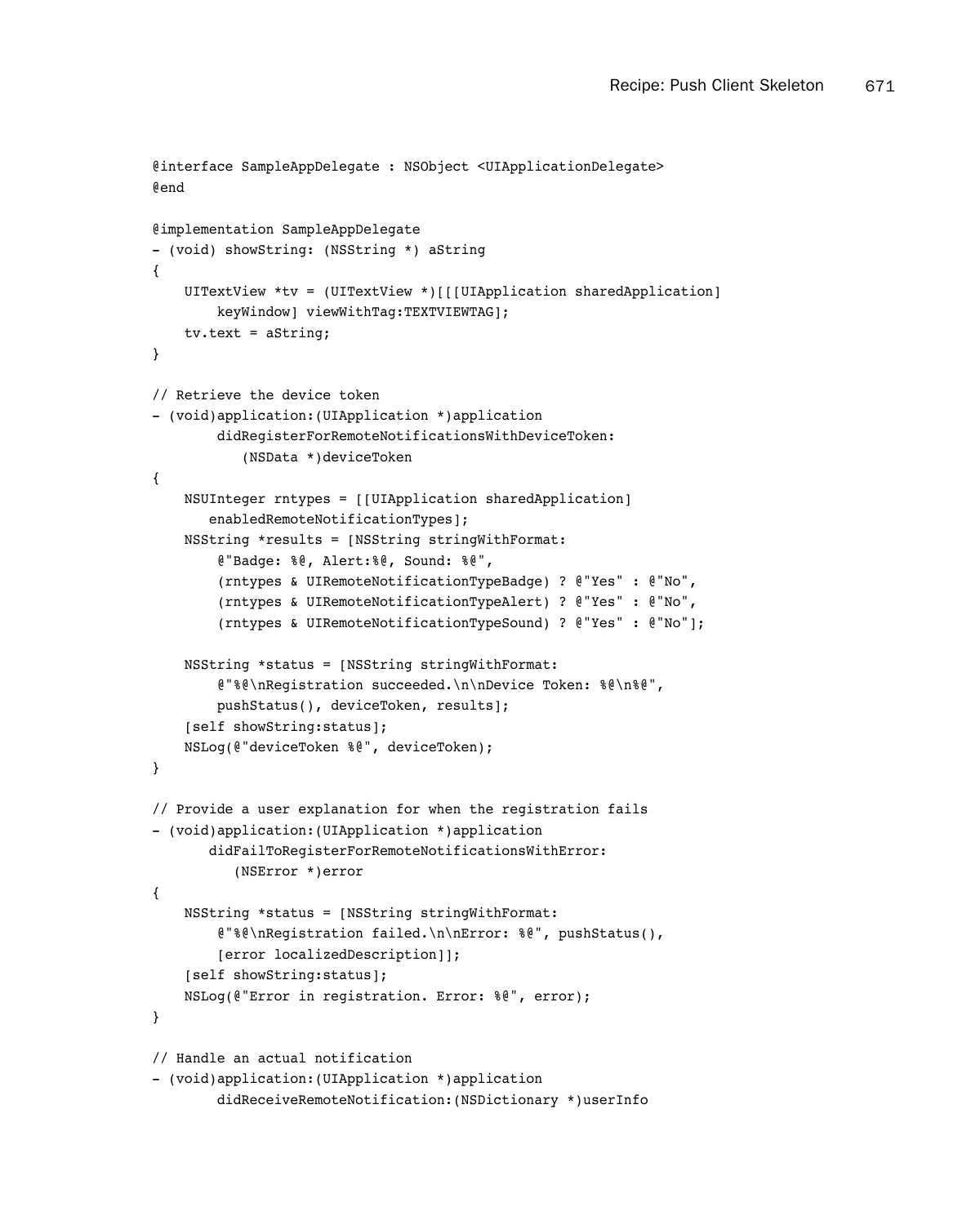```
@interface SampleAppDelegate : NSObject <UIApplicationDelegate>
@end

@implementation SampleAppDelegate
- (void) showString: (NSString *) aString
{
    UITextView *tv = (UITextView *)[[[UIApplication sharedApplication]
        keyWindow] viewWithTag:TEXTVIEWTAG];
    tv.text = aString;
}

// Retrieve the device token
- (void)application:(UIApplication *)application
        didRegisterForRemoteNotificationsWithDeviceToken:
           (NSData *)deviceToken
{
    NSUInteger rntypes = [[UIApplication sharedApplication]
       enabledRemoteNotificationTypes];
    NSString *results = [NSString stringWithFormat:
        @"Badge: %@, Alert:%@, Sound: %@",
        (rntypes & UIRemoteNotificationTypeBadge) ? @"Yes" : @"No",
        (rntypes & UIRemoteNotificationTypeAlert) ? @"Yes" : @"No",
        (rntypes & UIRemoteNotificationTypeSound) ? @"Yes" : @"No"];

    NSString *status = [NSString stringWithFormat:
        @"%@\nRegistration succeeded.\n\nDevice Token: %@\n%@",
        pushStatus(), deviceToken, results];
    [self showString:status];
    NSLog(@"deviceToken %@", deviceToken);
}

// Provide a user explanation for when the registration fails
- (void)application:(UIApplication *)application
       didFailToRegisterForRemoteNotificationsWithError:
          (NSError *)error
{
    NSString *status = [NSString stringWithFormat:
        @"%@\nRegistration failed.\n\nError: %@", pushStatus(),
        [error localizedDescription]];
    [self showString:status];
    NSLog(@"Error in registration. Error: %@", error);
}

// Handle an actual notification
- (void)application:(UIApplication *)application
        didReceiveRemoteNotification:(NSDictionary *)userInfo
```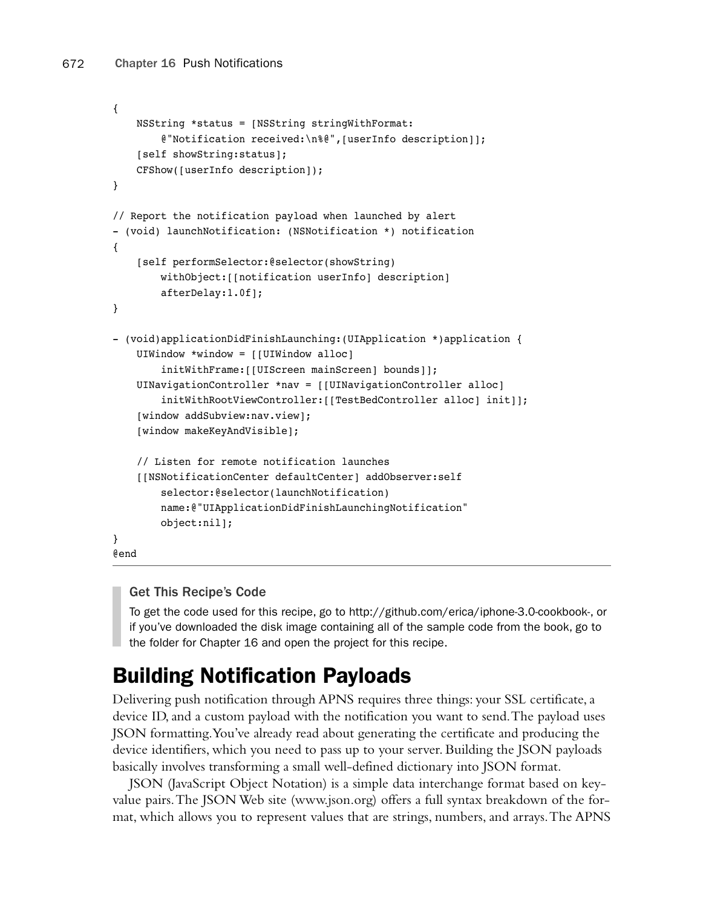```
{
    NSString *status = [NSString stringWithFormat:
        @"Notification received:\n%@",[userInfo description]];
    [self showString:status];
    CFShow([userInfo description]);
}

// Report the notification payload when launched by alert
- (void) launchNotification: (NSNotification *) notification
{
    [self performSelector:@selector(showString)
        withObject:[[notification userInfo] description]
        afterDelay:1.0f];
}

- (void)applicationDidFinishLaunching:(UIApplication *)application {
    UIWindow *window = [[UIWindow alloc]
        initWithFrame:[[UIScreen mainScreen] bounds]];
    UINavigationController *nav = [[UINavigationController alloc]
        initWithRootViewController:[[TestBedController alloc] init]];
    [window addSubview:nav.view];
    [window makeKeyAndVisible];

    // Listen for remote notification launches
    [[NSNotificationCenter defaultCenter] addObserver:self
        selector:@selector(launchNotification)
        name:@"UIApplicationDidFinishLaunchingNotification"
        object:nil];
}
@end
```

> **Get This Recipe's Code**
>
> To get the code used for this recipe, go to http://github.com/erica/iphone-3.0-cookbook-, or if you've downloaded the disk image containing all of the sample code from the book, go to the folder for Chapter 16 and open the project for this recipe.

# Building Notification Payloads

Delivering push notification through APNS requires three things: your SSL certificate, a device ID, and a custom payload with the notification you want to send. The payload uses JSON formatting. You've already read about generating the certificate and producing the device identifiers, which you need to pass up to your server. Building the JSON payloads basically involves transforming a small well-defined dictionary into JSON format.

JSON (JavaScript Object Notation) is a simple data interchange format based on key-value pairs. The JSON Web site (www.json.org) offers a full syntax breakdown of the format, which allows you to represent values that are strings, numbers, and arrays. The APNS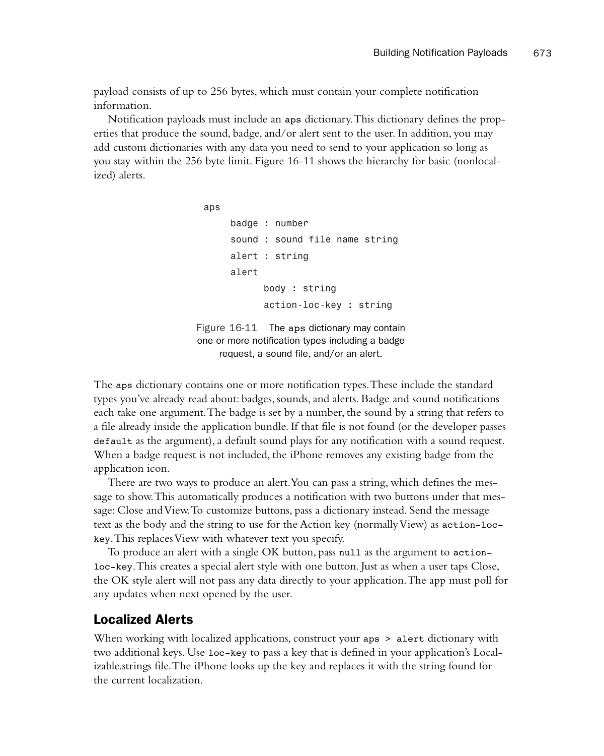payload consists of up to 256 bytes, which must contain your complete notification information.

Notification payloads must include an `aps` dictionary. This dictionary defines the properties that produce the sound, badge, and/or alert sent to the user. In addition, you may add custom dictionaries with any data you need to send to your application so long as you stay within the 256 byte limit. Figure 16-11 shows the hierarchy for basic (nonlocalized) alerts.

```
aps
     badge : number
     sound : sound file name string
     alert : string
     alert
          body : string
          action-loc-key : string
```

Figure 16-11 The `aps` dictionary may contain one or more notification types including a badge request, a sound file, and/or an alert.

The `aps` dictionary contains one or more notification types. These include the standard types you've already read about: badges, sounds, and alerts. Badge and sound notifications each take one argument. The badge is set by a number, the sound by a string that refers to a file already inside the application bundle. If that file is not found (or the developer passes `default` as the argument), a default sound plays for any notification with a sound request. When a badge request is not included, the iPhone removes any existing badge from the application icon.

There are two ways to produce an alert. You can pass a string, which defines the message to show. This automatically produces a notification with two buttons under that message: Close and View. To customize buttons, pass a dictionary instead. Send the message text as the body and the string to use for the Action key (normally View) as `action-loc-key`. This replaces View with whatever text you specify.

To produce an alert with a single OK button, pass `null` as the argument to `action-loc-key`. This creates a special alert style with one button. Just as when a user taps Close, the OK style alert will not pass any data directly to your application. The app must poll for any updates when next opened by the user.

## Localized Alerts

When working with localized applications, construct your `aps > alert` dictionary with two additional keys. Use `loc-key` to pass a key that is defined in your application's Localizable.strings file. The iPhone looks up the key and replaces it with the string found for the current localization.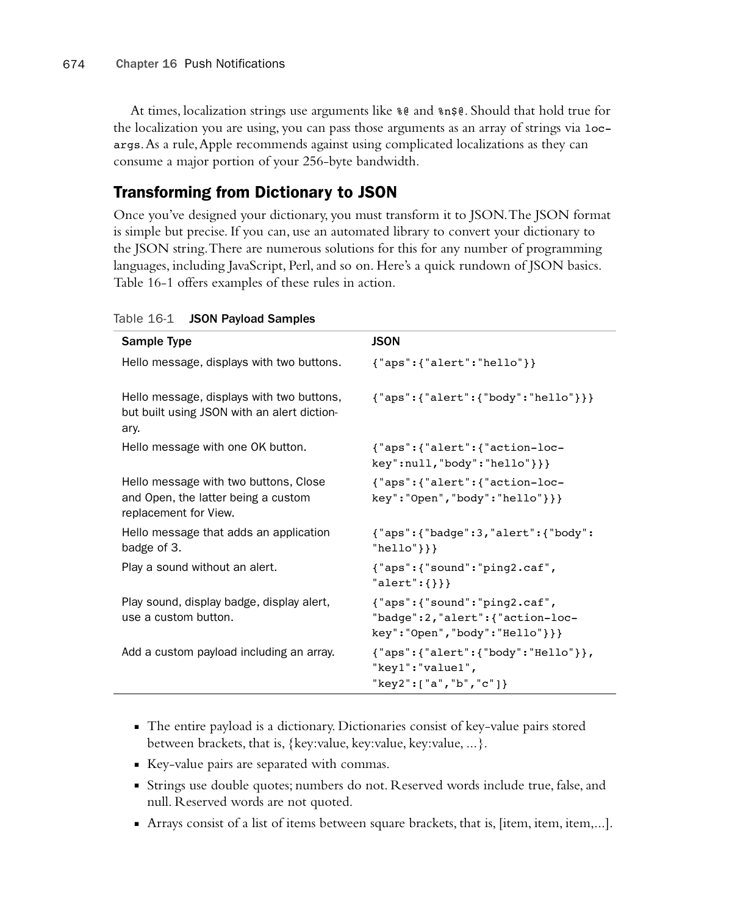At times, localization strings use arguments like `%@` and `%n$@`. Should that hold true for the localization you are using, you can pass those arguments as an array of strings via `loc-args`. As a rule, Apple recommends against using complicated localizations as they can consume a major portion of your 256-byte bandwidth.

## Transforming from Dictionary to JSON

Once you've designed your dictionary, you must transform it to JSON. The JSON format is simple but precise. If you can, use an automated library to convert your dictionary to the JSON string. There are numerous solutions for this for any number of programming languages, including JavaScript, Perl, and so on. Here's a quick rundown of JSON basics. Table 16-1 offers examples of these rules in action.

Table 16-1 **JSON Payload Samples**

| Sample Type | JSON |
| --- | --- |
| Hello message, displays with two buttons. | `{"aps":{"alert":"hello"}}` |
| Hello message, displays with two buttons, but built using JSON with an alert dictionary. | `{"aps":{"alert":{"body":"hello"}}}` |
| Hello message with one OK button. | `{"aps":{"alert":{"action-loc-key":null,"body":"hello"}}}` |
| Hello message with two buttons, Close and Open, the latter being a custom replacement for View. | `{"aps":{"alert":{"action-loc-key":"Open","body":"hello"}}}` |
| Hello message that adds an application badge of 3. | `{"aps":{"badge":3,"alert":{"body":"hello"}}}` |
| Play a sound without an alert. | `{"aps":{"sound":"ping2.caf","alert":{}}}` |
| Play sound, display badge, display alert, use a custom button. | `{"aps":{"sound":"ping2.caf","badge":2,"alert":{"action-loc-key":"Open","body":"Hello"}}}` |
| Add a custom payload including an array. | `{"aps":{"alert":{"body":"Hello"}},"key1":"value1","key2":["a","b","c"]}` |

- The entire payload is a dictionary. Dictionaries consist of key-value pairs stored between brackets, that is, {key:value, key:value, key:value, ...}.
- Key-value pairs are separated with commas.
- Strings use double quotes; numbers do not. Reserved words include true, false, and null. Reserved words are not quoted.
- Arrays consist of a list of items between square brackets, that is, [item, item, item,...].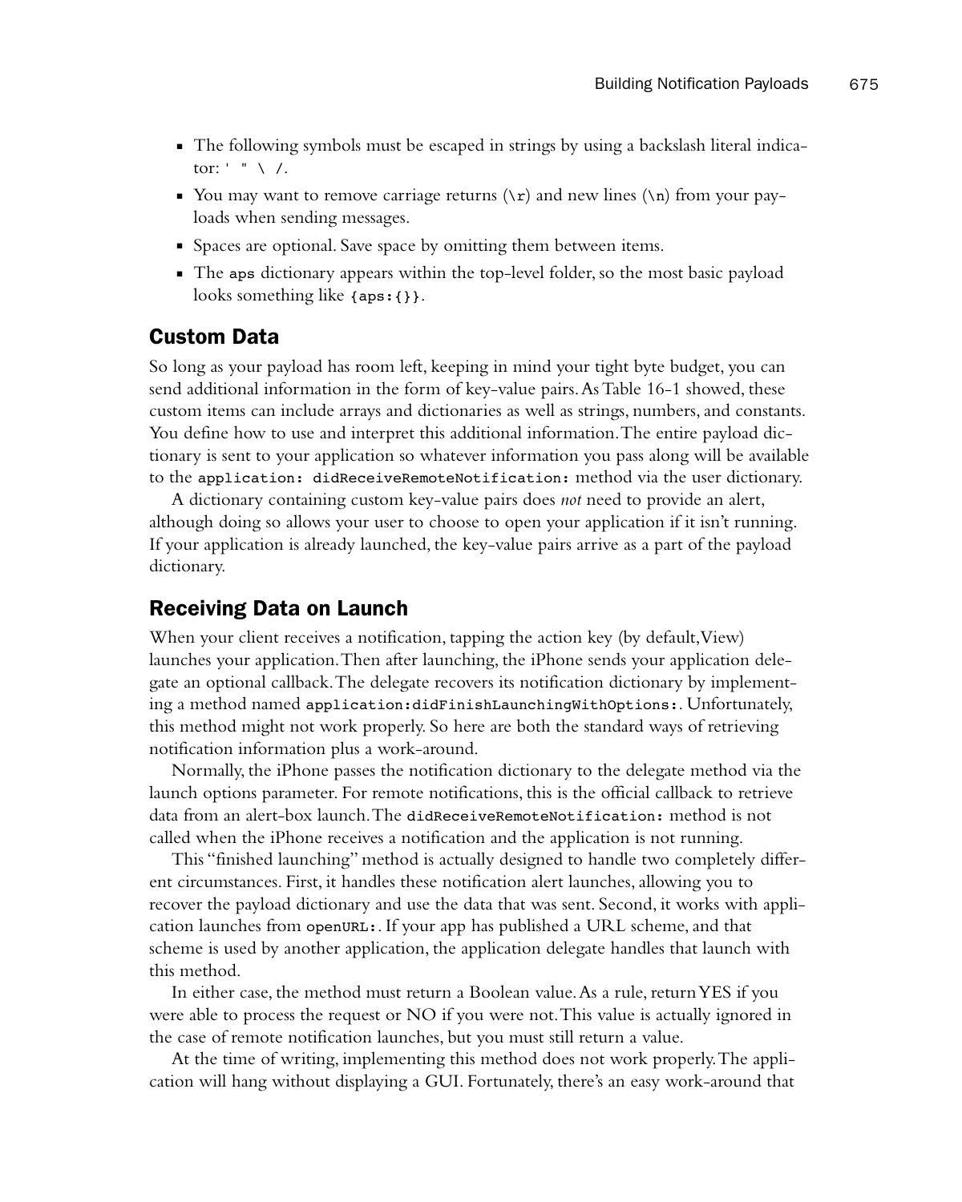- The following symbols must be escaped in strings by using a backslash literal indicator: `' " \ /`.
- You may want to remove carriage returns (`\r`) and new lines (`\n`) from your payloads when sending messages.
- Spaces are optional. Save space by omitting them between items.
- The `aps` dictionary appears within the top-level folder, so the most basic payload looks something like `{aps:{}}`.

## Custom Data

So long as your payload has room left, keeping in mind your tight byte budget, you can send additional information in the form of key-value pairs. As Table 16-1 showed, these custom items can include arrays and dictionaries as well as strings, numbers, and constants. You define how to use and interpret this additional information. The entire payload dictionary is sent to your application so whatever information you pass along will be available to the `application: didReceiveRemoteNotification:` method via the user dictionary.

A dictionary containing custom key-value pairs does *not* need to provide an alert, although doing so allows your user to choose to open your application if it isn't running. If your application is already launched, the key-value pairs arrive as a part of the payload dictionary.

## Receiving Data on Launch

When your client receives a notification, tapping the action key (by default, View) launches your application. Then after launching, the iPhone sends your application delegate an optional callback. The delegate recovers its notification dictionary by implementing a method named `application:didFinishLaunchingWithOptions:`. Unfortunately, this method might not work properly. So here are both the standard ways of retrieving notification information plus a work-around.

Normally, the iPhone passes the notification dictionary to the delegate method via the launch options parameter. For remote notifications, this is the official callback to retrieve data from an alert-box launch. The `didReceiveRemoteNotification:` method is not called when the iPhone receives a notification and the application is not running.

This "finished launching" method is actually designed to handle two completely different circumstances. First, it handles these notification alert launches, allowing you to recover the payload dictionary and use the data that was sent. Second, it works with application launches from `openURL:`. If your app has published a URL scheme, and that scheme is used by another application, the application delegate handles that launch with this method.

In either case, the method must return a Boolean value. As a rule, return YES if you were able to process the request or NO if you were not. This value is actually ignored in the case of remote notification launches, but you must still return a value.

At the time of writing, implementing this method does not work properly. The application will hang without displaying a GUI. Fortunately, there's an easy work-around that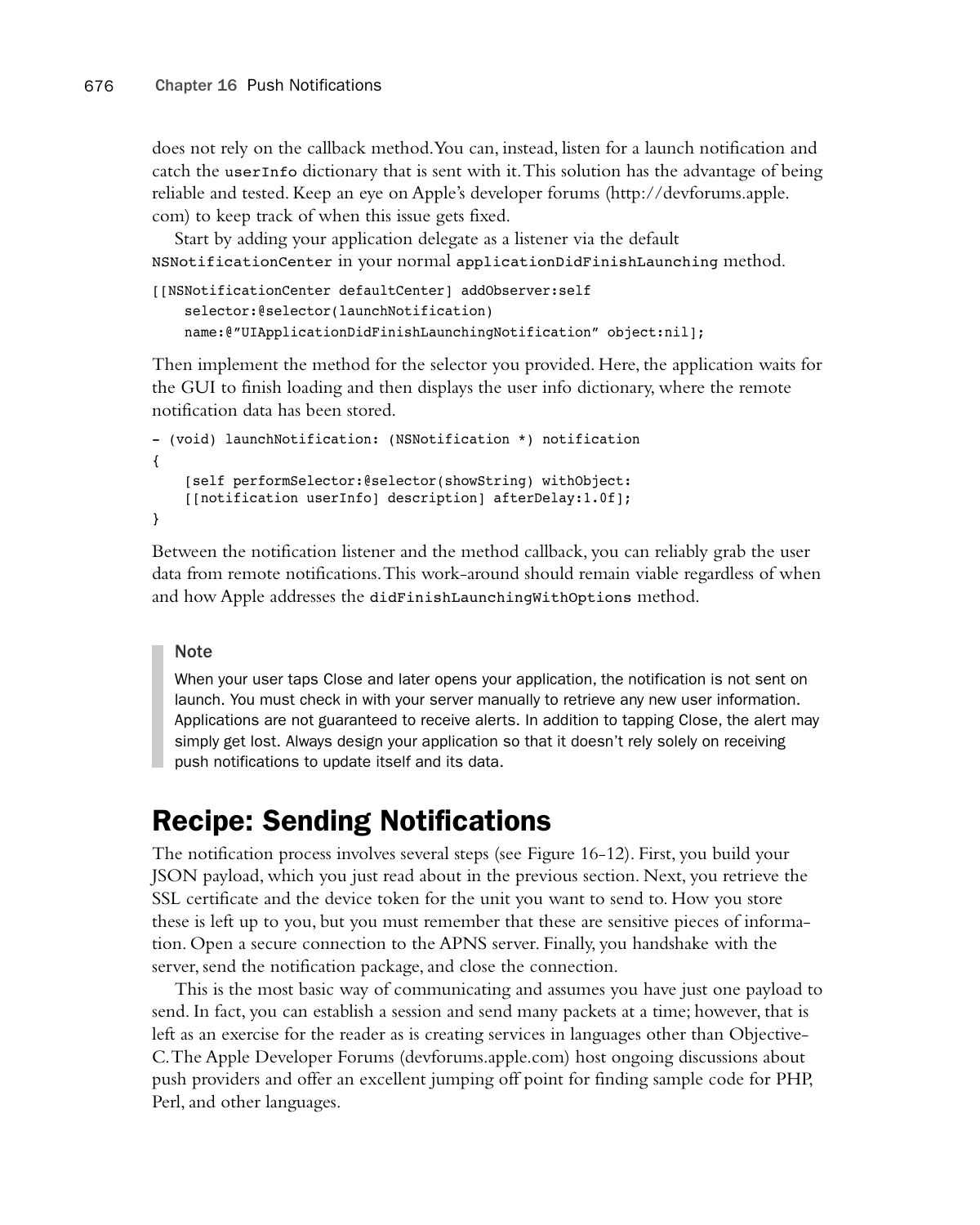does not rely on the callback method. You can, instead, listen for a launch notification and catch the `userInfo` dictionary that is sent with it. This solution has the advantage of being reliable and tested. Keep an eye on Apple's developer forums (http://devforums.apple.com) to keep track of when this issue gets fixed.

Start by adding your application delegate as a listener via the default `NSNotificationCenter` in your normal `applicationDidFinishLaunching` method.

```
[[NSNotificationCenter defaultCenter] addObserver:self
    selector:@selector(launchNotification)
    name:@"UIApplicationDidFinishLaunchingNotification" object:nil];
```

Then implement the method for the selector you provided. Here, the application waits for the GUI to finish loading and then displays the user info dictionary, where the remote notification data has been stored.

```
- (void) launchNotification: (NSNotification *) notification
{
    [self performSelector:@selector(showString) withObject:
    [[notification userInfo] description] afterDelay:1.0f];
}
```

Between the notification listener and the method callback, you can reliably grab the user data from remote notifications. This work-around should remain viable regardless of when and how Apple addresses the `didFinishLaunchingWithOptions` method.

> **Note**
>
> When your user taps Close and later opens your application, the notification is not sent on launch. You must check in with your server manually to retrieve any new user information. Applications are not guaranteed to receive alerts. In addition to tapping Close, the alert may simply get lost. Always design your application so that it doesn't rely solely on receiving push notifications to update itself and its data.

## Recipe: Sending Notifications

The notification process involves several steps (see Figure 16-12). First, you build your JSON payload, which you just read about in the previous section. Next, you retrieve the SSL certificate and the device token for the unit you want to send to. How you store these is left up to you, but you must remember that these are sensitive pieces of information. Open a secure connection to the APNS server. Finally, you handshake with the server, send the notification package, and close the connection.

This is the most basic way of communicating and assumes you have just one payload to send. In fact, you can establish a session and send many packets at a time; however, that is left as an exercise for the reader as is creating services in languages other than Objective-C. The Apple Developer Forums (devforums.apple.com) host ongoing discussions about push providers and offer an excellent jumping off point for finding sample code for PHP, Perl, and other languages.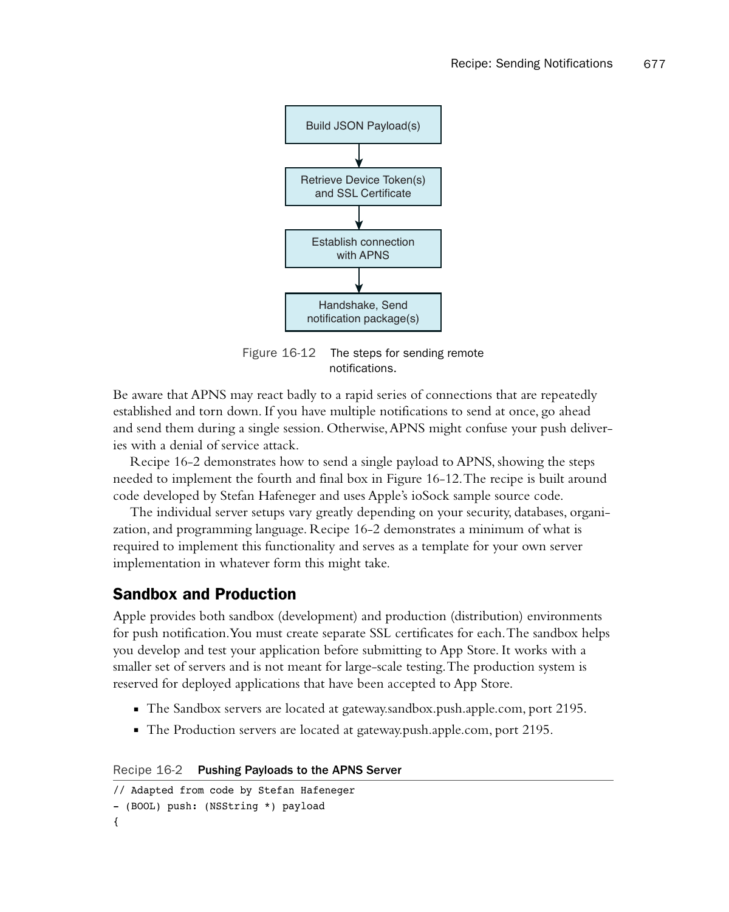Build JSON Payload(s)

↓

Retrieve Device Token(s) and SSL Certificate

↓

Establish connection with APNS

↓

Handshake, Send notification package(s)

Figure 16-12 The steps for sending remote notifications.

Be aware that APNS may react badly to a rapid series of connections that are repeatedly established and torn down. If you have multiple notifications to send at once, go ahead and send them during a single session. Otherwise, APNS might confuse your push deliveries with a denial of service attack.

Recipe 16-2 demonstrates how to send a single payload to APNS, showing the steps needed to implement the fourth and final box in Figure 16-12. The recipe is built around code developed by Stefan Hafeneger and uses Apple's ioSock sample source code.

The individual server setups vary greatly depending on your security, databases, organization, and programming language. Recipe 16-2 demonstrates a minimum of what is required to implement this functionality and serves as a template for your own server implementation in whatever form this might take.

## Sandbox and Production

Apple provides both sandbox (development) and production (distribution) environments for push notification. You must create separate SSL certificates for each. The sandbox helps you develop and test your application before submitting to App Store. It works with a smaller set of servers and is not meant for large-scale testing. The production system is reserved for deployed applications that have been accepted to App Store.

- The Sandbox servers are located at gateway.sandbox.push.apple.com, port 2195.
- The Production servers are located at gateway.push.apple.com, port 2195.

Recipe 16-2 **Pushing Payloads to the APNS Server**

```
// Adapted from code by Stefan Hafeneger
- (BOOL) push: (NSString *) payload
{
```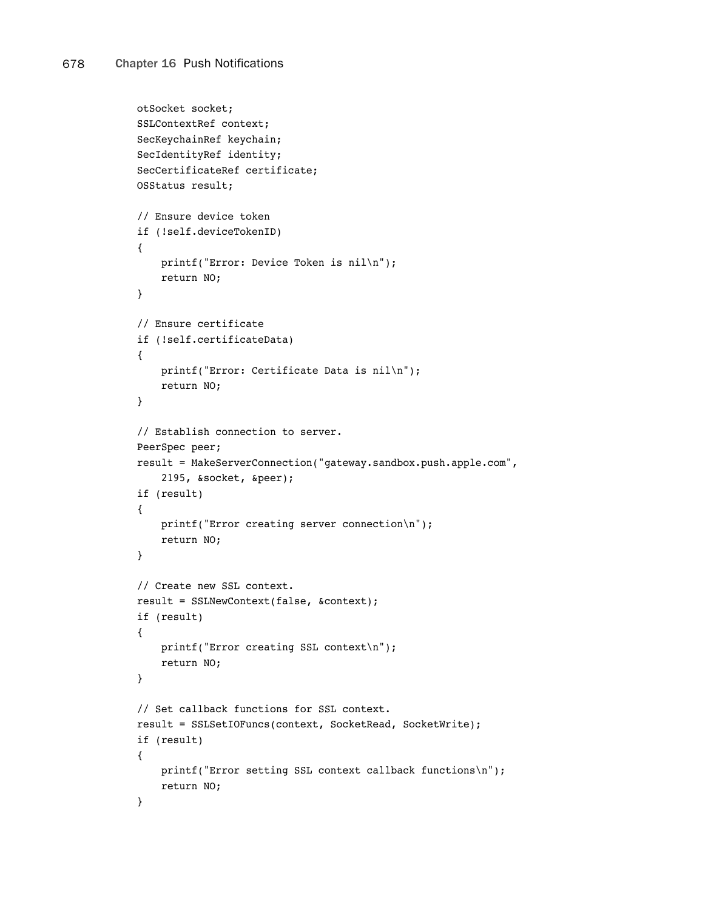```
otSocket socket;
SSLContextRef context;
SecKeychainRef keychain;
SecIdentityRef identity;
SecCertificateRef certificate;
OSStatus result;

// Ensure device token
if (!self.deviceTokenID)
{
    printf("Error: Device Token is nil\n");
    return NO;
}

// Ensure certificate
if (!self.certificateData)
{
    printf("Error: Certificate Data is nil\n");
    return NO;
}

// Establish connection to server.
PeerSpec peer;
result = MakeServerConnection("gateway.sandbox.push.apple.com",
    2195, &socket, &peer);
if (result)
{
    printf("Error creating server connection\n");
    return NO;
}

// Create new SSL context.
result = SSLNewContext(false, &context);
if (result)
{
    printf("Error creating SSL context\n");
    return NO;
}

// Set callback functions for SSL context.
result = SSLSetIOFuncs(context, SocketRead, SocketWrite);
if (result)
{
    printf("Error setting SSL context callback functions\n");
    return NO;
}
```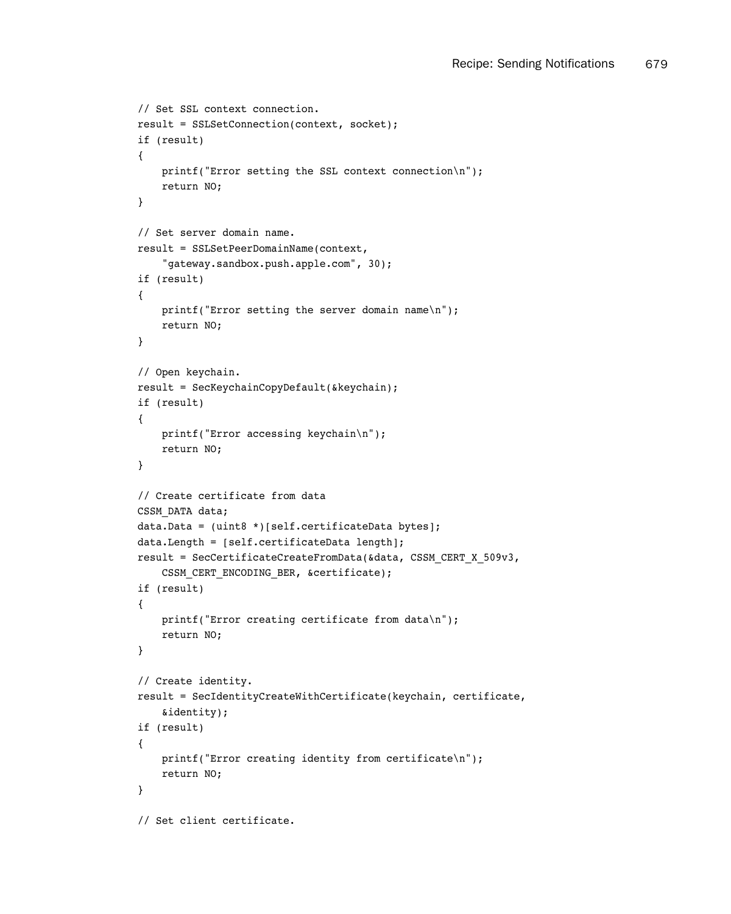```
// Set SSL context connection.
result = SSLSetConnection(context, socket);
if (result)
{
    printf("Error setting the SSL context connection\n");
    return NO;
}

// Set server domain name.
result = SSLSetPeerDomainName(context,
    "gateway.sandbox.push.apple.com", 30);
if (result)
{
    printf("Error setting the server domain name\n");
    return NO;
}

// Open keychain.
result = SecKeychainCopyDefault(&keychain);
if (result)
{
    printf("Error accessing keychain\n");
    return NO;
}

// Create certificate from data
CSSM_DATA data;
data.Data = (uint8 *)[self.certificateData bytes];
data.Length = [self.certificateData length];
result = SecCertificateCreateFromData(&data, CSSM_CERT_X_509v3,
    CSSM_CERT_ENCODING_BER, &certificate);
if (result)
{
    printf("Error creating certificate from data\n");
    return NO;
}

// Create identity.
result = SecIdentityCreateWithCertificate(keychain, certificate,
    &identity);
if (result)
{
    printf("Error creating identity from certificate\n");
    return NO;
}

// Set client certificate.
```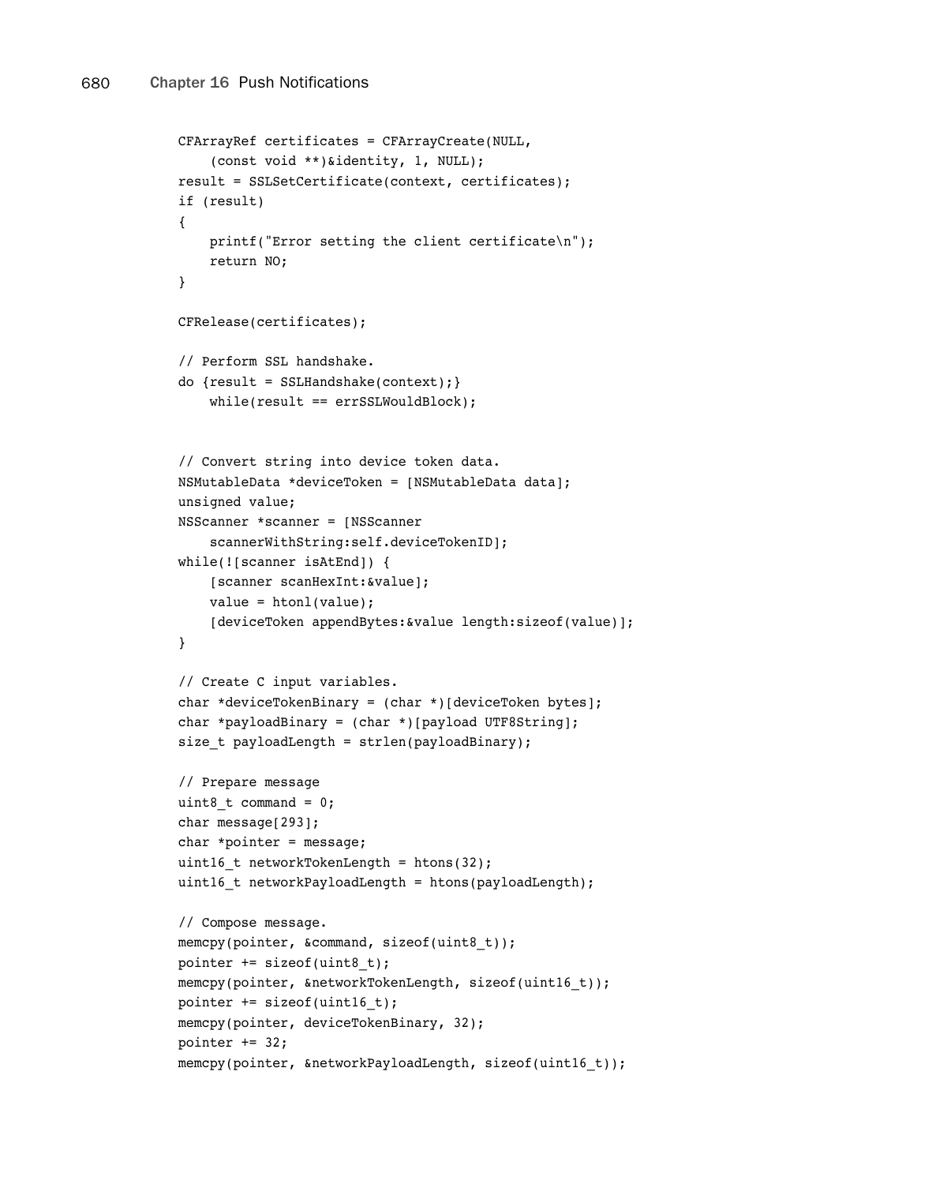```
CFArrayRef certificates = CFArrayCreate(NULL,
    (const void **)&identity, 1, NULL);
result = SSLSetCertificate(context, certificates);
if (result)
{
    printf("Error setting the client certificate\n");
    return NO;
}

CFRelease(certificates);

// Perform SSL handshake.
do {result = SSLHandshake(context);}
    while(result == errSSLWouldBlock);


// Convert string into device token data.
NSMutableData *deviceToken = [NSMutableData data];
unsigned value;
NSScanner *scanner = [NSScanner
    scannerWithString:self.deviceTokenID];
while(![scanner isAtEnd]) {
    [scanner scanHexInt:&value];
    value = htonl(value);
    [deviceToken appendBytes:&value length:sizeof(value)];
}

// Create C input variables.
char *deviceTokenBinary = (char *)[deviceToken bytes];
char *payloadBinary = (char *)[payload UTF8String];
size_t payloadLength = strlen(payloadBinary);

// Prepare message
uint8_t command = 0;
char message[293];
char *pointer = message;
uint16_t networkTokenLength = htons(32);
uint16_t networkPayloadLength = htons(payloadLength);

// Compose message.
memcpy(pointer, &command, sizeof(uint8_t));
pointer += sizeof(uint8_t);
memcpy(pointer, &networkTokenLength, sizeof(uint16_t));
pointer += sizeof(uint16_t);
memcpy(pointer, deviceTokenBinary, 32);
pointer += 32;
memcpy(pointer, &networkPayloadLength, sizeof(uint16_t));
```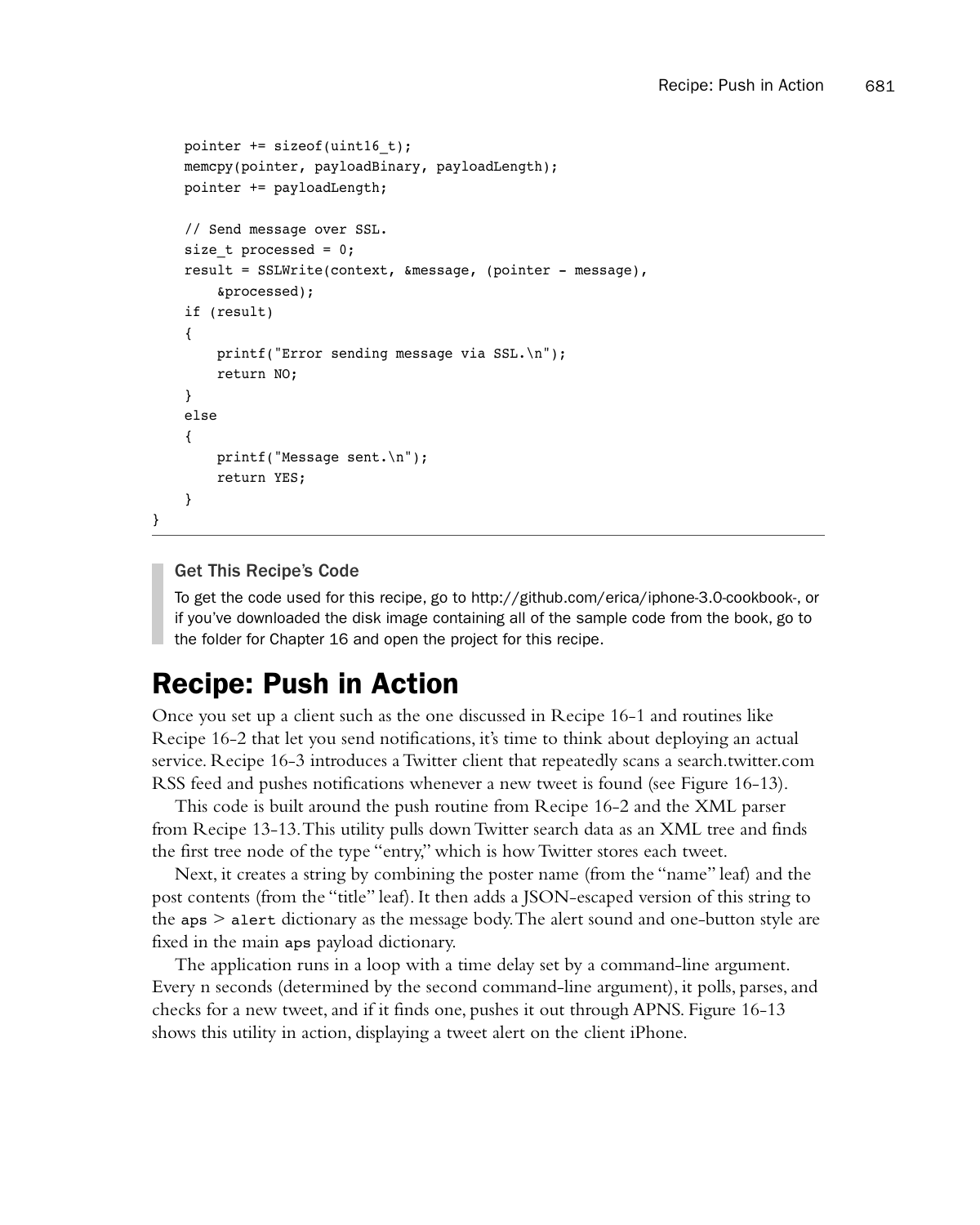```
    pointer += sizeof(uint16_t);
    memcpy(pointer, payloadBinary, payloadLength);
    pointer += payloadLength;

    // Send message over SSL.
    size_t processed = 0;
    result = SSLWrite(context, &message, (pointer - message),
        &processed);
    if (result)
    {
        printf("Error sending message via SSL.\n");
        return NO;
    }
    else
    {
        printf("Message sent.\n");
        return YES;
    }
}
```

> **Get This Recipe's Code**
>
> To get the code used for this recipe, go to http://github.com/erica/iphone-3.0-cookbook-, or if you've downloaded the disk image containing all of the sample code from the book, go to the folder for Chapter 16 and open the project for this recipe.

# Recipe: Push in Action

Once you set up a client such as the one discussed in Recipe 16-1 and routines like Recipe 16-2 that let you send notifications, it's time to think about deploying an actual service. Recipe 16-3 introduces a Twitter client that repeatedly scans a search.twitter.com RSS feed and pushes notifications whenever a new tweet is found (see Figure 16-13).

This code is built around the push routine from Recipe 16-2 and the XML parser from Recipe 13-13. This utility pulls down Twitter search data as an XML tree and finds the first tree node of the type "entry," which is how Twitter stores each tweet.

Next, it creates a string by combining the poster name (from the "name" leaf) and the post contents (from the "title" leaf). It then adds a JSON-escaped version of this string to the `aps` > `alert` dictionary as the message body. The alert sound and one-button style are fixed in the main `aps` payload dictionary.

The application runs in a loop with a time delay set by a command-line argument. Every n seconds (determined by the second command-line argument), it polls, parses, and checks for a new tweet, and if it finds one, pushes it out through APNS. Figure 16-13 shows this utility in action, displaying a tweet alert on the client iPhone.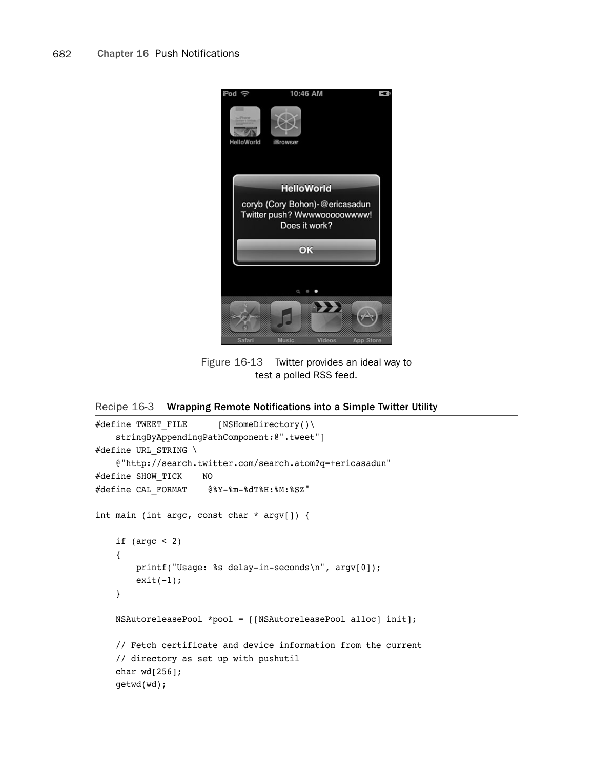Figure 16-13 Twitter provides an ideal way to test a polled RSS feed.

Recipe 16-3 **Wrapping Remote Notifications into a Simple Twitter Utility**

```
#define TWEET_FILE      [NSHomeDirectory()\
    stringByAppendingPathComponent:@".tweet"]
#define URL_STRING \
    @"http://search.twitter.com/search.atom?q=+ericasadun"
#define SHOW_TICK    NO
#define CAL_FORMAT    @"%Y-%m-%dT%H:%M:%SZ"

int main (int argc, const char * argv[]) {

    if (argc < 2)
    {
        printf("Usage: %s delay-in-seconds\n", argv[0]);
        exit(-1);
    }

    NSAutoreleasePool *pool = [[NSAutoreleasePool alloc] init];

    // Fetch certificate and device information from the current
    // directory as set up with pushutil
    char wd[256];
    getwd(wd);
```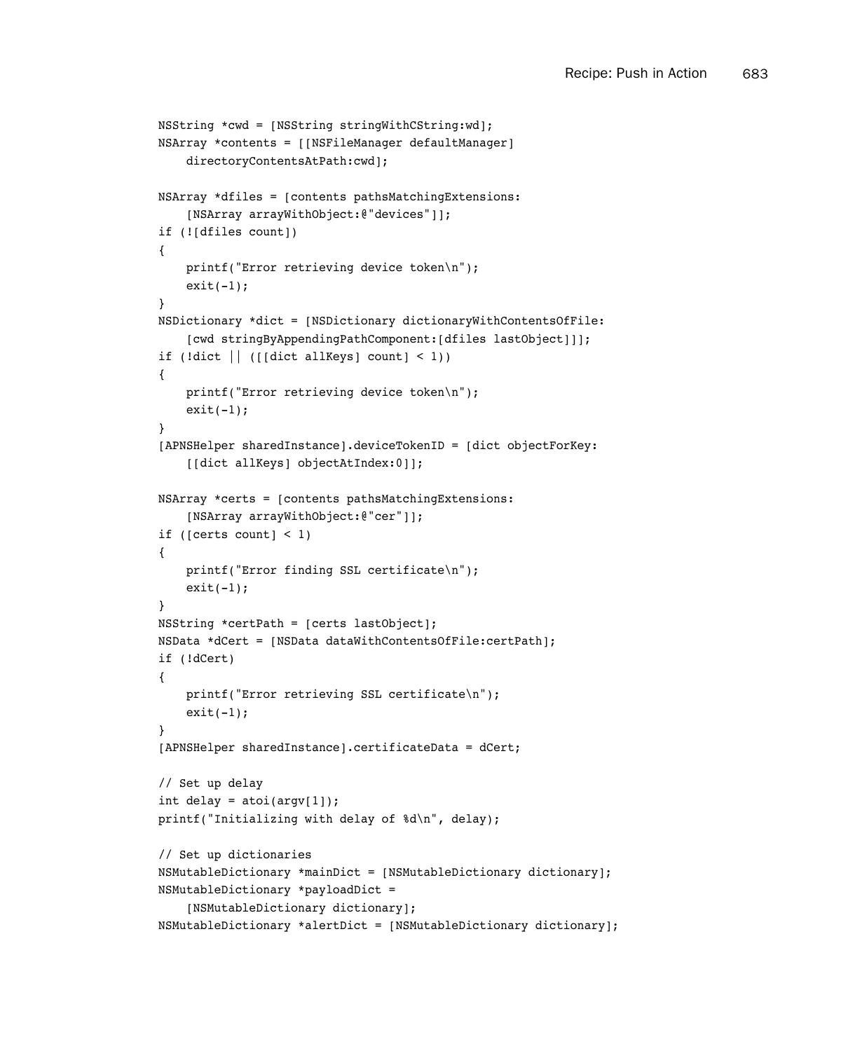```
NSString *cwd = [NSString stringWithCString:wd];
NSArray *contents = [[NSFileManager defaultManager]
    directoryContentsAtPath:cwd];

NSArray *dfiles = [contents pathsMatchingExtensions:
    [NSArray arrayWithObject:@"devices"]];
if (![dfiles count])
{
    printf("Error retrieving device token\n");
    exit(-1);
}
NSDictionary *dict = [NSDictionary dictionaryWithContentsOfFile:
    [cwd stringByAppendingPathComponent:[dfiles lastObject]]];
if (!dict || ([[dict allKeys] count] < 1))
{
    printf("Error retrieving device token\n");
    exit(-1);
}
[APNSHelper sharedInstance].deviceTokenID = [dict objectForKey:
    [[dict allKeys] objectAtIndex:0]];

NSArray *certs = [contents pathsMatchingExtensions:
    [NSArray arrayWithObject:@"cer"]];
if ([certs count] < 1)
{
    printf("Error finding SSL certificate\n");
    exit(-1);
}
NSString *certPath = [certs lastObject];
NSData *dCert = [NSData dataWithContentsOfFile:certPath];
if (!dCert)
{
    printf("Error retrieving SSL certificate\n");
    exit(-1);
}
[APNSHelper sharedInstance].certificateData = dCert;

// Set up delay
int delay = atoi(argv[1]);
printf("Initializing with delay of %d\n", delay);

// Set up dictionaries
NSMutableDictionary *mainDict = [NSMutableDictionary dictionary];
NSMutableDictionary *payloadDict =
    [NSMutableDictionary dictionary];
NSMutableDictionary *alertDict = [NSMutableDictionary dictionary];
```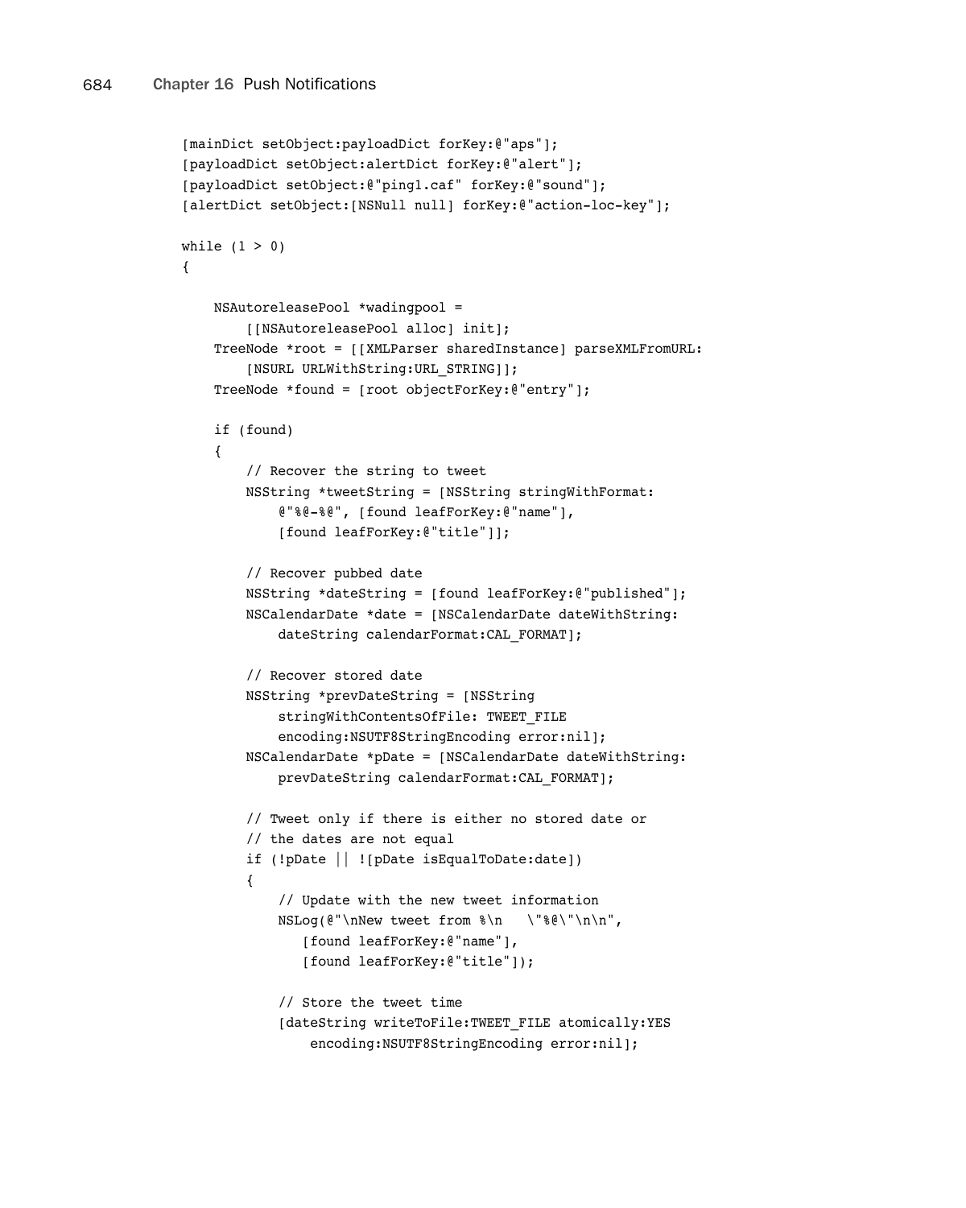```
[mainDict setObject:payloadDict forKey:@"aps"];
[payloadDict setObject:alertDict forKey:@"alert"];
[payloadDict setObject:@"ping1.caf" forKey:@"sound"];
[alertDict setObject:[NSNull null] forKey:@"action-loc-key"];

while (1 > 0)
{

    NSAutoreleasePool *wadingpool =
        [[NSAutoreleasePool alloc] init];
    TreeNode *root = [[XMLParser sharedInstance] parseXMLFromURL:
        [NSURL URLWithString:URL_STRING]];
    TreeNode *found = [root objectForKey:@"entry"];

    if (found)
    {
        // Recover the string to tweet
        NSString *tweetString = [NSString stringWithFormat:
            @"%@-%@", [found leafForKey:@"name"],
            [found leafForKey:@"title"]];

        // Recover pubbed date
        NSString *dateString = [found leafForKey:@"published"];
        NSCalendarDate *date = [NSCalendarDate dateWithString:
            dateString calendarFormat:CAL_FORMAT];

        // Recover stored date
        NSString *prevDateString = [NSString
            stringWithContentsOfFile: TWEET_FILE
            encoding:NSUTF8StringEncoding error:nil];
        NSCalendarDate *pDate = [NSCalendarDate dateWithString:
            prevDateString calendarFormat:CAL_FORMAT];

        // Tweet only if there is either no stored date or
        // the dates are not equal
        if (!pDate || ![pDate isEqualToDate:date])
        {
            // Update with the new tweet information
            NSLog(@"\nNew tweet from %\n   \"%@\"\n\n",
               [found leafForKey:@"name"],
               [found leafForKey:@"title"]);

            // Store the tweet time
            [dateString writeToFile:TWEET_FILE atomically:YES
                encoding:NSUTF8StringEncoding error:nil];
```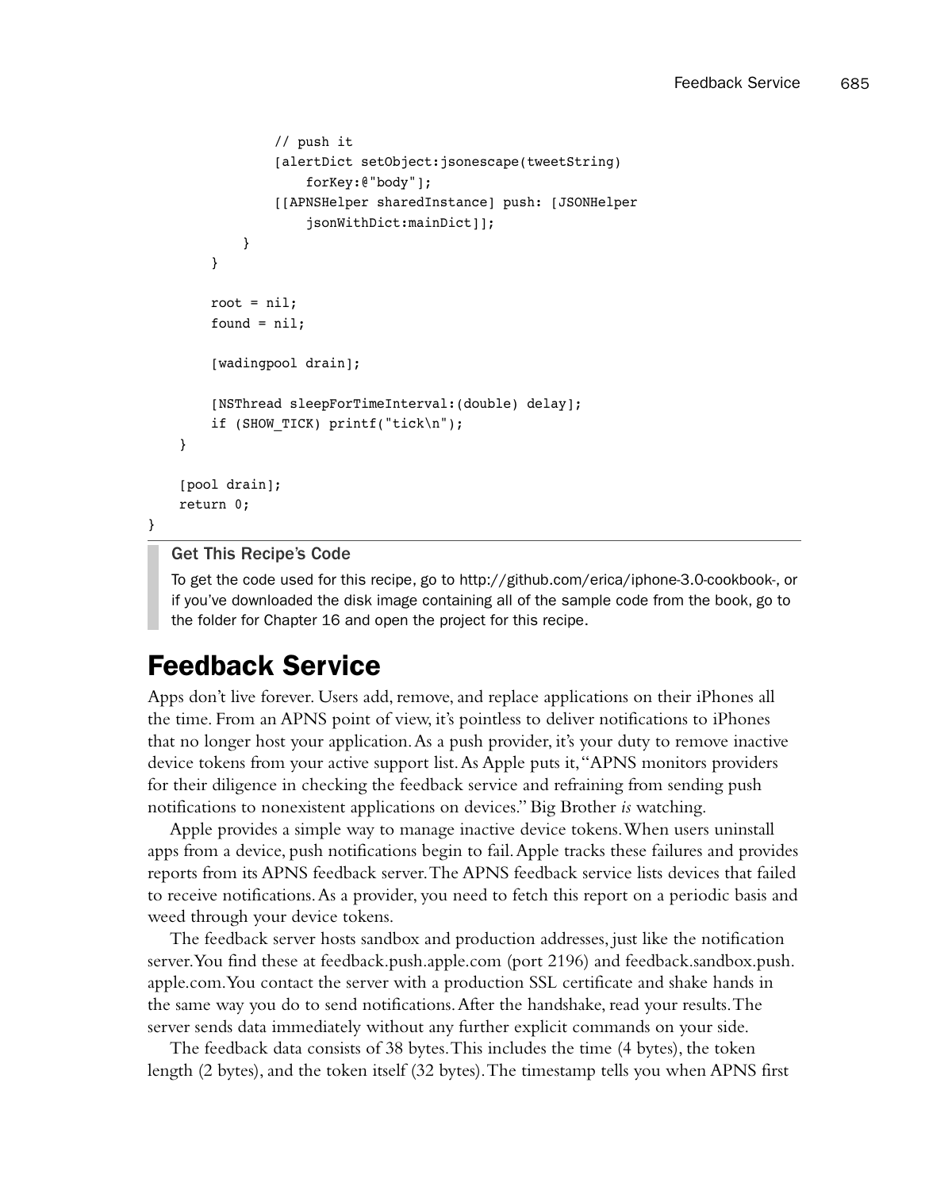```
            // push it
            [alertDict setObject:jsonescape(tweetString)
                forKey:@"body"];
            [[APNSHelper sharedInstance] push: [JSONHelper
                jsonWithDict:mainDict]];
        }
    }

    root = nil;
    found = nil;

    [wadingpool drain];

    [NSThread sleepForTimeInterval:(double) delay];
    if (SHOW_TICK) printf("tick\n");
  }

  [pool drain];
  return 0;
}
```

**Get This Recipe's Code**

To get the code used for this recipe, go to http://github.com/erica/iphone-3.0-cookbook-, or if you've downloaded the disk image containing all of the sample code from the book, go to the folder for Chapter 16 and open the project for this recipe.

# Feedback Service

Apps don't live forever. Users add, remove, and replace applications on their iPhones all the time. From an APNS point of view, it's pointless to deliver notifications to iPhones that no longer host your application. As a push provider, it's your duty to remove inactive device tokens from your active support list. As Apple puts it, "APNS monitors providers for their diligence in checking the feedback service and refraining from sending push notifications to nonexistent applications on devices." Big Brother *is* watching.

Apple provides a simple way to manage inactive device tokens. When users uninstall apps from a device, push notifications begin to fail. Apple tracks these failures and provides reports from its APNS feedback server. The APNS feedback service lists devices that failed to receive notifications. As a provider, you need to fetch this report on a periodic basis and weed through your device tokens.

The feedback server hosts sandbox and production addresses, just like the notification server. You find these at feedback.push.apple.com (port 2196) and feedback.sandbox.push.apple.com. You contact the server with a production SSL certificate and shake hands in the same way you do to send notifications. After the handshake, read your results. The server sends data immediately without any further explicit commands on your side.

The feedback data consists of 38 bytes. This includes the time (4 bytes), the token length (2 bytes), and the token itself (32 bytes). The timestamp tells you when APNS first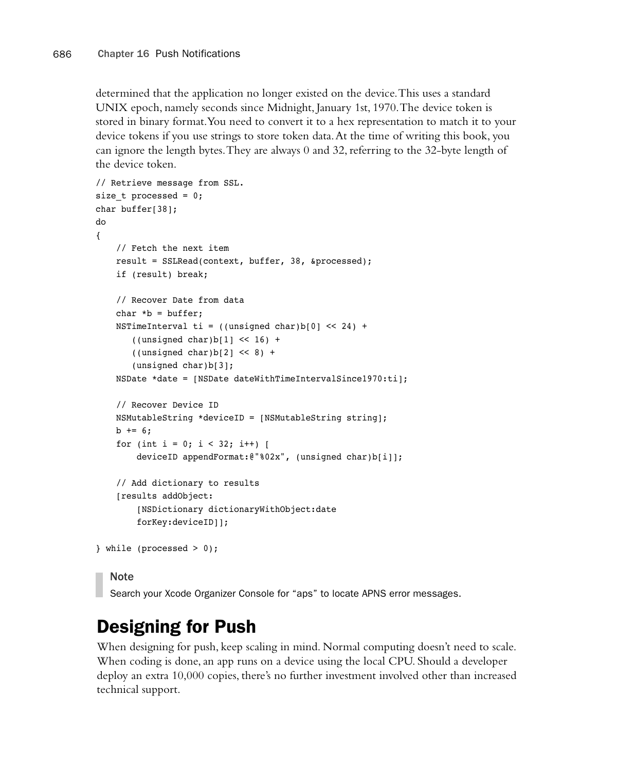determined that the application no longer existed on the device. This uses a standard UNIX epoch, namely seconds since Midnight, January 1st, 1970. The device token is stored in binary format. You need to convert it to a hex representation to match it to your device tokens if you use strings to store token data. At the time of writing this book, you can ignore the length bytes. They are always 0 and 32, referring to the 32-byte length of the device token.

```
// Retrieve message from SSL.
size_t processed = 0;
char buffer[38];
do
{
    // Fetch the next item
    result = SSLRead(context, buffer, 38, &processed);
    if (result) break;

    // Recover Date from data
    char *b = buffer;
    NSTimeInterval ti = ((unsigned char)b[0] << 24) +
       ((unsigned char)b[1] << 16) +
       ((unsigned char)b[2] << 8) +
       (unsigned char)b[3];
    NSDate *date = [NSDate dateWithTimeIntervalSince1970:ti];

    // Recover Device ID
    NSMutableString *deviceID = [NSMutableString string];
    b += 6;
    for (int i = 0; i < 32; i++) [
        deviceID appendFormat:@"%02x", (unsigned char)b[i]];

    // Add dictionary to results
    [results addObject:
        [NSDictionary dictionaryWithObject:date
        forKey:deviceID]];

} while (processed > 0);
```

> **Note**
>
> Search your Xcode Organizer Console for "aps" to locate APNS error messages.

## Designing for Push

When designing for push, keep scaling in mind. Normal computing doesn't need to scale. When coding is done, an app runs on a device using the local CPU. Should a developer deploy an extra 10,000 copies, there's no further investment involved other than increased technical support.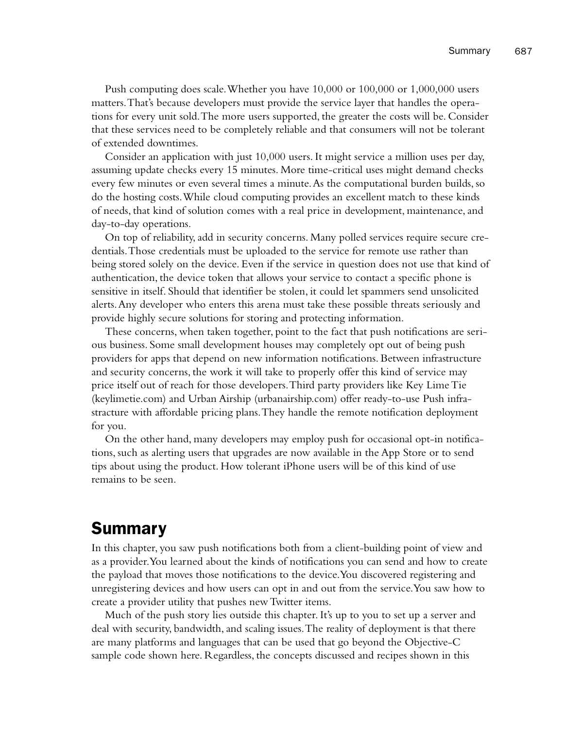Push computing does scale. Whether you have 10,000 or 100,000 or 1,000,000 users matters. That's because developers must provide the service layer that handles the operations for every unit sold. The more users supported, the greater the costs will be. Consider that these services need to be completely reliable and that consumers will not be tolerant of extended downtimes.

Consider an application with just 10,000 users. It might service a million uses per day, assuming update checks every 15 minutes. More time-critical uses might demand checks every few minutes or even several times a minute. As the computational burden builds, so do the hosting costs. While cloud computing provides an excellent match to these kinds of needs, that kind of solution comes with a real price in development, maintenance, and day-to-day operations.

On top of reliability, add in security concerns. Many polled services require secure credentials. Those credentials must be uploaded to the service for remote use rather than being stored solely on the device. Even if the service in question does not use that kind of authentication, the device token that allows your service to contact a specific phone is sensitive in itself. Should that identifier be stolen, it could let spammers send unsolicited alerts. Any developer who enters this arena must take these possible threats seriously and provide highly secure solutions for storing and protecting information.

These concerns, when taken together, point to the fact that push notifications are serious business. Some small development houses may completely opt out of being push providers for apps that depend on new information notifications. Between infrastructure and security concerns, the work it will take to properly offer this kind of service may price itself out of reach for those developers. Third party providers like Key Lime Tie (keylimetie.com) and Urban Airship (urbanairship.com) offer ready-to-use Push infrastructure with affordable pricing plans. They handle the remote notification deployment for you.

On the other hand, many developers may employ push for occasional opt-in notifications, such as alerting users that upgrades are now available in the App Store or to send tips about using the product. How tolerant iPhone users will be of this kind of use remains to be seen.

## Summary

In this chapter, you saw push notifications both from a client-building point of view and as a provider. You learned about the kinds of notifications you can send and how to create the payload that moves those notifications to the device. You discovered registering and unregistering devices and how users can opt in and out from the service. You saw how to create a provider utility that pushes new Twitter items.

Much of the push story lies outside this chapter. It's up to you to set up a server and deal with security, bandwidth, and scaling issues. The reality of deployment is that there are many platforms and languages that can be used that go beyond the Objective-C sample code shown here. Regardless, the concepts discussed and recipes shown in this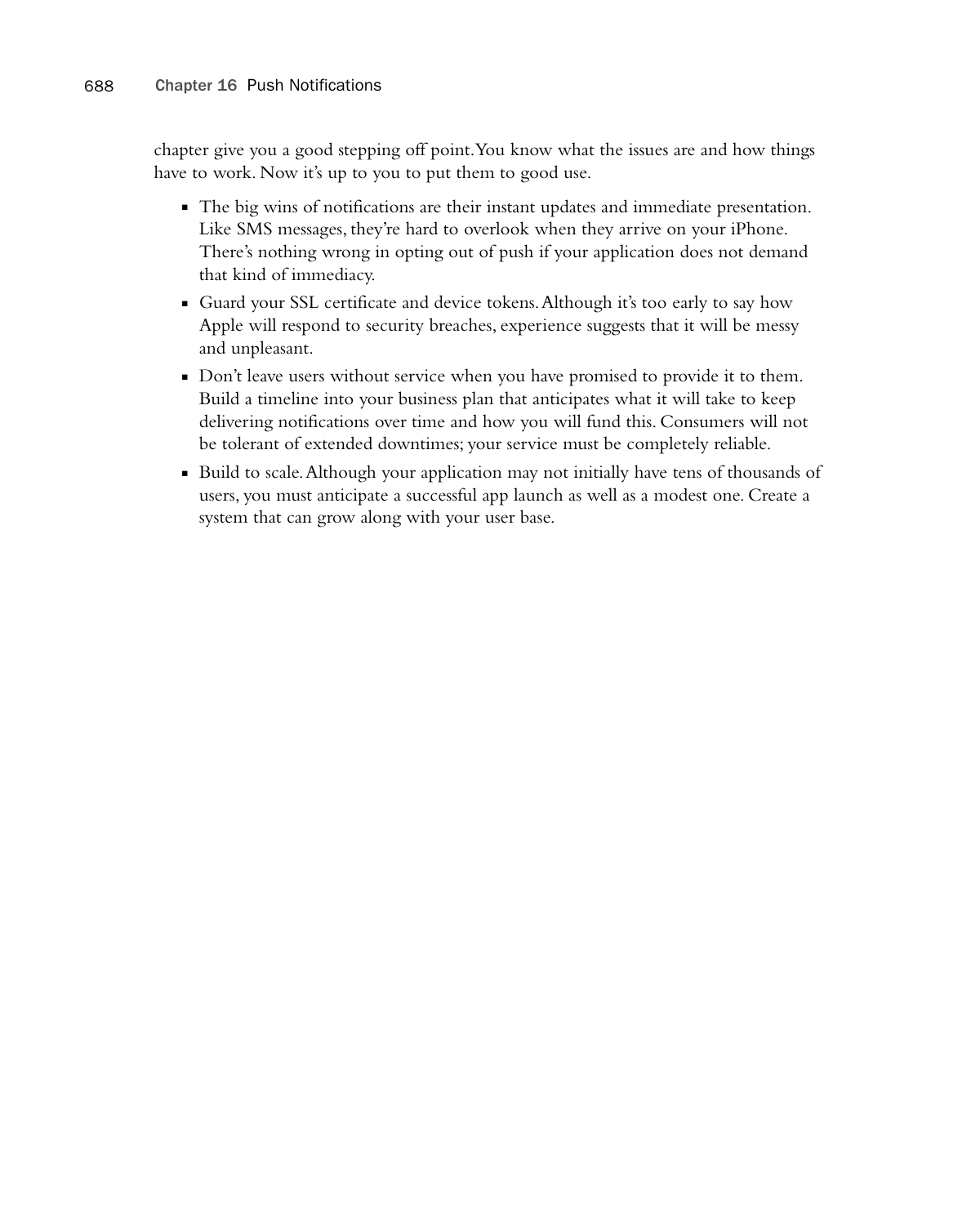chapter give you a good stepping off point. You know what the issues are and how things have to work. Now it's up to you to put them to good use.

- The big wins of notifications are their instant updates and immediate presentation. Like SMS messages, they're hard to overlook when they arrive on your iPhone. There's nothing wrong in opting out of push if your application does not demand that kind of immediacy.
- Guard your SSL certificate and device tokens. Although it's too early to say how Apple will respond to security breaches, experience suggests that it will be messy and unpleasant.
- Don't leave users without service when you have promised to provide it to them. Build a timeline into your business plan that anticipates what it will take to keep delivering notifications over time and how you will fund this. Consumers will not be tolerant of extended downtimes; your service must be completely reliable.
- Build to scale. Although your application may not initially have tens of thousands of users, you must anticipate a successful app launch as well as a modest one. Create a system that can grow along with your user base.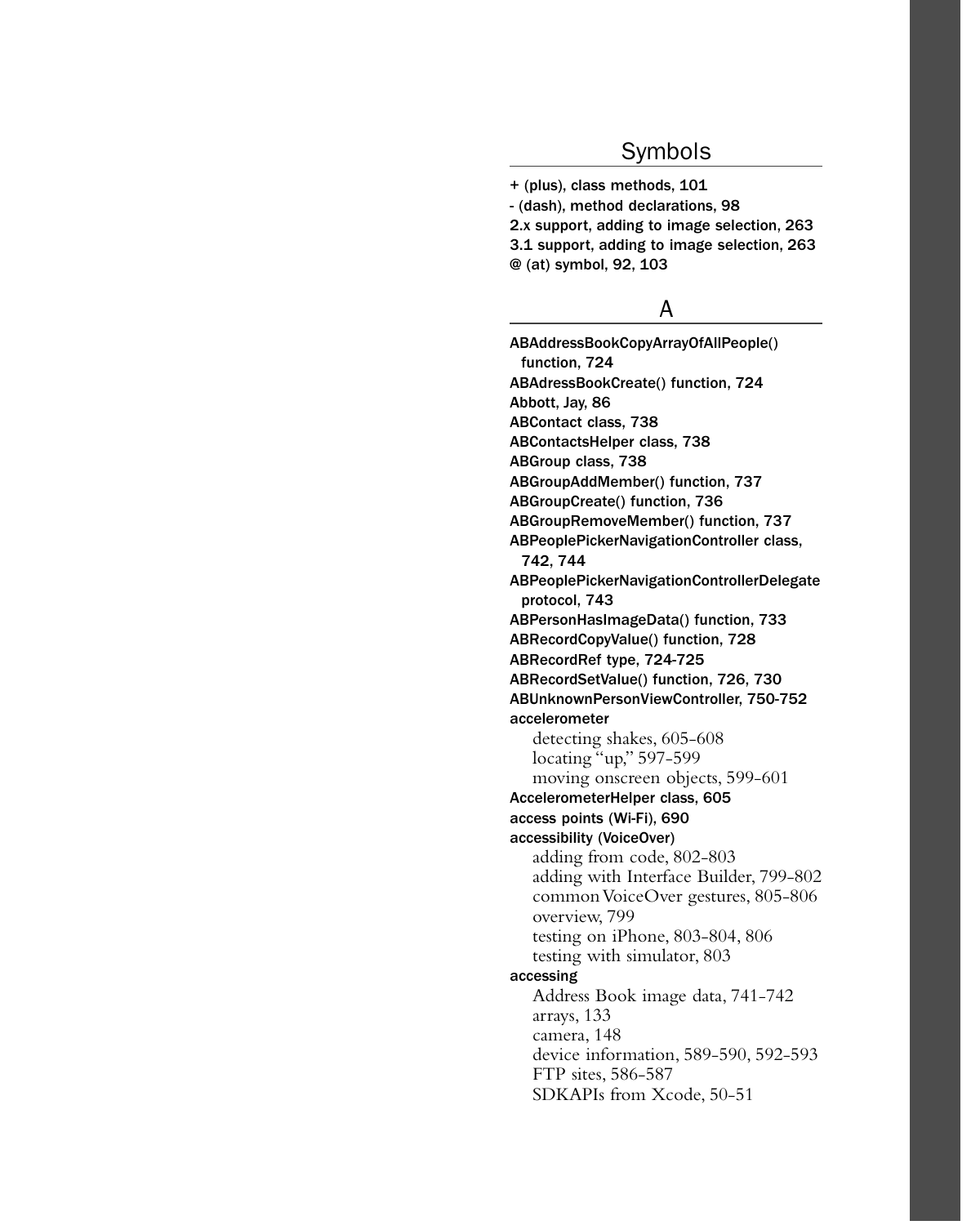## Symbols

**+ (plus), class methods, 101**
**- (dash), method declarations, 98**
**2.x support, adding to image selection, 263**
**3.1 support, adding to image selection, 263**
**@ (at) symbol, 92, 103**

## A

**ABAddressBookCopyArrayOfAllPeople() function, 724**
**ABAdressBookCreate() function, 724**
**Abbott, Jay, 86**
**ABContact class, 738**
**ABContactsHelper class, 738**
**ABGroup class, 738**
**ABGroupAddMember() function, 737**
**ABGroupCreate() function, 736**
**ABGroupRemoveMember() function, 737**
**ABPeoplePickerNavigationController class, 742, 744**
**ABPeoplePickerNavigationControllerDelegate protocol, 743**
**ABPersonHasImageData() function, 733**
**ABRecordCopyValue() function, 728**
**ABRecordRef type, 724-725**
**ABRecordSetValue() function, 726, 730**
**ABUnknownPersonViewController, 750-752**
**accelerometer**
- detecting shakes, 605-608
- locating "up," 597-599
- moving onscreen objects, 599-601

**AccelerometerHelper class, 605**
**access points (Wi-Fi), 690**
**accessibility (VoiceOver)**
- adding from code, 802-803
- adding with Interface Builder, 799-802
- common VoiceOver gestures, 805-806
- overview, 799
- testing on iPhone, 803-804, 806
- testing with simulator, 803

**accessing**
- Address Book image data, 741-742
- arrays, 133
- camera, 148
- device information, 589-590, 592-593
- FTP sites, 586-587
- SDKAPIs from Xcode, 50-51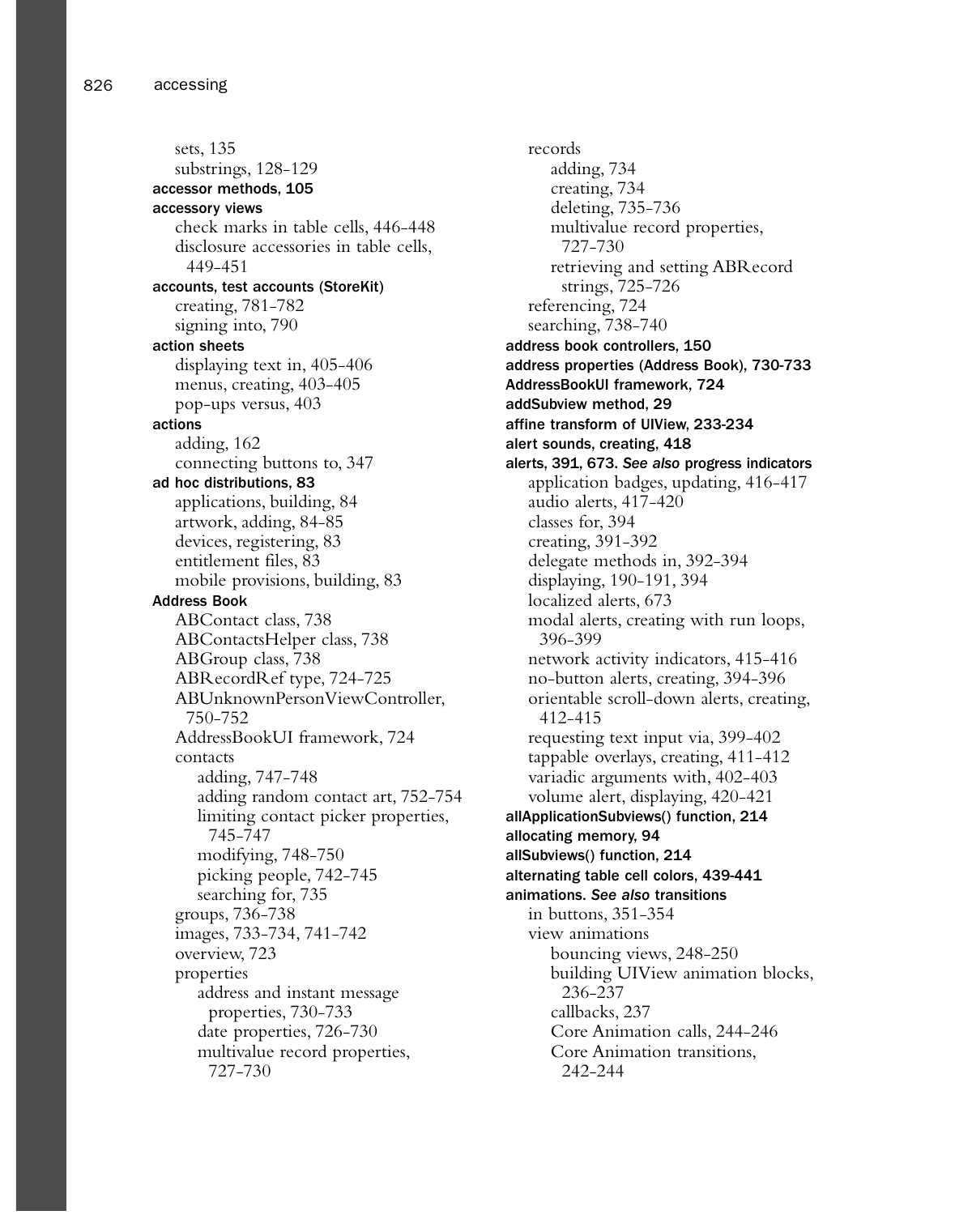sets, 135
substrings, 128-129

**accessor methods, 105**

**accessory views**
- check marks in table cells, 446-448
- disclosure accessories in table cells, 449-451

**accounts, test accounts (StoreKit)**
- creating, 781-782
- signing into, 790

**action sheets**
- displaying text in, 405-406
- menus, creating, 403-405
- pop-ups versus, 403

**actions**
- adding, 162
- connecting buttons to, 347

**ad hoc distributions, 83**
- applications, building, 84
- artwork, adding, 84-85
- devices, registering, 83
- entitlement files, 83
- mobile provisions, building, 83

**Address Book**
- ABContact class, 738
- ABContactsHelper class, 738
- ABGroup class, 738
- ABRecordRef type, 724-725
- ABUnknownPersonViewController, 750-752
- AddressBookUI framework, 724
- contacts
  - adding, 747-748
  - adding random contact art, 752-754
  - limiting contact picker properties, 745-747
  - modifying, 748-750
  - picking people, 742-745
  - searching for, 735
- groups, 736-738
- images, 733-734, 741-742
- overview, 723
- properties
  - address and instant message properties, 730-733
  - date properties, 726-730
  - multivalue record properties, 727-730
- records
  - adding, 734
  - creating, 734
  - deleting, 735-736
  - multivalue record properties, 727-730
  - retrieving and setting ABRecord strings, 725-726
- referencing, 724
- searching, 738-740

**address book controllers, 150**

**address properties (Address Book), 730-733**

**AddressBookUI framework, 724**

**addSubview method, 29**

**affine transform of UIView, 233-234**

**alert sounds, creating, 418**

**alerts, 391, 673.** ***See also*** **progress indicators**
- application badges, updating, 416-417
- audio alerts, 417-420
- classes for, 394
- creating, 391-392
- delegate methods in, 392-394
- displaying, 190-191, 394
- localized alerts, 673
- modal alerts, creating with run loops, 396-399
- network activity indicators, 415-416
- no-button alerts, creating, 394-396
- orientable scroll-down alerts, creating, 412-415
- requesting text input via, 399-402
- tappable overlays, creating, 411-412
- variadic arguments with, 402-403
- volume alert, displaying, 420-421

**allApplicationSubviews() function, 214**

**allocating memory, 94**

**allSubviews() function, 214**

**alternating table cell colors, 439-441**

**animations.** ***See also*** **transitions**
- in buttons, 351-354
- view animations
  - bouncing views, 248-250
  - building UIView animation blocks, 236-237
  - callbacks, 237
  - Core Animation calls, 244-246
  - Core Animation transitions, 242-244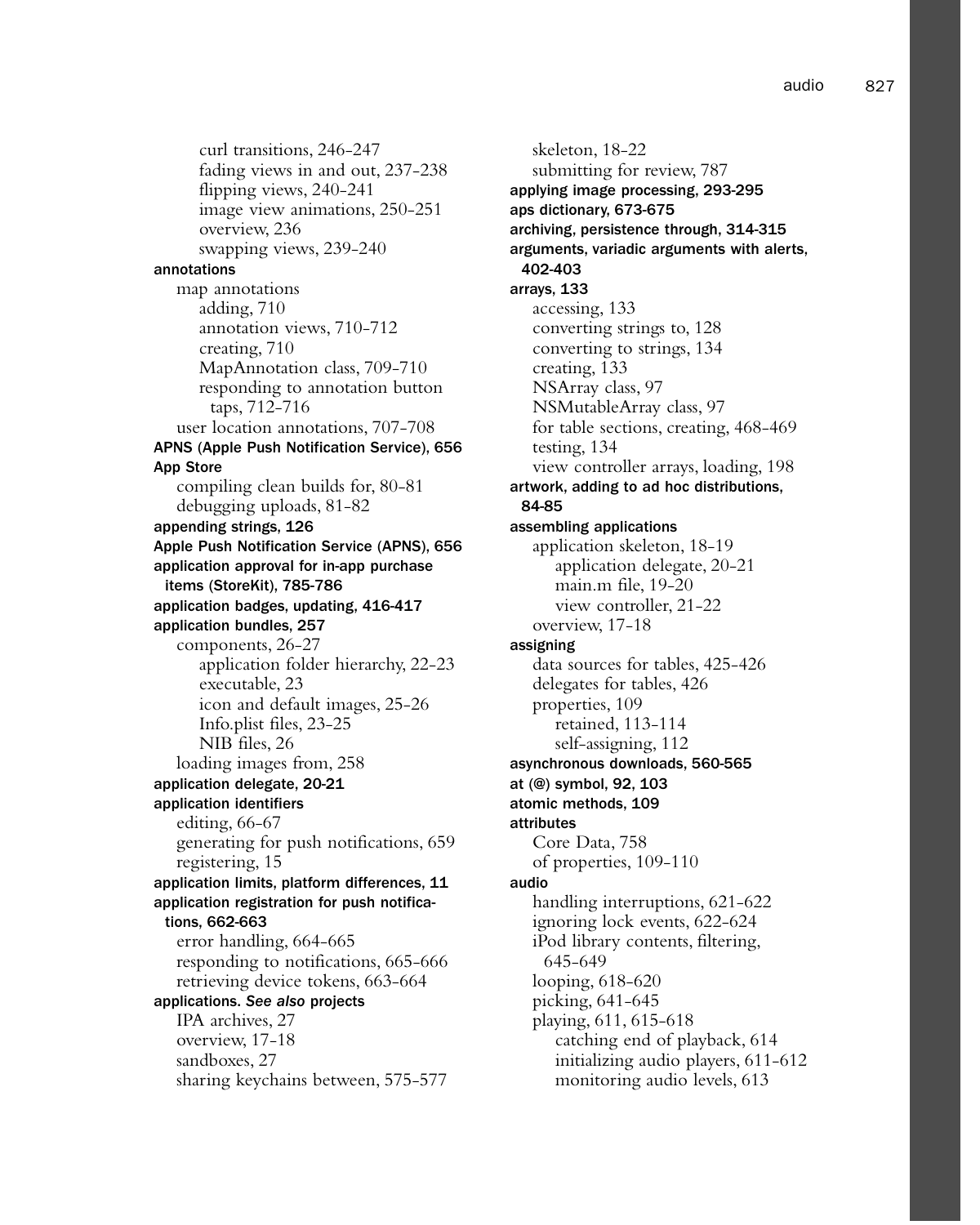curl transitions, 246-247
fading views in and out, 237-238
flipping views, 240-241
image view animations, 250-251
overview, 236
swapping views, 239-240

**annotations**
- map annotations
  - adding, 710
  - annotation views, 710-712
  - creating, 710
  - MapAnnotation class, 709-710
  - responding to annotation button taps, 712-716
- user location annotations, 707-708

**APNS (Apple Push Notification Service), 656**

**App Store**
- compiling clean builds for, 80-81
- debugging uploads, 81-82

**appending strings, 126**

**Apple Push Notification Service (APNS), 656**

**application approval for in-app purchase items (StoreKit), 785-786**

**application badges, updating, 416-417**

**application bundles, 257**
- components, 26-27
  - application folder hierarchy, 22-23
  - executable, 23
  - icon and default images, 25-26
  - Info.plist files, 23-25
  - NIB files, 26
- loading images from, 258

**application delegate, 20-21**

**application identifiers**
- editing, 66-67
- generating for push notifications, 659
- registering, 15

**application limits, platform differences, 11**

**application registration for push notifications, 662-663**
- error handling, 664-665
- responding to notifications, 665-666
- retrieving device tokens, 663-664

**applications. *See also* projects**
- IPA archives, 27
- overview, 17-18
- sandboxes, 27
- sharing keychains between, 575-577
- skeleton, 18-22
- submitting for review, 787

**applying image processing, 293-295**

**aps dictionary, 673-675**

**archiving, persistence through, 314-315**

**arguments, variadic arguments with alerts, 402-403**

**arrays, 133**
- accessing, 133
- converting strings to, 128
- converting to strings, 134
- creating, 133
- NSArray class, 97
- NSMutableArray class, 97
- for table sections, creating, 468-469
- testing, 134
- view controller arrays, loading, 198

**artwork, adding to ad hoc distributions, 84-85**

**assembling applications**
- application skeleton, 18-19
  - application delegate, 20-21
  - main.m file, 19-20
  - view controller, 21-22
- overview, 17-18

**assigning**
- data sources for tables, 425-426
- delegates for tables, 426
- properties, 109
  - retained, 113-114
  - self-assigning, 112

**asynchronous downloads, 560-565**

**at (@) symbol, 92, 103**

**atomic methods, 109**

**attributes**
- Core Data, 758
- of properties, 109-110

**audio**
- handling interruptions, 621-622
- ignoring lock events, 622-624
- iPod library contents, filtering, 645-649
- looping, 618-620
- picking, 641-645
- playing, 611, 615-618
  - catching end of playback, 614
  - initializing audio players, 611-612
  - monitoring audio levels, 613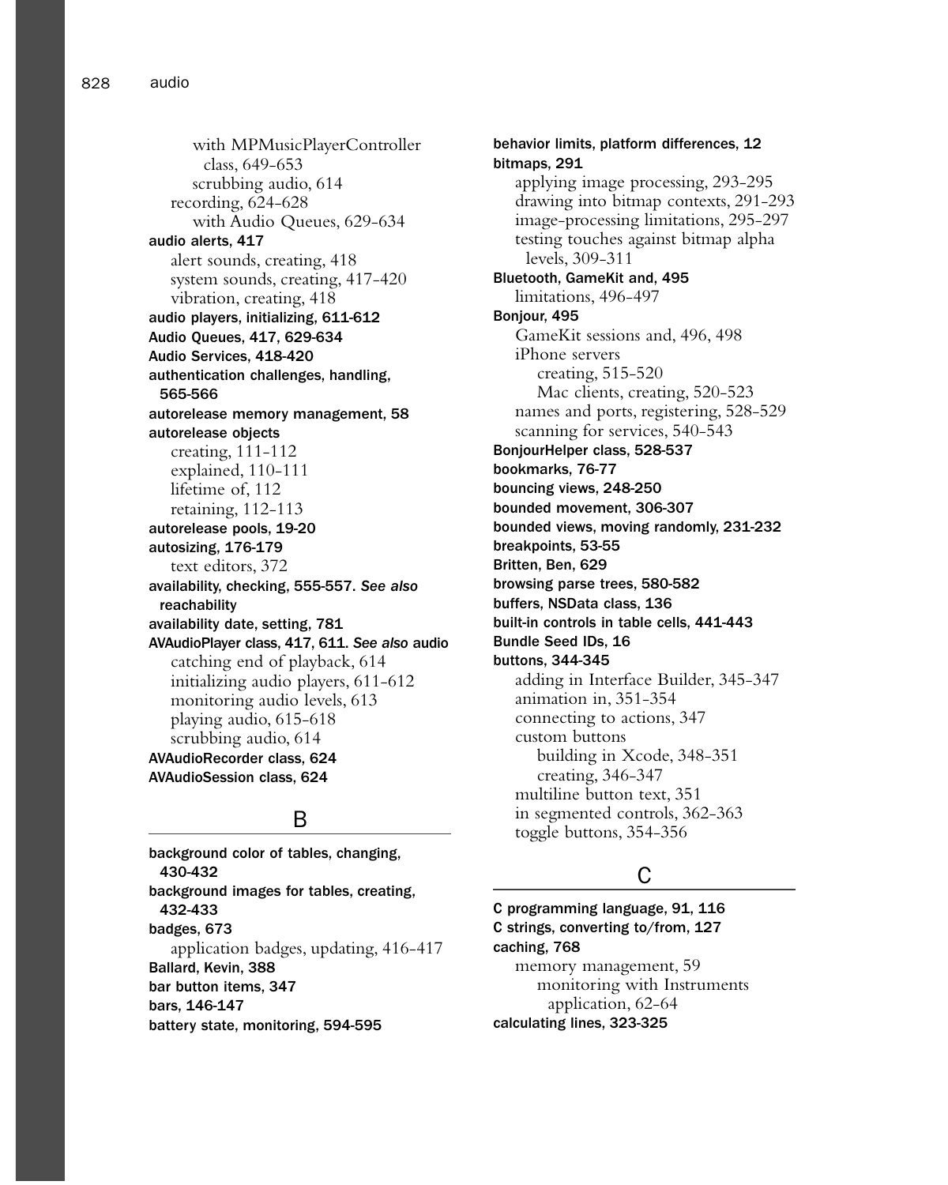with MPMusicPlayerController class, 649-653
scrubbing audio, 614
recording, 624-628
with Audio Queues, 629-634

**audio alerts, 417**
alert sounds, creating, 418
system sounds, creating, 417-420
vibration, creating, 418

**audio players, initializing, 611-612**

**Audio Queues, 417, 629-634**

**Audio Services, 418-420**

**authentication challenges, handling, 565-566**

**autorelease memory management, 58**

**autorelease objects**
creating, 111-112
explained, 110-111
lifetime of, 112
retaining, 112-113

**autorelease pools, 19-20**

**autosizing, 176-179**
text editors, 372

**availability, checking, 555-557.** ***See also*** **reachability**

**availability date, setting, 781**

**AVAudioPlayer class, 417, 611.** ***See also*** **audio**
catching end of playback, 614
initializing audio players, 611-612
monitoring audio levels, 613
playing audio, 615-618
scrubbing audio, 614

**AVAudioRecorder class, 624**

**AVAudioSession class, 624**

## B

**background color of tables, changing, 430-432**

**background images for tables, creating, 432-433**

**badges, 673**
application badges, updating, 416-417

**Ballard, Kevin, 388**

**bar button items, 347**

**bars, 146-147**

**battery state, monitoring, 594-595**

**behavior limits, platform differences, 12**

**bitmaps, 291**
applying image processing, 293-295
drawing into bitmap contexts, 291-293
image-processing limitations, 295-297
testing touches against bitmap alpha levels, 309-311

**Bluetooth, GameKit and, 495**
limitations, 496-497

**Bonjour, 495**
GameKit sessions and, 496, 498
iPhone servers
creating, 515-520
Mac clients, creating, 520-523
names and ports, registering, 528-529
scanning for services, 540-543

**BonjourHelper class, 528-537**

**bookmarks, 76-77**

**bouncing views, 248-250**

**bounded movement, 306-307**

**bounded views, moving randomly, 231-232**

**breakpoints, 53-55**

**Britten, Ben, 629**

**browsing parse trees, 580-582**

**buffers, NSData class, 136**

**built-in controls in table cells, 441-443**

**Bundle Seed IDs, 16**

**buttons, 344-345**
adding in Interface Builder, 345-347
animation in, 351-354
connecting to actions, 347
custom buttons
building in Xcode, 348-351
creating, 346-347
multiline button text, 351
in segmented controls, 362-363
toggle buttons, 354-356

## C

**C programming language, 91, 116**

**C strings, converting to/from, 127**

**caching, 768**
memory management, 59
monitoring with Instruments application, 62-64

**calculating lines, 323-325**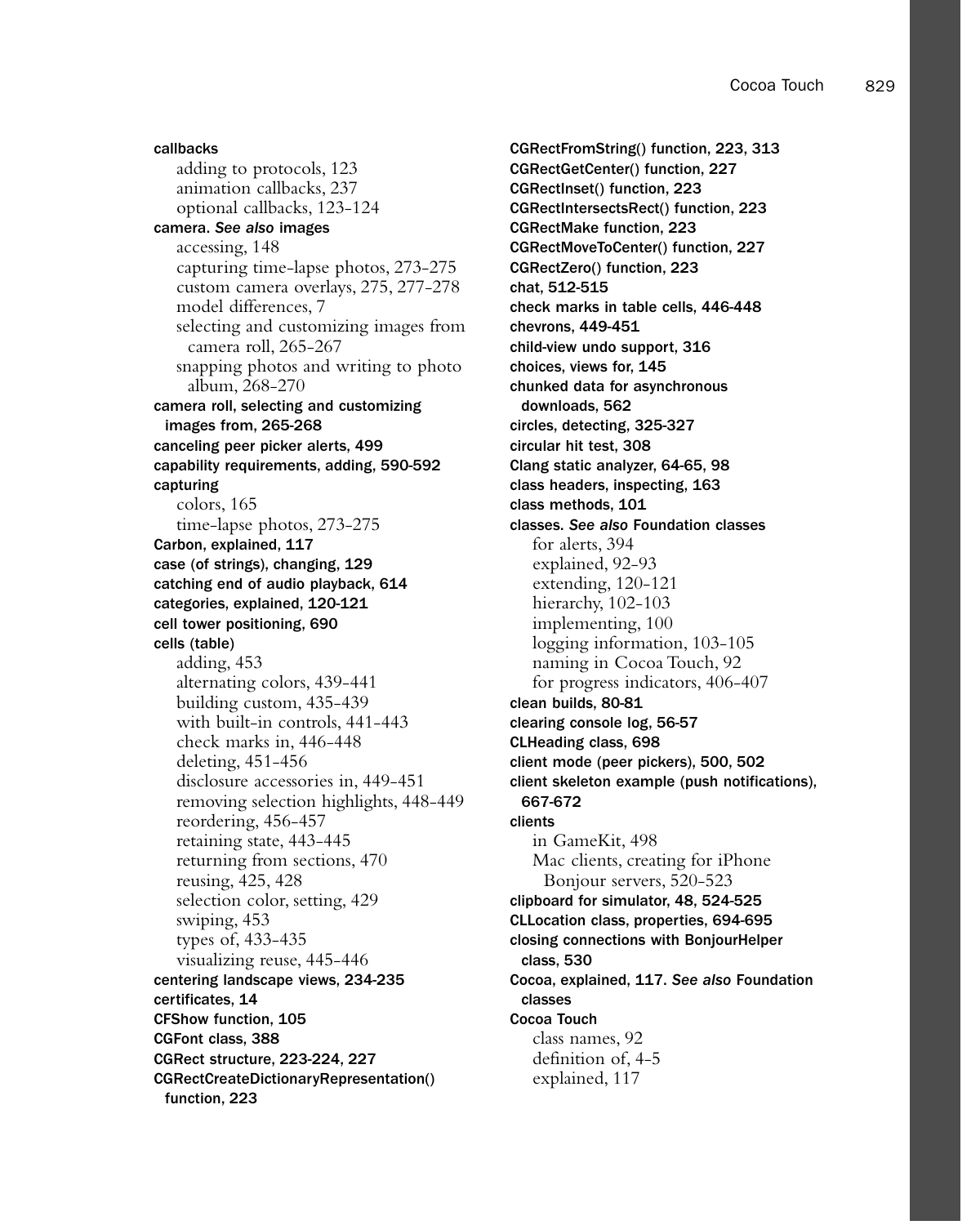**callbacks**

- adding to protocols, 123
- animation callbacks, 237
- optional callbacks, 123-124

**camera.** ***See also*** **images**

- accessing, 148
- capturing time-lapse photos, 273-275
- custom camera overlays, 275, 277-278
- model differences, 7
- selecting and customizing images from camera roll, 265-267
- snapping photos and writing to photo album, 268-270

**camera roll, selecting and customizing images from, 265-268**

**canceling peer picker alerts, 499**

**capability requirements, adding, 590-592**

**capturing**

- colors, 165
- time-lapse photos, 273-275

**Carbon, explained, 117**

**case (of strings), changing, 129**

**catching end of audio playback, 614**

**categories, explained, 120-121**

**cell tower positioning, 690**

**cells (table)**

- adding, 453
- alternating colors, 439-441
- building custom, 435-439
- with built-in controls, 441-443
- check marks in, 446-448
- deleting, 451-456
- disclosure accessories in, 449-451
- removing selection highlights, 448-449
- reordering, 456-457
- retaining state, 443-445
- returning from sections, 470
- reusing, 425, 428
- selection color, setting, 429
- swiping, 453
- types of, 433-435
- visualizing reuse, 445-446

**centering landscape views, 234-235**

**certificates, 14**

**CFShow function, 105**

**CGFont class, 388**

**CGRect structure, 223-224, 227**

**CGRectCreateDictionaryRepresentation() function, 223**

**CGRectFromString() function, 223, 313**

**CGRectGetCenter() function, 227**

**CGRectInset() function, 223**

**CGRectIntersectsRect() function, 223**

**CGRectMake function, 223**

**CGRectMoveToCenter() function, 227**

**CGRectZero() function, 223**

**chat, 512-515**

**check marks in table cells, 446-448**

**chevrons, 449-451**

**child-view undo support, 316**

**choices, views for, 145**

**chunked data for asynchronous downloads, 562**

**circles, detecting, 325-327**

**circular hit test, 308**

**Clang static analyzer, 64-65, 98**

**class headers, inspecting, 163**

**class methods, 101**

**classes.** ***See also*** **Foundation classes**

- for alerts, 394
- explained, 92-93
- extending, 120-121
- hierarchy, 102-103
- implementing, 100
- logging information, 103-105
- naming in Cocoa Touch, 92
- for progress indicators, 406-407

**clean builds, 80-81**

**clearing console log, 56-57**

**CLHeading class, 698**

**client mode (peer pickers), 500, 502**

**client skeleton example (push notifications), 667-672**

**clients**

- in GameKit, 498
- Mac clients, creating for iPhone Bonjour servers, 520-523

**clipboard for simulator, 48, 524-525**

**CLLocation class, properties, 694-695**

**closing connections with BonjourHelper class, 530**

**Cocoa, explained, 117.** ***See also*** **Foundation classes**

**Cocoa Touch**

- class names, 92
- definition of, 4-5
- explained, 117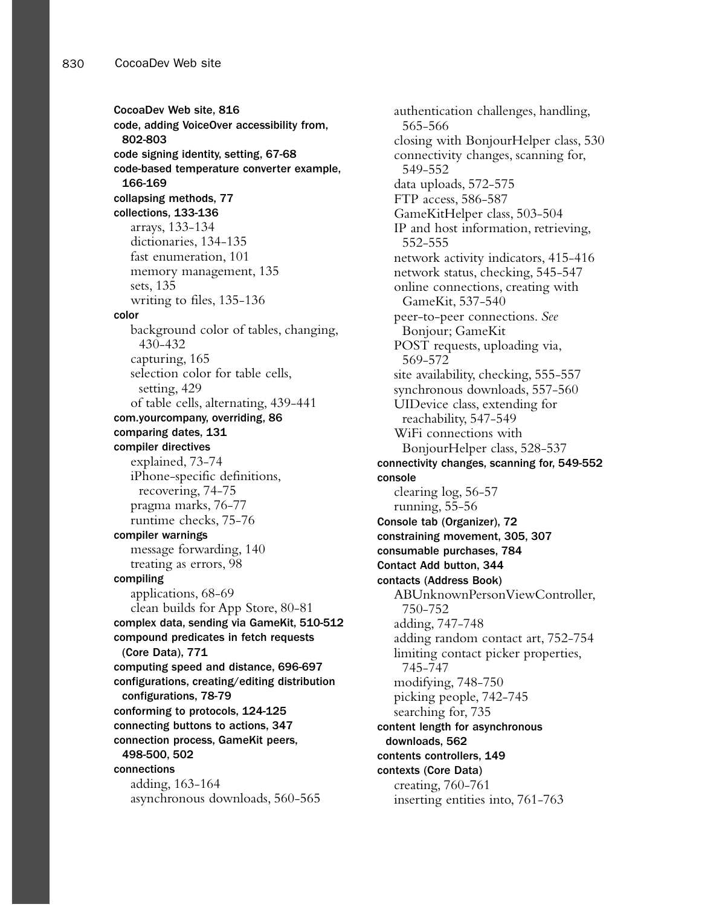**CocoaDev Web site, 816**
**code, adding VoiceOver accessibility from, 802-803**
**code signing identity, setting, 67-68**
**code-based temperature converter example, 166-169**
**collapsing methods, 77**
**collections, 133-136**
- arrays, 133-134
- dictionaries, 134-135
- fast enumeration, 101
- memory management, 135
- sets, 135
- writing to files, 135-136

**color**
- background color of tables, changing, 430-432
- capturing, 165
- selection color for table cells, setting, 429
- of table cells, alternating, 439-441

**com.yourcompany, overriding, 86**
**comparing dates, 131**
**compiler directives**
- explained, 73-74
- iPhone-specific definitions, recovering, 74-75
- pragma marks, 76-77
- runtime checks, 75-76

**compiler warnings**
- message forwarding, 140
- treating as errors, 98

**compiling**
- applications, 68-69
- clean builds for App Store, 80-81

**complex data, sending via GameKit, 510-512**
**compound predicates in fetch requests (Core Data), 771**
**computing speed and distance, 696-697**
**configurations, creating/editing distribution configurations, 78-79**
**conforming to protocols, 124-125**
**connecting buttons to actions, 347**
**connection process, GameKit peers, 498-500, 502**
**connections**
- adding, 163-164
- asynchronous downloads, 560-565
- authentication challenges, handling, 565-566
- closing with BonjourHelper class, 530
- connectivity changes, scanning for, 549-552
- data uploads, 572-575
- FTP access, 586-587
- GameKitHelper class, 503-504
- IP and host information, retrieving, 552-555
- network activity indicators, 415-416
- network status, checking, 545-547
- online connections, creating with GameKit, 537-540
- peer-to-peer connections. *See* Bonjour; GameKit
- POST requests, uploading via, 569-572
- site availability, checking, 555-557
- synchronous downloads, 557-560
- UIDevice class, extending for reachability, 547-549
- WiFi connections with BonjourHelper class, 528-537

**connectivity changes, scanning for, 549-552**
**console**
- clearing log, 56-57
- running, 55-56

**Console tab (Organizer), 72**
**constraining movement, 305, 307**
**consumable purchases, 784**
**Contact Add button, 344**
**contacts (Address Book)**
- ABUnknownPersonViewController, 750-752
- adding, 747-748
- adding random contact art, 752-754
- limiting contact picker properties, 745-747
- modifying, 748-750
- picking people, 742-745
- searching for, 735

**content length for asynchronous downloads, 562**
**contents controllers, 149**
**contexts (Core Data)**
- creating, 760-761
- inserting entities into, 761-763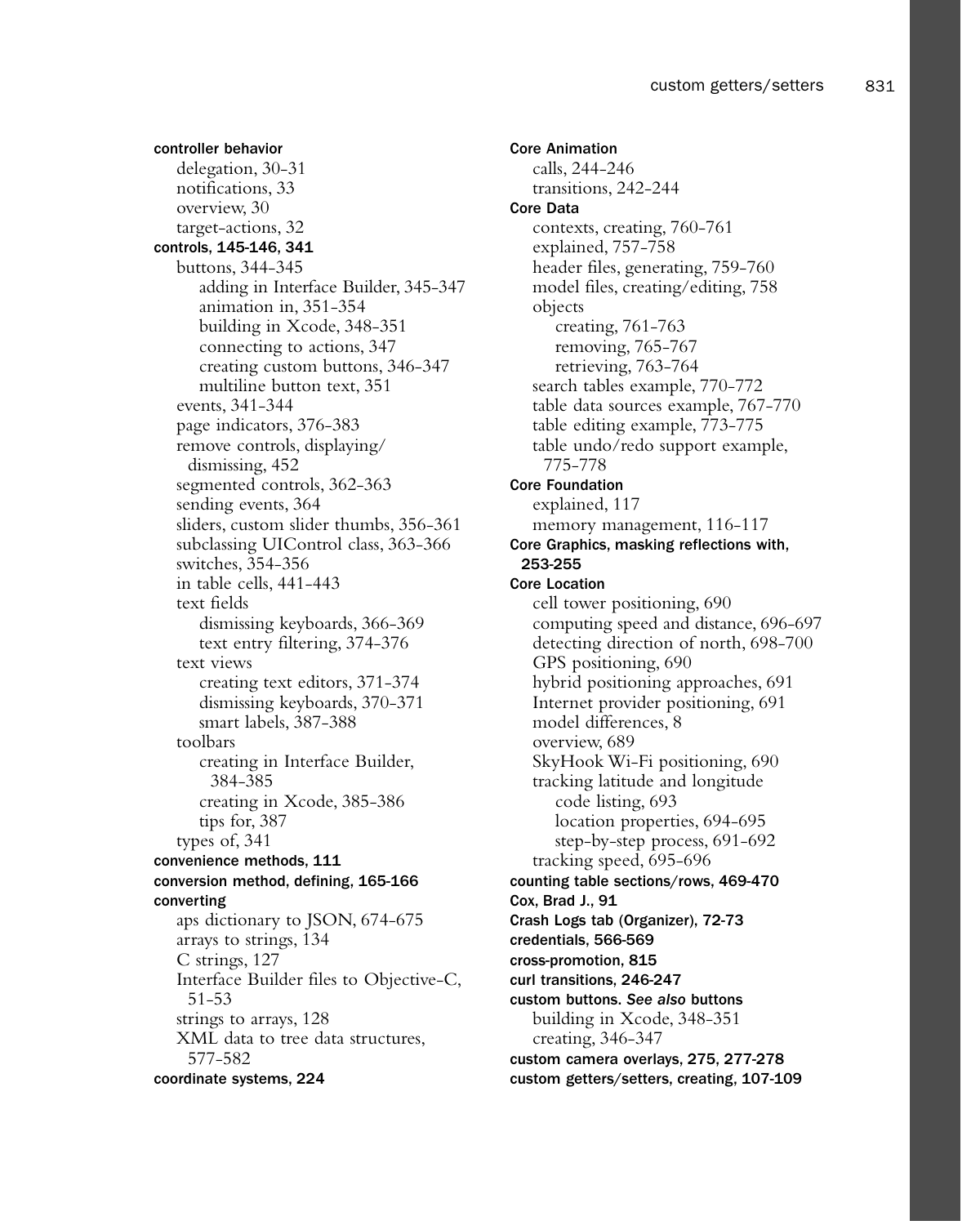**controller behavior**
- delegation, 30-31
- notifications, 33
- overview, 30
- target-actions, 32

**controls, 145-146, 341**
- buttons, 344-345
  - adding in Interface Builder, 345-347
  - animation in, 351-354
  - building in Xcode, 348-351
  - connecting to actions, 347
  - creating custom buttons, 346-347
  - multiline button text, 351
- events, 341-344
- page indicators, 376-383
- remove controls, displaying/dismissing, 452
- segmented controls, 362-363
- sending events, 364
- sliders, custom slider thumbs, 356-361
- subclassing UIControl class, 363-366
- switches, 354-356
- in table cells, 441-443
- text fields
  - dismissing keyboards, 366-369
  - text entry filtering, 374-376
- text views
  - creating text editors, 371-374
  - dismissing keyboards, 370-371
  - smart labels, 387-388
- toolbars
  - creating in Interface Builder, 384-385
  - creating in Xcode, 385-386
  - tips for, 387
- types of, 341

**convenience methods, 111**

**conversion method, defining, 165-166**

**converting**
- aps dictionary to JSON, 674-675
- arrays to strings, 134
- C strings, 127
- Interface Builder files to Objective-C, 51-53
- strings to arrays, 128
- XML data to tree data structures, 577-582

**coordinate systems, 224**

**Core Animation**
- calls, 244-246
- transitions, 242-244

**Core Data**
- contexts, creating, 760-761
- explained, 757-758
- header files, generating, 759-760
- model files, creating/editing, 758
- objects
  - creating, 761-763
  - removing, 765-767
  - retrieving, 763-764
- search tables example, 770-772
- table data sources example, 767-770
- table editing example, 773-775
- table undo/redo support example, 775-778

**Core Foundation**
- explained, 117
- memory management, 116-117

**Core Graphics, masking reflections with, 253-255**

**Core Location**
- cell tower positioning, 690
- computing speed and distance, 696-697
- detecting direction of north, 698-700
- GPS positioning, 690
- hybrid positioning approaches, 691
- Internet provider positioning, 691
- model differences, 8
- overview, 689
- SkyHook Wi-Fi positioning, 690
- tracking latitude and longitude
  - code listing, 693
  - location properties, 694-695
  - step-by-step process, 691-692
- tracking speed, 695-696

**counting table sections/rows, 469-470**

**Cox, Brad J., 91**

**Crash Logs tab (Organizer), 72-73**

**credentials, 566-569**

**cross-promotion, 815**

**curl transitions, 246-247**

**custom buttons.** ***See also*** **buttons**
- building in Xcode, 348-351
- creating, 346-347

**custom camera overlays, 275, 277-278**

**custom getters/setters, creating, 107-109**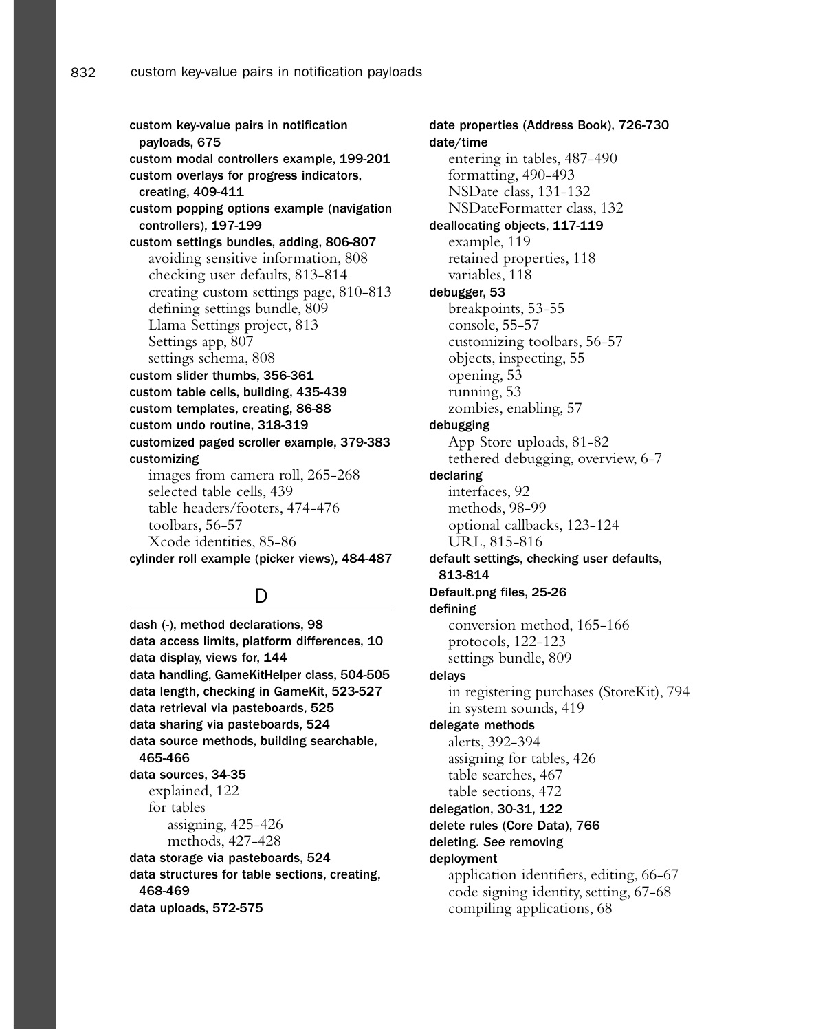**custom key-value pairs in notification payloads, 675**
**custom modal controllers example, 199-201**
**custom overlays for progress indicators, creating, 409-411**
**custom popping options example (navigation controllers), 197-199**
**custom settings bundles, adding, 806-807**
- avoiding sensitive information, 808
- checking user defaults, 813-814
- creating custom settings page, 810-813
- defining settings bundle, 809
- Llama Settings project, 813
- Settings app, 807
- settings schema, 808

**custom slider thumbs, 356-361**
**custom table cells, building, 435-439**
**custom templates, creating, 86-88**
**custom undo routine, 318-319**
**customized paged scroller example, 379-383**
**customizing**
- images from camera roll, 265-268
- selected table cells, 439
- table headers/footers, 474-476
- toolbars, 56-57
- Xcode identities, 85-86

**cylinder roll example (picker views), 484-487**

## D

**dash (-), method declarations, 98**
**data access limits, platform differences, 10**
**data display, views for, 144**
**data handling, GameKitHelper class, 504-505**
**data length, checking in GameKit, 523-527**
**data retrieval via pasteboards, 525**
**data sharing via pasteboards, 524**
**data source methods, building searchable, 465-466**
**data sources, 34-35**
- explained, 122
- for tables
  - assigning, 425-426
  - methods, 427-428

**data storage via pasteboards, 524**
**data structures for table sections, creating, 468-469**
**data uploads, 572-575**
**date properties (Address Book), 726-730**
**date/time**
- entering in tables, 487-490
- formatting, 490-493
- NSDate class, 131-132
- NSDateFormatter class, 132

**deallocating objects, 117-119**
- example, 119
- retained properties, 118
- variables, 118

**debugger, 53**
- breakpoints, 53-55
- console, 55-57
- customizing toolbars, 56-57
- objects, inspecting, 55
- opening, 53
- running, 53
- zombies, enabling, 57

**debugging**
- App Store uploads, 81-82
- tethered debugging, overview, 6-7

**declaring**
- interfaces, 92
- methods, 98-99
- optional callbacks, 123-124
- URL, 815-816

**default settings, checking user defaults, 813-814**
**Default.png files, 25-26**
**defining**
- conversion method, 165-166
- protocols, 122-123
- settings bundle, 809

**delays**
- in registering purchases (StoreKit), 794
- in system sounds, 419

**delegate methods**
- alerts, 392-394
- assigning for tables, 426
- table searches, 467
- table sections, 472

**delegation, 30-31, 122**
**delete rules (Core Data), 766**
**deleting.** ***See*** **removing**
**deployment**
- application identifiers, editing, 66-67
- code signing identity, setting, 67-68
- compiling applications, 68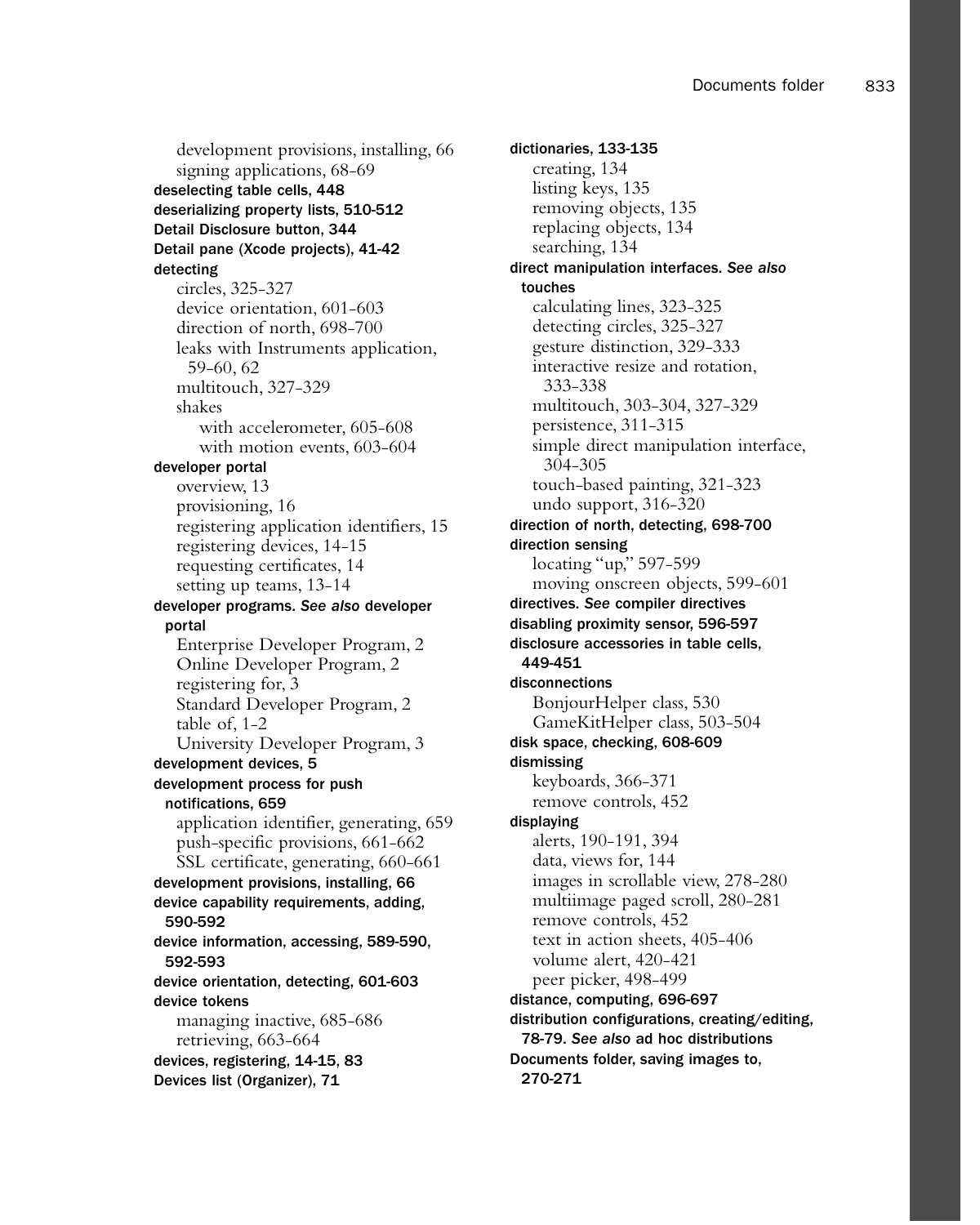- development provisions, installing, 66
- signing applications, 68-69

**deselecting table cells, 448**

**deserializing property lists, 510-512**

**Detail Disclosure button, 344**

**Detail pane (Xcode projects), 41-42**

**detecting**
- circles, 325-327
- device orientation, 601-603
- direction of north, 698-700
- leaks with Instruments application, 59-60, 62
- multitouch, 327-329
- shakes
  - with accelerometer, 605-608
  - with motion events, 603-604

**developer portal**
- overview, 13
- provisioning, 16
- registering application identifiers, 15
- registering devices, 14-15
- requesting certificates, 14
- setting up teams, 13-14

**developer programs.** ***See also*** **developer portal**
- Enterprise Developer Program, 2
- Online Developer Program, 2
- registering for, 3
- Standard Developer Program, 2
- table of, 1-2
- University Developer Program, 3

**development devices, 5**

**development process for push notifications, 659**
- application identifier, generating, 659
- push-specific provisions, 661-662
- SSL certificate, generating, 660-661

**development provisions, installing, 66**

**device capability requirements, adding, 590-592**

**device information, accessing, 589-590, 592-593**

**device orientation, detecting, 601-603**

**device tokens**
- managing inactive, 685-686
- retrieving, 663-664

**devices, registering, 14-15, 83**

**Devices list (Organizer), 71**

**dictionaries, 133-135**
- creating, 134
- listing keys, 135
- removing objects, 135
- replacing objects, 134
- searching, 134

**direct manipulation interfaces.** ***See also*** **touches**
- calculating lines, 323-325
- detecting circles, 325-327
- gesture distinction, 329-333
- interactive resize and rotation, 333-338
- multitouch, 303-304, 327-329
- persistence, 311-315
- simple direct manipulation interface, 304-305
- touch-based painting, 321-323
- undo support, 316-320

**direction of north, detecting, 698-700**

**direction sensing**
- locating "up," 597-599
- moving onscreen objects, 599-601

**directives.** ***See*** **compiler directives**

**disabling proximity sensor, 596-597**

**disclosure accessories in table cells, 449-451**

**disconnections**
- BonjourHelper class, 530
- GameKitHelper class, 503-504

**disk space, checking, 608-609**

**dismissing**
- keyboards, 366-371
- remove controls, 452

**displaying**
- alerts, 190-191, 394
- data, views for, 144
- images in scrollable view, 278-280
- multiimage paged scroll, 280-281
- remove controls, 452
- text in action sheets, 405-406
- volume alert, 420-421
- peer picker, 498-499

**distance, computing, 696-697**

**distribution configurations, creating/editing, 78-79.** ***See also*** **ad hoc distributions**

**Documents folder, saving images to, 270-271**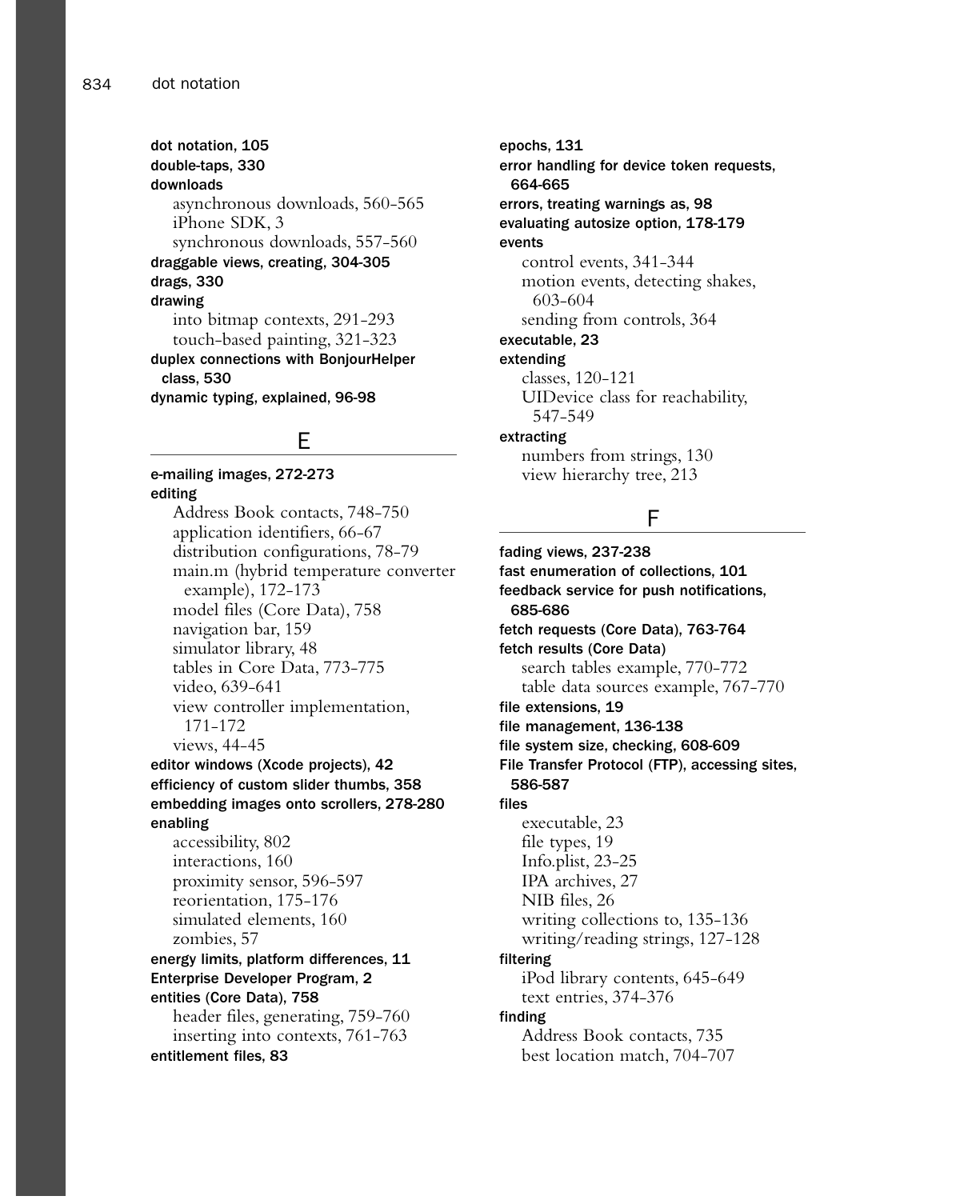**dot notation, 105**
**double-taps, 330**
**downloads**
- asynchronous downloads, 560-565
- iPhone SDK, 3
- synchronous downloads, 557-560

**draggable views, creating, 304-305**
**drags, 330**
**drawing**
- into bitmap contexts, 291-293
- touch-based painting, 321-323

**duplex connections with BonjourHelper class, 530**
**dynamic typing, explained, 96-98**

## E

**e-mailing images, 272-273**
**editing**
- Address Book contacts, 748-750
- application identifiers, 66-67
- distribution configurations, 78-79
- main.m (hybrid temperature converter example), 172-173
- model files (Core Data), 758
- navigation bar, 159
- simulator library, 48
- tables in Core Data, 773-775
- video, 639-641
- view controller implementation, 171-172
- views, 44-45

**editor windows (Xcode projects), 42**
**efficiency of custom slider thumbs, 358**
**embedding images onto scrollers, 278-280**
**enabling**
- accessibility, 802
- interactions, 160
- proximity sensor, 596-597
- reorientation, 175-176
- simulated elements, 160
- zombies, 57

**energy limits, platform differences, 11**
**Enterprise Developer Program, 2**
**entities (Core Data), 758**
- header files, generating, 759-760
- inserting into contexts, 761-763

**entitlement files, 83**
**epochs, 131**
**error handling for device token requests, 664-665**
**errors, treating warnings as, 98**
**evaluating autosize option, 178-179**
**events**
- control events, 341-344
- motion events, detecting shakes, 603-604
- sending from controls, 364

**executable, 23**
**extending**
- classes, 120-121
- UIDevice class for reachability, 547-549

**extracting**
- numbers from strings, 130
- view hierarchy tree, 213

## F

**fading views, 237-238**
**fast enumeration of collections, 101**
**feedback service for push notifications, 685-686**
**fetch requests (Core Data), 763-764**
**fetch results (Core Data)**
- search tables example, 770-772
- table data sources example, 767-770

**file extensions, 19**
**file management, 136-138**
**file system size, checking, 608-609**
**File Transfer Protocol (FTP), accessing sites, 586-587**
**files**
- executable, 23
- file types, 19
- Info.plist, 23-25
- IPA archives, 27
- NIB files, 26
- writing collections to, 135-136
- writing/reading strings, 127-128

**filtering**
- iPod library contents, 645-649
- text entries, 374-376

**finding**
- Address Book contacts, 735
- best location match, 704-707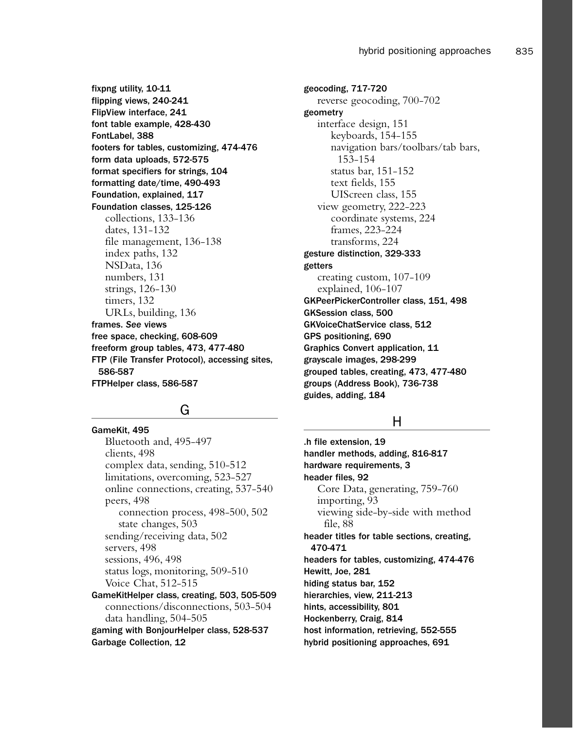fixpng utility, 10-11
flipping views, 240-241
FlipView interface, 241
font table example, 428-430
FontLabel, 388
footers for tables, customizing, 474-476
form data uploads, 572-575
format specifiers for strings, 104
formatting date/time, 490-493
Foundation, explained, 117
Foundation classes, 125-126
- collections, 133-136
- dates, 131-132
- file management, 136-138
- index paths, 132
- NSData, 136
- numbers, 131
- strings, 126-130
- timers, 132
- URLs, building, 136

frames. *See* views
free space, checking, 608-609
freeform group tables, 473, 477-480
FTP (File Transfer Protocol), accessing sites, 586-587
FTPHelper class, 586-587

## G

GameKit, 495
- Bluetooth and, 495-497
- clients, 498
- complex data, sending, 510-512
- limitations, overcoming, 523-527
- online connections, creating, 537-540
- peers, 498
  - connection process, 498-500, 502
  - state changes, 503
- sending/receiving data, 502
- servers, 498
- sessions, 496, 498
- status logs, monitoring, 509-510
- Voice Chat, 512-515

GameKitHelper class, creating, 503, 505-509
- connections/disconnections, 503-504
- data handling, 504-505

gaming with BonjourHelper class, 528-537
Garbage Collection, 12
geocoding, 717-720
- reverse geocoding, 700-702

geometry
- interface design, 151
  - keyboards, 154-155
  - navigation bars/toolbars/tab bars, 153-154
  - status bar, 151-152
  - text fields, 155
  - UIScreen class, 155
- view geometry, 222-223
  - coordinate systems, 224
  - frames, 223-224
  - transforms, 224

gesture distinction, 329-333
getters
- creating custom, 107-109
- explained, 106-107

GKPeerPickerController class, 151, 498
GKSession class, 500
GKVoiceChatService class, 512
GPS positioning, 690
Graphics Convert application, 11
grayscale images, 298-299
grouped tables, creating, 473, 477-480
groups (Address Book), 736-738
guides, adding, 184

## H

.h file extension, 19
handler methods, adding, 816-817
hardware requirements, 3
header files, 92
- Core Data, generating, 759-760
- importing, 93
- viewing side-by-side with method file, 88

header titles for table sections, creating, 470-471
headers for tables, customizing, 474-476
Hewitt, Joe, 281
hiding status bar, 152
hierarchies, view, 211-213
hints, accessibility, 801
Hockenberry, Craig, 814
host information, retrieving, 552-555
hybrid positioning approaches, 691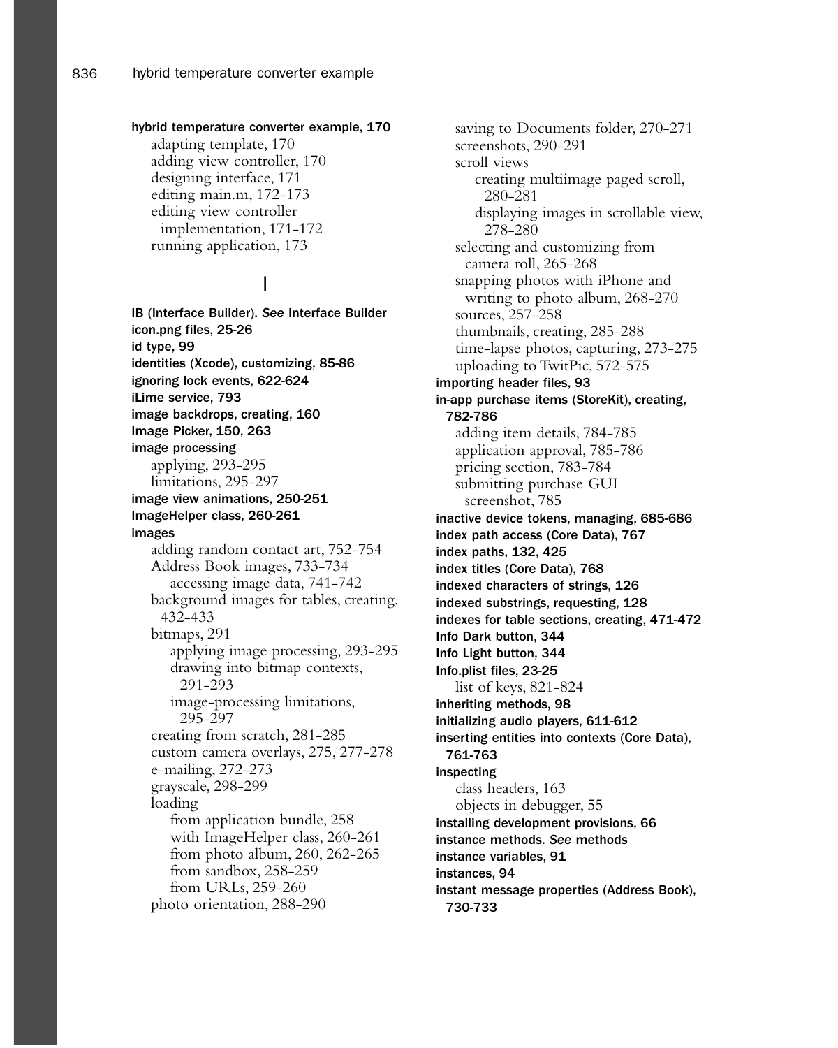**hybrid temperature converter example, 170**
- adapting template, 170
- adding view controller, 170
- designing interface, 171
- editing main.m, 172-173
- editing view controller implementation, 171-172
- running application, 173

## I

**IB (Interface Builder).** *See* **Interface Builder**

**icon.png files, 25-26**

**id type, 99**

**identities (Xcode), customizing, 85-86**

**ignoring lock events, 622-624**

**iLime service, 793**

**image backdrops, creating, 160**

**Image Picker, 150, 263**

**image processing**
- applying, 293-295
- limitations, 295-297

**image view animations, 250-251**

**ImageHelper class, 260-261**

**images**
- adding random contact art, 752-754
- Address Book images, 733-734
  - accessing image data, 741-742
- background images for tables, creating, 432-433
- bitmaps, 291
  - applying image processing, 293-295
  - drawing into bitmap contexts, 291-293
  - image-processing limitations, 295-297
- creating from scratch, 281-285
- custom camera overlays, 275, 277-278
- e-mailing, 272-273
- grayscale, 298-299
- loading
  - from application bundle, 258
  - with ImageHelper class, 260-261
  - from photo album, 260, 262-265
  - from sandbox, 258-259
  - from URLs, 259-260
- photo orientation, 288-290
- saving to Documents folder, 270-271
- screenshots, 290-291
- scroll views
  - creating multiimage paged scroll, 280-281
  - displaying images in scrollable view, 278-280
- selecting and customizing from camera roll, 265-268
- snapping photos with iPhone and writing to photo album, 268-270
- sources, 257-258
- thumbnails, creating, 285-288
- time-lapse photos, capturing, 273-275
- uploading to TwitPic, 572-575

**importing header files, 93**

**in-app purchase items (StoreKit), creating, 782-786**
- adding item details, 784-785
- application approval, 785-786
- pricing section, 783-784
- submitting purchase GUI screenshot, 785

**inactive device tokens, managing, 685-686**

**index path access (Core Data), 767**

**index paths, 132, 425**

**index titles (Core Data), 768**

**indexed characters of strings, 126**

**indexed substrings, requesting, 128**

**indexes for table sections, creating, 471-472**

**Info Dark button, 344**

**Info Light button, 344**

**Info.plist files, 23-25**
- list of keys, 821-824

**inheriting methods, 98**

**initializing audio players, 611-612**

**inserting entities into contexts (Core Data), 761-763**

**inspecting**
- class headers, 163
- objects in debugger, 55

**installing development provisions, 66**

**instance methods.** *See* **methods**

**instance variables, 91**

**instances, 94**

**instant message properties (Address Book), 730-733**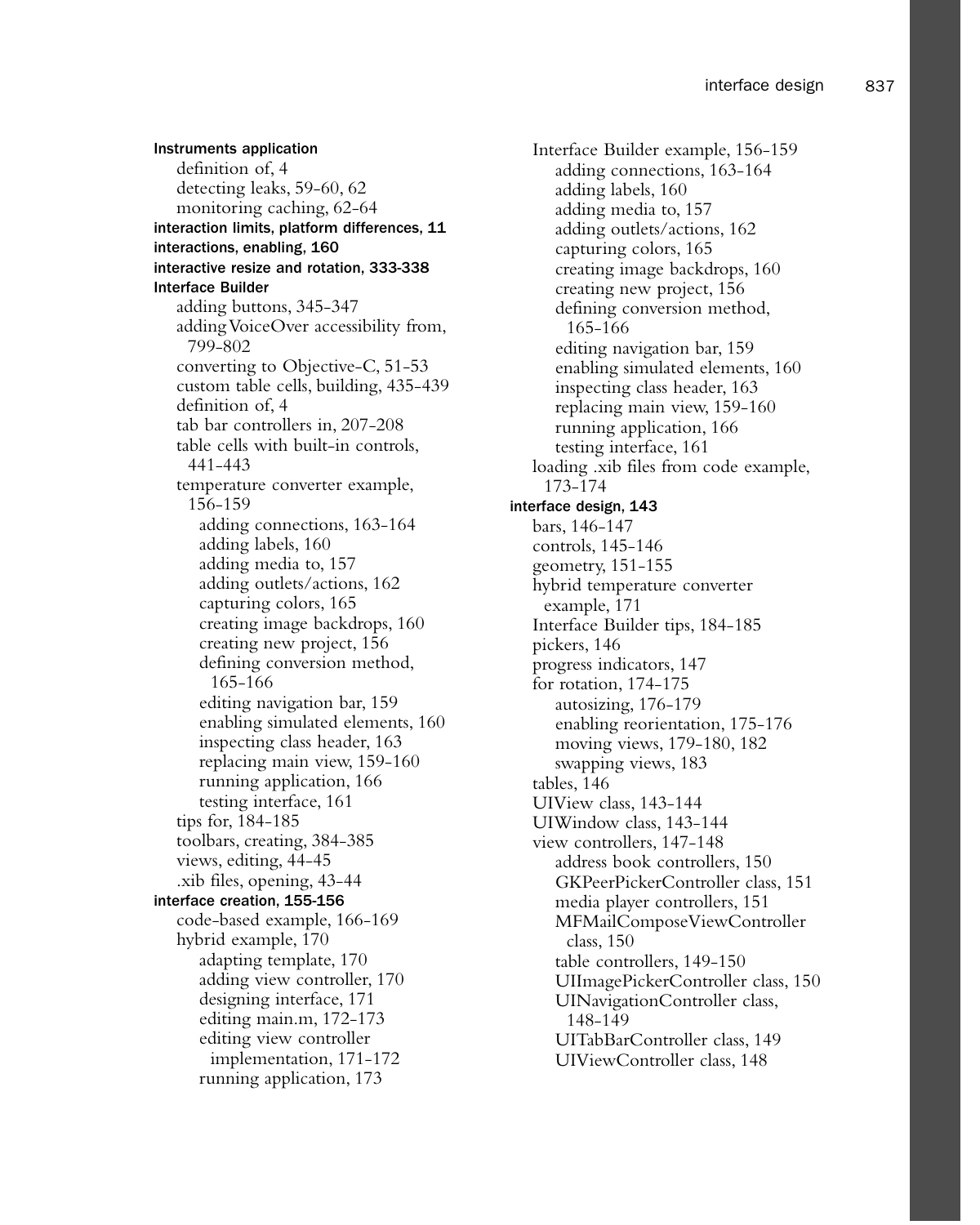**Instruments application**
- definition of, 4
- detecting leaks, 59-60, 62
- monitoring caching, 62-64

**interaction limits, platform differences, 11**

**interactions, enabling, 160**

**interactive resize and rotation, 333-338**

**Interface Builder**
- adding buttons, 345-347
- adding VoiceOver accessibility from, 799-802
- converting to Objective-C, 51-53
- custom table cells, building, 435-439
- definition of, 4
- tab bar controllers in, 207-208
- table cells with built-in controls, 441-443
- temperature converter example, 156-159
  - adding connections, 163-164
  - adding labels, 160
  - adding media to, 157
  - adding outlets/actions, 162
  - capturing colors, 165
  - creating image backdrops, 160
  - creating new project, 156
  - defining conversion method, 165-166
  - editing navigation bar, 159
  - enabling simulated elements, 160
  - inspecting class header, 163
  - replacing main view, 159-160
  - running application, 166
  - testing interface, 161
- tips for, 184-185
- toolbars, creating, 384-385
- views, editing, 44-45
- .xib files, opening, 43-44

**interface creation, 155-156**
- code-based example, 166-169
- hybrid example, 170
  - adapting template, 170
  - adding view controller, 170
  - designing interface, 171
  - editing main.m, 172-173
  - editing view controller implementation, 171-172
  - running application, 173
- Interface Builder example, 156-159
  - adding connections, 163-164
  - adding labels, 160
  - adding media to, 157
  - adding outlets/actions, 162
  - capturing colors, 165
  - creating image backdrops, 160
  - creating new project, 156
  - defining conversion method, 165-166
  - editing navigation bar, 159
  - enabling simulated elements, 160
  - inspecting class header, 163
  - replacing main view, 159-160
  - running application, 166
  - testing interface, 161
- loading .xib files from code example, 173-174

**interface design, 143**
- bars, 146-147
- controls, 145-146
- geometry, 151-155
- hybrid temperature converter example, 171
- Interface Builder tips, 184-185
- pickers, 146
- progress indicators, 147
- for rotation, 174-175
  - autosizing, 176-179
  - enabling reorientation, 175-176
  - moving views, 179-180, 182
  - swapping views, 183
- tables, 146
- UIView class, 143-144
- UIWindow class, 143-144
- view controllers, 147-148
  - address book controllers, 150
  - GKPeerPickerController class, 151
  - media player controllers, 151
  - MFMailComposeViewController class, 150
  - table controllers, 149-150
  - UIImagePickerController class, 150
  - UINavigationController class, 148-149
  - UITabBarController class, 149
  - UIViewController class, 148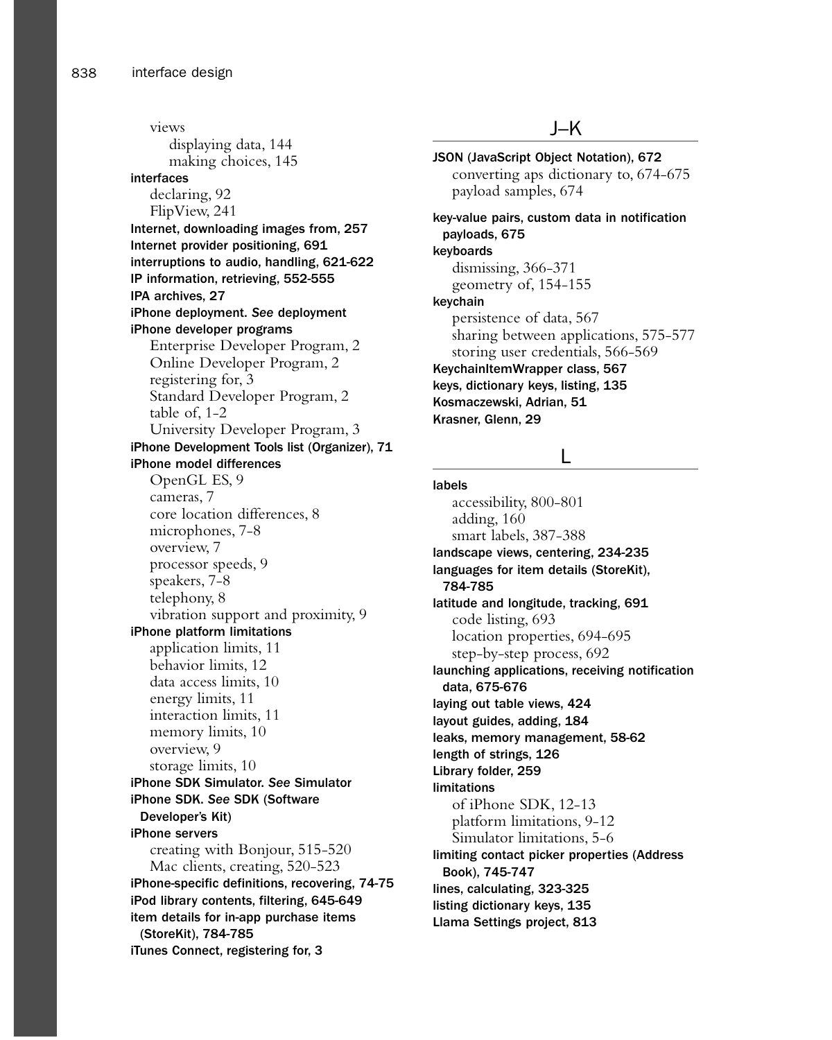views
  displaying data, 144
  making choices, 145

**interfaces**
  declaring, 92
  FlipView, 241

**Internet, downloading images from, 257**

**Internet provider positioning, 691**

**interruptions to audio, handling, 621-622**

**IP information, retrieving, 552-555**

**IPA archives, 27**

**iPhone deployment. *See* deployment**

**iPhone developer programs**
  Enterprise Developer Program, 2
  Online Developer Program, 2
  registering for, 3
  Standard Developer Program, 2
  table of, 1-2
  University Developer Program, 3

**iPhone Development Tools list (Organizer), 71**

**iPhone model differences**
  OpenGL ES, 9
  cameras, 7
  core location differences, 8
  microphones, 7-8
  overview, 7
  processor speeds, 9
  speakers, 7-8
  telephony, 8
  vibration support and proximity, 9

**iPhone platform limitations**
  application limits, 11
  behavior limits, 12
  data access limits, 10
  energy limits, 11
  interaction limits, 11
  memory limits, 10
  overview, 9
  storage limits, 10

**iPhone SDK Simulator. *See* Simulator**

**iPhone SDK. *See* SDK (Software Developer's Kit)**

**iPhone servers**
  creating with Bonjour, 515-520
  Mac clients, creating, 520-523

**iPhone-specific definitions, recovering, 74-75**

**iPod library contents, filtering, 645-649**

**item details for in-app purchase items (StoreKit), 784-785**

**iTunes Connect, registering for, 3**

## J–K

**JSON (JavaScript Object Notation), 672**
  converting aps dictionary to, 674-675
  payload samples, 674

**key-value pairs, custom data in notification payloads, 675**

**keyboards**
  dismissing, 366-371
  geometry of, 154-155

**keychain**
  persistence of data, 567
  sharing between applications, 575-577
  storing user credentials, 566-569

**KeychainItemWrapper class, 567**

**keys, dictionary keys, listing, 135**

**Kosmaczewski, Adrian, 51**

**Krasner, Glenn, 29**

## L

**labels**
  accessibility, 800-801
  adding, 160
  smart labels, 387-388

**landscape views, centering, 234-235**

**languages for item details (StoreKit), 784-785**

**latitude and longitude, tracking, 691**
  code listing, 693
  location properties, 694-695
  step-by-step process, 692

**launching applications, receiving notification data, 675-676**

**laying out table views, 424**

**layout guides, adding, 184**

**leaks, memory management, 58-62**

**length of strings, 126**

**Library folder, 259**

**limitations**
  of iPhone SDK, 12-13
  platform limitations, 9-12
  Simulator limitations, 5-6

**limiting contact picker properties (Address Book), 745-747**

**lines, calculating, 323-325**

**listing dictionary keys, 135**

**Llama Settings project, 813**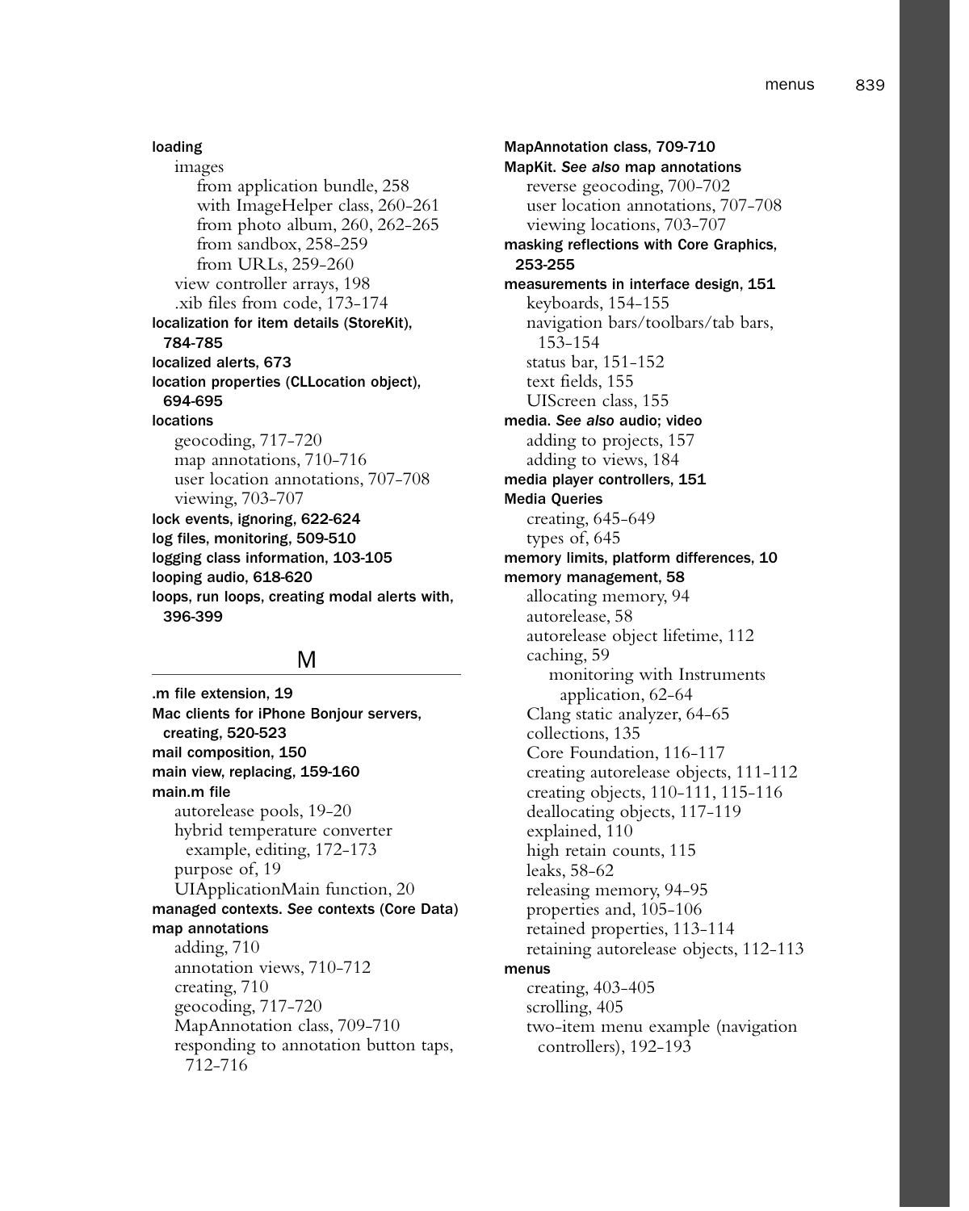**loading**

- images
  - from application bundle, 258
  - with ImageHelper class, 260-261
  - from photo album, 260, 262-265
  - from sandbox, 258-259
  - from URLs, 259-260
- view controller arrays, 198
- .xib files from code, 173-174

**localization for item details (StoreKit), 784-785**

**localized alerts, 673**

**location properties (CLLocation object), 694-695**

**locations**

- geocoding, 717-720
- map annotations, 710-716
- user location annotations, 707-708
- viewing, 703-707

**lock events, ignoring, 622-624**

**log files, monitoring, 509-510**

**logging class information, 103-105**

**looping audio, 618-620**

**loops, run loops, creating modal alerts with, 396-399**

## M

**.m file extension, 19**

**Mac clients for iPhone Bonjour servers, creating, 520-523**

**mail composition, 150**

**main view, replacing, 159-160**

**main.m file**

- autorelease pools, 19-20
- hybrid temperature converter example, editing, 172-173
- purpose of, 19
- UIApplicationMain function, 20

**managed contexts. *See* contexts (Core Data)**

**map annotations**

- adding, 710
- annotation views, 710-712
- creating, 710
- geocoding, 717-720
- MapAnnotation class, 709-710
- responding to annotation button taps, 712-716

**MapAnnotation class, 709-710**

**MapKit. *See also* map annotations**

- reverse geocoding, 700-702
- user location annotations, 707-708
- viewing locations, 703-707

**masking reflections with Core Graphics, 253-255**

**measurements in interface design, 151**

- keyboards, 154-155
- navigation bars/toolbars/tab bars, 153-154
- status bar, 151-152
- text fields, 155
- UIScreen class, 155

**media. *See also* audio; video**

- adding to projects, 157
- adding to views, 184

**media player controllers, 151**

**Media Queries**

- creating, 645-649
- types of, 645

**memory limits, platform differences, 10**

**memory management, 58**

- allocating memory, 94
- autorelease, 58
- autorelease object lifetime, 112
- caching, 59
  - monitoring with Instruments application, 62-64
- Clang static analyzer, 64-65
- collections, 135
- Core Foundation, 116-117
- creating autorelease objects, 111-112
- creating objects, 110-111, 115-116
- deallocating objects, 117-119
- explained, 110
- high retain counts, 115
- leaks, 58-62
- releasing memory, 94-95
- properties and, 105-106
- retained properties, 113-114
- retaining autorelease objects, 112-113

**menus**

- creating, 403-405
- scrolling, 405
- two-item menu example (navigation controllers), 192-193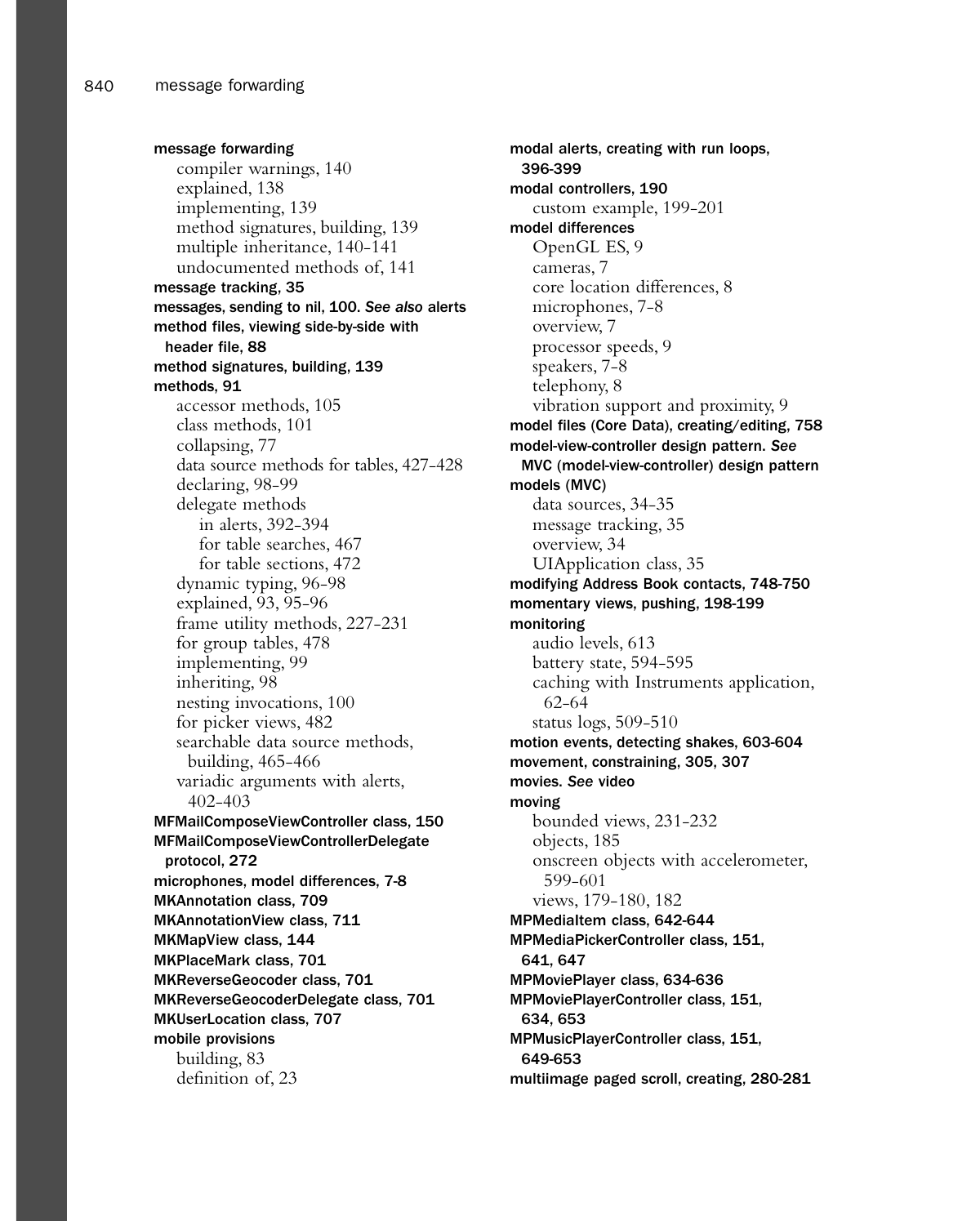**message forwarding**
- compiler warnings, 140
- explained, 138
- implementing, 139
- method signatures, building, 139
- multiple inheritance, 140-141
- undocumented methods of, 141

**message tracking, 35**

**messages, sending to nil, 100.** ***See also*** **alerts**

**method files, viewing side-by-side with header file, 88**

**method signatures, building, 139**

**methods, 91**
- accessor methods, 105
- class methods, 101
- collapsing, 77
- data source methods for tables, 427-428
- declaring, 98-99
- delegate methods
  - in alerts, 392-394
  - for table searches, 467
  - for table sections, 472
- dynamic typing, 96-98
- explained, 93, 95-96
- frame utility methods, 227-231
- for group tables, 478
- implementing, 99
- inheriting, 98
- nesting invocations, 100
- for picker views, 482
- searchable data source methods, building, 465-466
- variadic arguments with alerts, 402-403

**MFMailComposeViewController class, 150**

**MFMailComposeViewControllerDelegate protocol, 272**

**microphones, model differences, 7-8**

**MKAnnotation class, 709**

**MKAnnotationView class, 711**

**MKMapView class, 144**

**MKPlaceMark class, 701**

**MKReverseGeocoder class, 701**

**MKReverseGeocoderDelegate class, 701**

**MKUserLocation class, 707**

**mobile provisions**
- building, 83
- definition of, 23

**modal alerts, creating with run loops, 396-399**

**modal controllers, 190**
- custom example, 199-201

**model differences**
- OpenGL ES, 9
- cameras, 7
- core location differences, 8
- microphones, 7-8
- overview, 7
- processor speeds, 9
- speakers, 7-8
- telephony, 8
- vibration support and proximity, 9

**model files (Core Data), creating/editing, 758**

**model-view-controller design pattern.** ***See*** **MVC (model-view-controller) design pattern**

**models (MVC)**
- data sources, 34-35
- message tracking, 35
- overview, 34
- UIApplication class, 35

**modifying Address Book contacts, 748-750**

**momentary views, pushing, 198-199**

**monitoring**
- audio levels, 613
- battery state, 594-595
- caching with Instruments application, 62-64
- status logs, 509-510

**motion events, detecting shakes, 603-604**

**movement, constraining, 305, 307**

**movies.** ***See*** **video**

**moving**
- bounded views, 231-232
- objects, 185
- onscreen objects with accelerometer, 599-601
- views, 179-180, 182

**MPMediaItem class, 642-644**

**MPMediaPickerController class, 151, 641, 647**

**MPMoviePlayer class, 634-636**

**MPMoviePlayerController class, 151, 634, 653**

**MPMusicPlayerController class, 151, 649-653**

**multiimage paged scroll, creating, 280-281**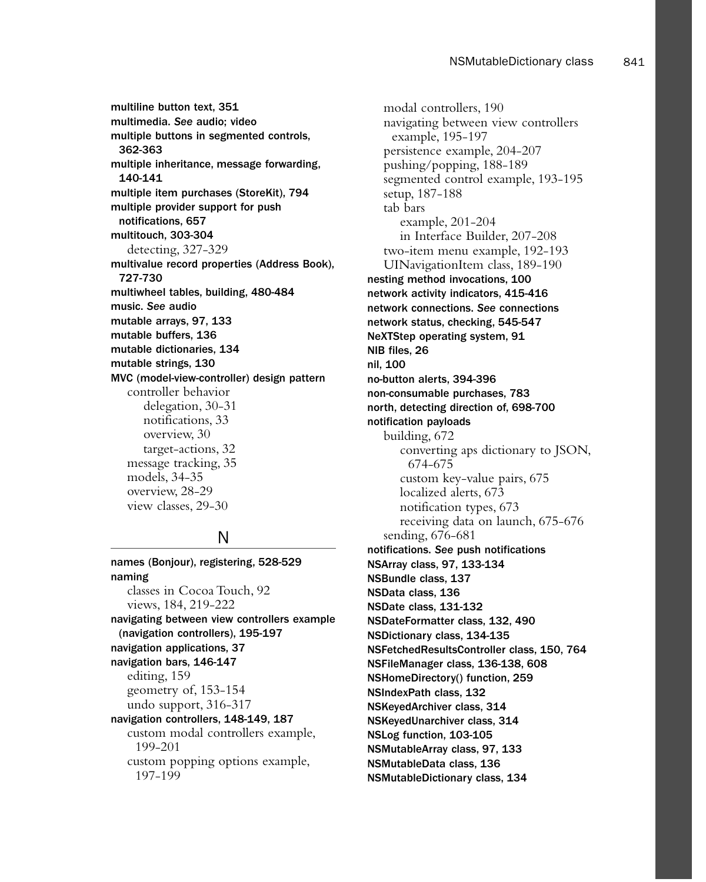**multiline button text, 351**
**multimedia.** ***See*** **audio; video**
**multiple buttons in segmented controls, 362-363**
**multiple inheritance, message forwarding, 140-141**
**multiple item purchases (StoreKit), 794**
**multiple provider support for push notifications, 657**
**multitouch, 303-304**
- detecting, 327-329

**multivalue record properties (Address Book), 727-730**
**multiwheel tables, building, 480-484**
**music.** ***See*** **audio**
**mutable arrays, 97, 133**
**mutable buffers, 136**
**mutable dictionaries, 134**
**mutable strings, 130**
**MVC (model-view-controller) design pattern**
- controller behavior
  - delegation, 30-31
  - notifications, 33
  - overview, 30
  - target-actions, 32
- message tracking, 35
- models, 34-35
- overview, 28-29
- view classes, 29-30

## N

**names (Bonjour), registering, 528-529**
**naming**
- classes in Cocoa Touch, 92
- views, 184, 219-222

**navigating between view controllers example (navigation controllers), 195-197**
**navigation applications, 37**
**navigation bars, 146-147**
- editing, 159
- geometry of, 153-154
- undo support, 316-317

**navigation controllers, 148-149, 187**
- custom modal controllers example, 199-201
- custom popping options example, 197-199
- modal controllers, 190
- navigating between view controllers example, 195-197
- persistence example, 204-207
- pushing/popping, 188-189
- segmented control example, 193-195
- setup, 187-188
- tab bars
  - example, 201-204
  - in Interface Builder, 207-208
- two-item menu example, 192-193
- UINavigationItem class, 189-190

**nesting method invocations, 100**
**network activity indicators, 415-416**
**network connections.** ***See*** **connections**
**network status, checking, 545-547**
**NeXTStep operating system, 91**
**NIB files, 26**
**nil, 100**
**no-button alerts, 394-396**
**non-consumable purchases, 783**
**north, detecting direction of, 698-700**
**notification payloads**
- building, 672
  - converting aps dictionary to JSON, 674-675
  - custom key-value pairs, 675
  - localized alerts, 673
  - notification types, 673
  - receiving data on launch, 675-676
- sending, 676-681

**notifications.** ***See*** **push notifications**
**NSArray class, 97, 133-134**
**NSBundle class, 137**
**NSData class, 136**
**NSDate class, 131-132**
**NSDateFormatter class, 132, 490**
**NSDictionary class, 134-135**
**NSFetchedResultsController class, 150, 764**
**NSFileManager class, 136-138, 608**
**NSHomeDirectory() function, 259**
**NSIndexPath class, 132**
**NSKeyedArchiver class, 314**
**NSKeyedUnarchiver class, 314**
**NSLog function, 103-105**
**NSMutableArray class, 97, 133**
**NSMutableData class, 136**
**NSMutableDictionary class, 134**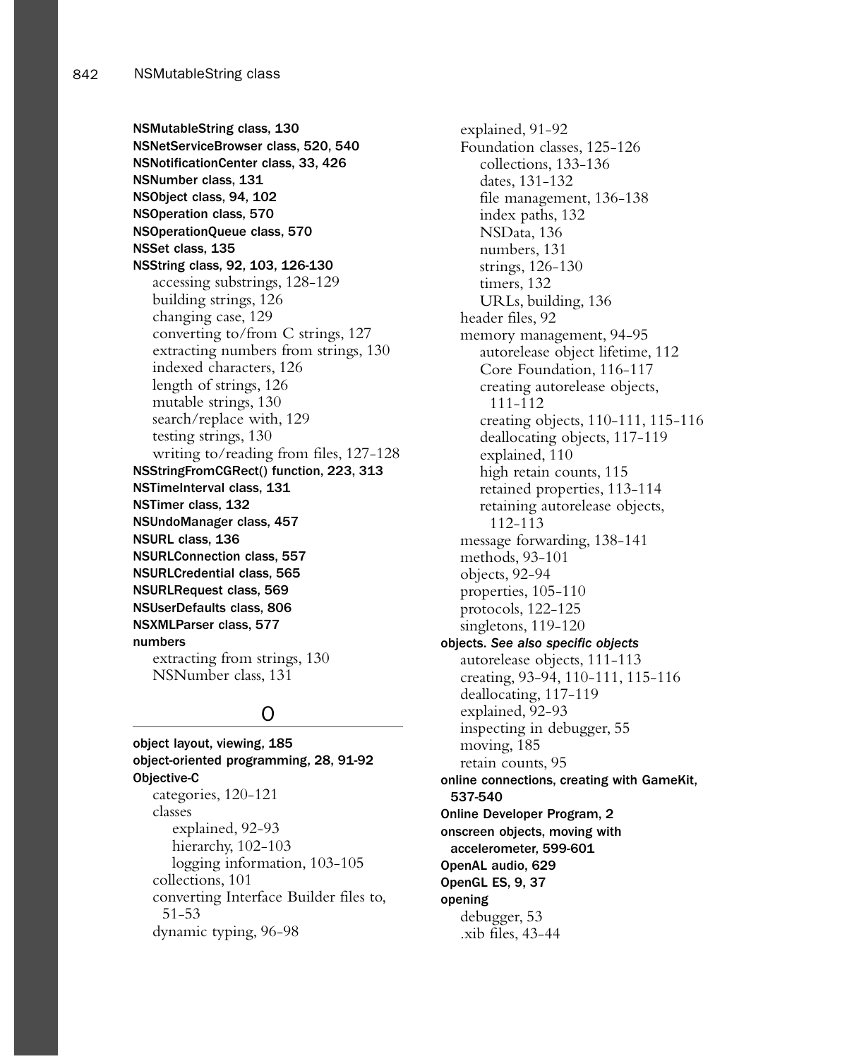**NSMutableString class, 130**
**NSNetServiceBrowser class, 520, 540**
**NSNotificationCenter class, 33, 426**
**NSNumber class, 131**
**NSObject class, 94, 102**
**NSOperation class, 570**
**NSOperationQueue class, 570**
**NSSet class, 135**
**NSString class, 92, 103, 126-130**
- accessing substrings, 128-129
- building strings, 126
- changing case, 129
- converting to/from C strings, 127
- extracting numbers from strings, 130
- indexed characters, 126
- length of strings, 126
- mutable strings, 130
- search/replace with, 129
- testing strings, 130
- writing to/reading from files, 127-128

**NSStringFromCGRect() function, 223, 313**
**NSTimeInterval class, 131**
**NSTimer class, 132**
**NSUndoManager class, 457**
**NSURL class, 136**
**NSURLConnection class, 557**
**NSURLCredential class, 565**
**NSURLRequest class, 569**
**NSUserDefaults class, 806**
**NSXMLParser class, 577**
**numbers**
- extracting from strings, 130
- NSNumber class, 131

## O

**object layout, viewing, 185**
**object-oriented programming, 28, 91-92**
**Objective-C**
- categories, 120-121
- classes
  - explained, 92-93
  - hierarchy, 102-103
  - logging information, 103-105
- collections, 101
- converting Interface Builder files to, 51-53
- dynamic typing, 96-98
- explained, 91-92
- Foundation classes, 125-126
  - collections, 133-136
  - dates, 131-132
  - file management, 136-138
  - index paths, 132
  - NSData, 136
  - numbers, 131
  - strings, 126-130
  - timers, 132
  - URLs, building, 136
- header files, 92
- memory management, 94-95
  - autorelease object lifetime, 112
  - Core Foundation, 116-117
  - creating autorelease objects, 111-112
  - creating objects, 110-111, 115-116
  - deallocating objects, 117-119
  - explained, 110
  - high retain counts, 115
  - retained properties, 113-114
  - retaining autorelease objects, 112-113
- message forwarding, 138-141
- methods, 93-101
- objects, 92-94
- properties, 105-110
- protocols, 122-125
- singletons, 119-120

**objects.** ***See also specific objects***
- autorelease objects, 111-113
- creating, 93-94, 110-111, 115-116
- deallocating, 117-119
- explained, 92-93
- inspecting in debugger, 55
- moving, 185
- retain counts, 95

**online connections, creating with GameKit, 537-540**
**Online Developer Program, 2**
**onscreen objects, moving with accelerometer, 599-601**
**OpenAL audio, 629**
**OpenGL ES, 9, 37**
**opening**
- debugger, 53
- .xib files, 43-44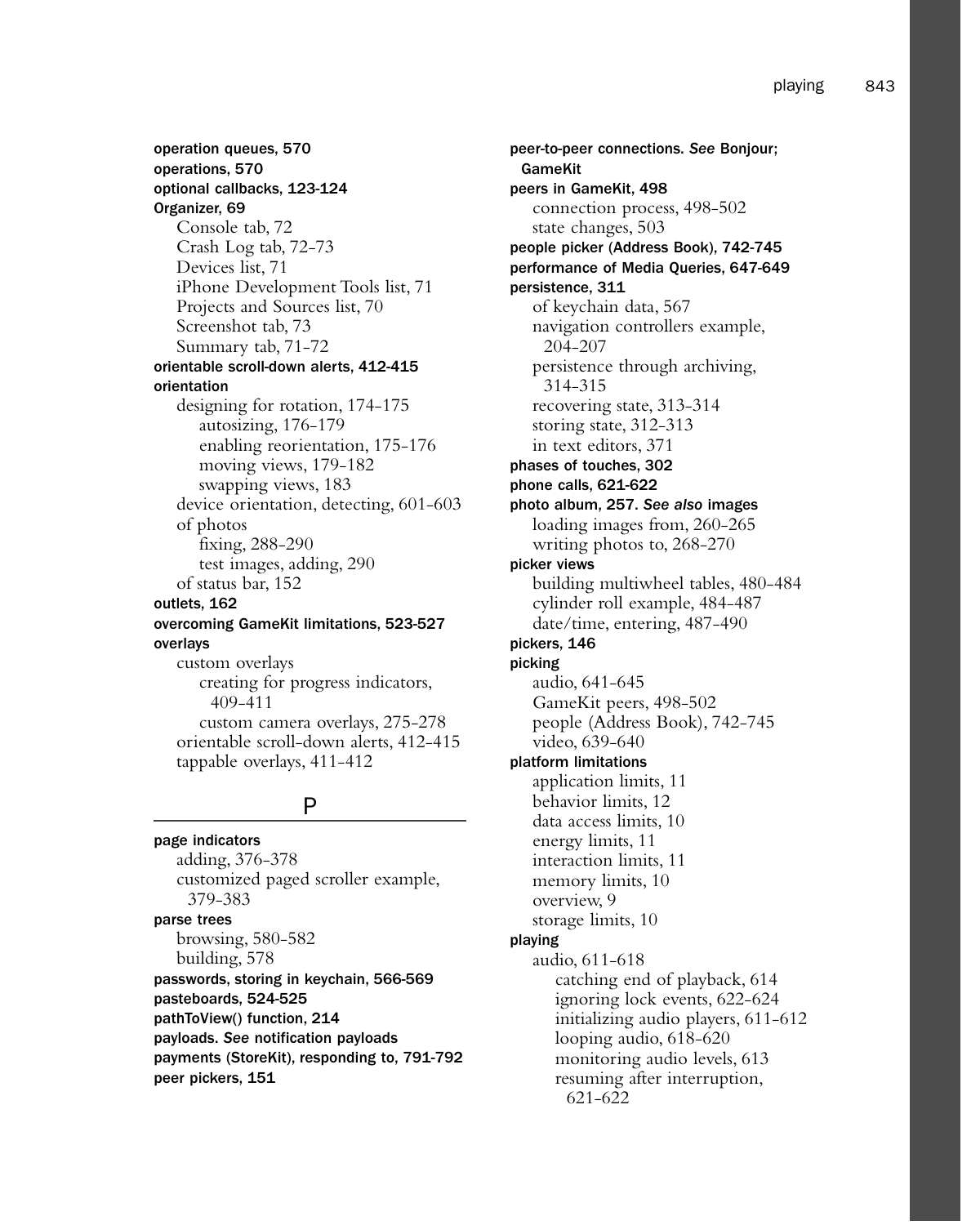**operation queues, 570**
**operations, 570**
**optional callbacks, 123-124**
**Organizer, 69**
  Console tab, 72
  Crash Log tab, 72-73
  Devices list, 71
  iPhone Development Tools list, 71
  Projects and Sources list, 70
  Screenshot tab, 73
  Summary tab, 71-72
**orientable scroll-down alerts, 412-415**
**orientation**
  designing for rotation, 174-175
    autosizing, 176-179
    enabling reorientation, 175-176
    moving views, 179-182
    swapping views, 183
  device orientation, detecting, 601-603
  of photos
    fixing, 288-290
    test images, adding, 290
  of status bar, 152
**outlets, 162**
**overcoming GameKit limitations, 523-527**
**overlays**
  custom overlays
    creating for progress indicators, 409-411
    custom camera overlays, 275-278
  orientable scroll-down alerts, 412-415
  tappable overlays, 411-412

## P

**page indicators**
  adding, 376-378
  customized paged scroller example, 379-383
**parse trees**
  browsing, 580-582
  building, 578
**passwords, storing in keychain, 566-569**
**pasteboards, 524-525**
**pathToView() function, 214**
**payloads. *See* notification payloads**
**payments (StoreKit), responding to, 791-792**
**peer pickers, 151**
**peer-to-peer connections. *See* Bonjour; GameKit**
**peers in GameKit, 498**
  connection process, 498-502
  state changes, 503
**people picker (Address Book), 742-745**
**performance of Media Queries, 647-649**
**persistence, 311**
  of keychain data, 567
  navigation controllers example, 204-207
  persistence through archiving, 314-315
  recovering state, 313-314
  storing state, 312-313
  in text editors, 371
**phases of touches, 302**
**phone calls, 621-622**
**photo album, 257. *See also* images**
  loading images from, 260-265
  writing photos to, 268-270
**picker views**
  building multiwheel tables, 480-484
  cylinder roll example, 484-487
  date/time, entering, 487-490
**pickers, 146**
**picking**
  audio, 641-645
  GameKit peers, 498-502
  people (Address Book), 742-745
  video, 639-640
**platform limitations**
  application limits, 11
  behavior limits, 12
  data access limits, 10
  energy limits, 11
  interaction limits, 11
  memory limits, 10
  overview, 9
  storage limits, 10
**playing**
  audio, 611-618
    catching end of playback, 614
    ignoring lock events, 622-624
    initializing audio players, 611-612
    looping audio, 618-620
    monitoring audio levels, 613
    resuming after interruption, 621-622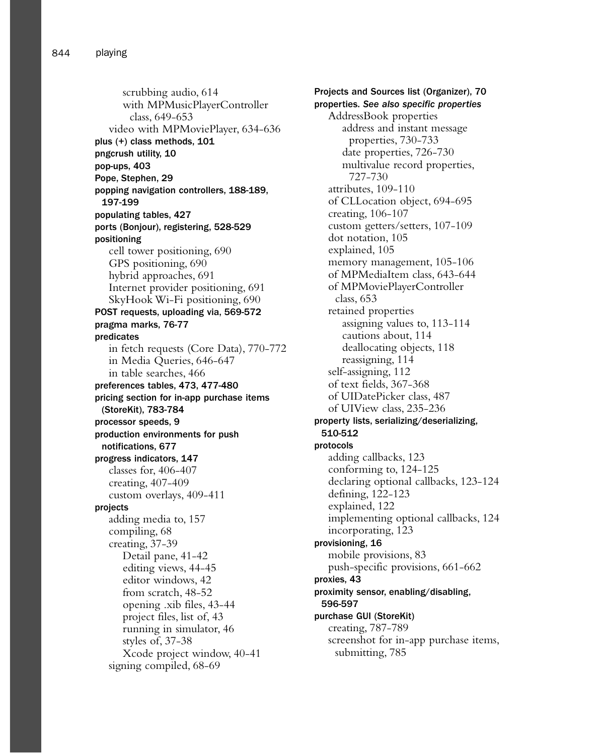scrubbing audio, 614
        with MPMusicPlayerController class, 649-653
    video with MPMoviePlayer, 634-636

**plus (+) class methods, 101**

**pngcrush utility, 10**

**pop-ups, 403**

**Pope, Stephen, 29**

**popping navigation controllers, 188-189, 197-199**

**populating tables, 427**

**ports (Bonjour), registering, 528-529**

**positioning**
- cell tower positioning, 690
- GPS positioning, 690
- hybrid approaches, 691
- Internet provider positioning, 691
- SkyHook Wi-Fi positioning, 690

**POST requests, uploading via, 569-572**

**pragma marks, 76-77**

**predicates**
- in fetch requests (Core Data), 770-772
- in Media Queries, 646-647
- in table searches, 466

**preferences tables, 473, 477-480**

**pricing section for in-app purchase items (StoreKit), 783-784**

**processor speeds, 9**

**production environments for push notifications, 677**

**progress indicators, 147**
- classes for, 406-407
- creating, 407-409
- custom overlays, 409-411

**projects**
- adding media to, 157
- compiling, 68
- creating, 37-39
    - Detail pane, 41-42
    - editing views, 44-45
    - editor windows, 42
    - from scratch, 48-52
    - opening .xib files, 43-44
    - project files, list of, 43
    - running in simulator, 46
    - styles of, 37-38
    - Xcode project window, 40-41
- signing compiled, 68-69

**Projects and Sources list (Organizer), 70**

**properties.** ***See also specific properties***
- AddressBook properties
    - address and instant message properties, 730-733
    - date properties, 726-730
    - multivalue record properties, 727-730
- attributes, 109-110
- of CLLocation object, 694-695
- creating, 106-107
- custom getters/setters, 107-109
- dot notation, 105
- explained, 105
- memory management, 105-106
- of MPMediaItem class, 643-644
- of MPMoviePlayerController class, 653
- retained properties
    - assigning values to, 113-114
    - cautions about, 114
    - deallocating objects, 118
    - reassigning, 114
- self-assigning, 112
- of text fields, 367-368
- of UIDatePicker class, 487
- of UIView class, 235-236

**property lists, serializing/deserializing, 510-512**

**protocols**
- adding callbacks, 123
- conforming to, 124-125
- declaring optional callbacks, 123-124
- defining, 122-123
- explained, 122
- implementing optional callbacks, 124
- incorporating, 123

**provisioning, 16**
- mobile provisions, 83
- push-specific provisions, 661-662

**proxies, 43**

**proximity sensor, enabling/disabling, 596-597**

**purchase GUI (StoreKit)**
- creating, 787-789
- screenshot for in-app purchase items, submitting, 785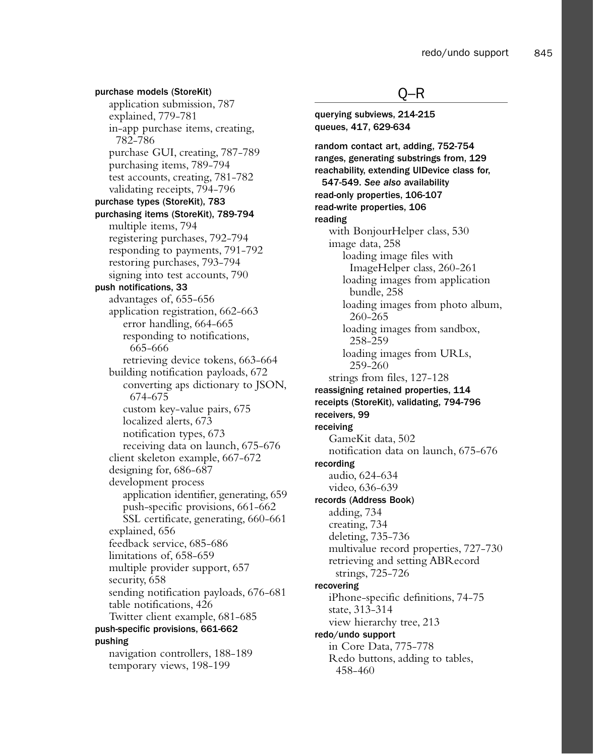**purchase models (StoreKit)**
- application submission, 787
- explained, 779-781
- in-app purchase items, creating, 782-786
- purchase GUI, creating, 787-789
- purchasing items, 789-794
- test accounts, creating, 781-782
- validating receipts, 794-796

**purchase types (StoreKit), 783**

**purchasing items (StoreKit), 789-794**
- multiple items, 794
- registering purchases, 792-794
- responding to payments, 791-792
- restoring purchases, 793-794
- signing into test accounts, 790

**push notifications, 33**
- advantages of, 655-656
- application registration, 662-663
  - error handling, 664-665
  - responding to notifications, 665-666
  - retrieving device tokens, 663-664
- building notification payloads, 672
  - converting aps dictionary to JSON, 674-675
  - custom key-value pairs, 675
  - localized alerts, 673
  - notification types, 673
  - receiving data on launch, 675-676
- client skeleton example, 667-672
- designing for, 686-687
- development process
  - application identifier, generating, 659
  - push-specific provisions, 661-662
  - SSL certificate, generating, 660-661
- explained, 656
- feedback service, 685-686
- limitations of, 658-659
- multiple provider support, 657
- security, 658
- sending notification payloads, 676-681
- table notifications, 426
- Twitter client example, 681-685

**push-specific provisions, 661-662**

**pushing**
- navigation controllers, 188-189
- temporary views, 198-199

## Q–R

**querying subviews, 214-215**

**queues, 417, 629-634**

**random contact art, adding, 752-754**

**ranges, generating substrings from, 129**

**reachability, extending UIDevice class for, 547-549.** ***See also*** **availability**

**read-only properties, 106-107**

**read-write properties, 106**

**reading**
- with BonjourHelper class, 530
- image data, 258
  - loading image files with ImageHelper class, 260-261
  - loading images from application bundle, 258
  - loading images from photo album, 260-265
  - loading images from sandbox, 258-259
  - loading images from URLs, 259-260
- strings from files, 127-128

**reassigning retained properties, 114**

**receipts (StoreKit), validating, 794-796**

**receivers, 99**

**receiving**
- GameKit data, 502
- notification data on launch, 675-676

**recording**
- audio, 624-634
- video, 636-639

**records (Address Book)**
- adding, 734
- creating, 734
- deleting, 735-736
- multivalue record properties, 727-730
- retrieving and setting ABRecord strings, 725-726

**recovering**
- iPhone-specific definitions, 74-75
- state, 313-314
- view hierarchy tree, 213

**redo/undo support**
- in Core Data, 775-778
- Redo buttons, adding to tables, 458-460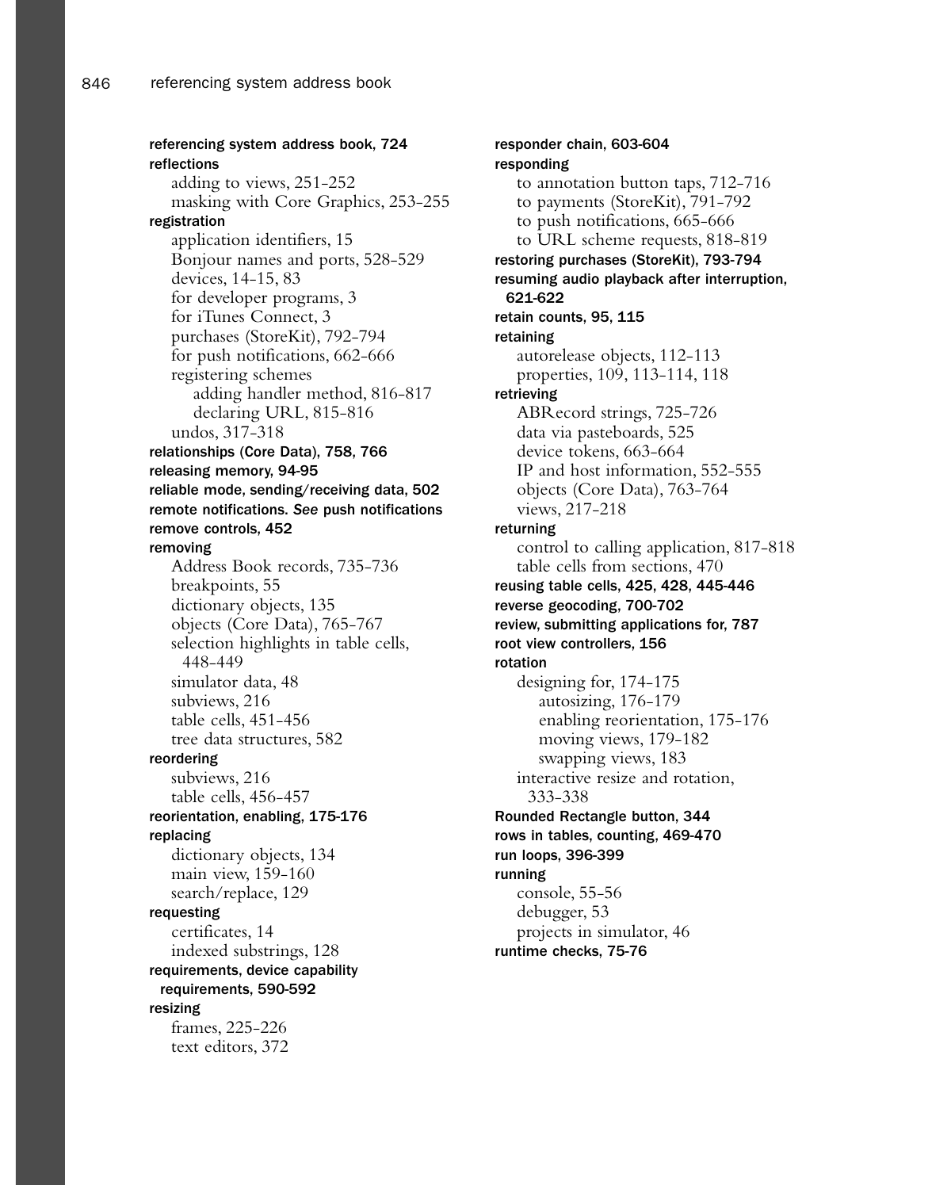**referencing system address book, 724**

**reflections**

- adding to views, 251-252
- masking with Core Graphics, 253-255

**registration**

- application identifiers, 15
- Bonjour names and ports, 528-529
- devices, 14-15, 83
- for developer programs, 3
- for iTunes Connect, 3
- purchases (StoreKit), 792-794
- for push notifications, 662-666
- registering schemes
  - adding handler method, 816-817
  - declaring URL, 815-816
- undos, 317-318

**relationships (Core Data), 758, 766**

**releasing memory, 94-95**

**reliable mode, sending/receiving data, 502**

**remote notifications.** *See* **push notifications**

**remove controls, 452**

**removing**

- Address Book records, 735-736
- breakpoints, 55
- dictionary objects, 135
- objects (Core Data), 765-767
- selection highlights in table cells, 448-449
- simulator data, 48
- subviews, 216
- table cells, 451-456
- tree data structures, 582

**reordering**

- subviews, 216
- table cells, 456-457

**reorientation, enabling, 175-176**

**replacing**

- dictionary objects, 134
- main view, 159-160
- search/replace, 129

**requesting**

- certificates, 14
- indexed substrings, 128

**requirements, device capability requirements, 590-592**

**resizing**

- frames, 225-226
- text editors, 372

**responder chain, 603-604**

**responding**

- to annotation button taps, 712-716
- to payments (StoreKit), 791-792
- to push notifications, 665-666
- to URL scheme requests, 818-819

**restoring purchases (StoreKit), 793-794**

**resuming audio playback after interruption, 621-622**

**retain counts, 95, 115**

**retaining**

- autorelease objects, 112-113
- properties, 109, 113-114, 118

**retrieving**

- ABRecord strings, 725-726
- data via pasteboards, 525
- device tokens, 663-664
- IP and host information, 552-555
- objects (Core Data), 763-764
- views, 217-218

**returning**

- control to calling application, 817-818
- table cells from sections, 470

**reusing table cells, 425, 428, 445-446**

**reverse geocoding, 700-702**

**review, submitting applications for, 787**

**root view controllers, 156**

**rotation**

- designing for, 174-175
  - autosizing, 176-179
  - enabling reorientation, 175-176
  - moving views, 179-182
  - swapping views, 183
- interactive resize and rotation, 333-338

**Rounded Rectangle button, 344**

**rows in tables, counting, 469-470**

**run loops, 396-399**

**running**

- console, 55-56
- debugger, 53
- projects in simulator, 46

**runtime checks, 75-76**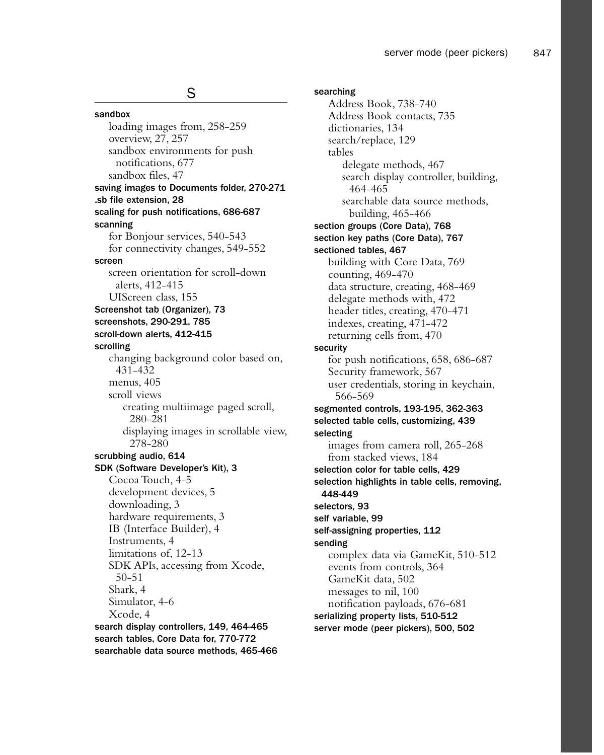## S

**sandbox**
- loading images from, 258-259
- overview, 27, 257
- sandbox environments for push notifications, 677
- sandbox files, 47

**saving images to Documents folder, 270-271**

**.sb file extension, 28**

**scaling for push notifications, 686-687**

**scanning**
- for Bonjour services, 540-543
- for connectivity changes, 549-552

**screen**
- screen orientation for scroll-down alerts, 412-415
- UIScreen class, 155

**Screenshot tab (Organizer), 73**

**screenshots, 290-291, 785**

**scroll-down alerts, 412-415**

**scrolling**
- changing background color based on, 431-432
- menus, 405
- scroll views
  - creating multiimage paged scroll, 280-281
  - displaying images in scrollable view, 278-280

**scrubbing audio, 614**

**SDK (Software Developer's Kit), 3**
- Cocoa Touch, 4-5
- development devices, 5
- downloading, 3
- hardware requirements, 3
- IB (Interface Builder), 4
- Instruments, 4
- limitations of, 12-13
- SDK APIs, accessing from Xcode, 50-51
- Shark, 4
- Simulator, 4-6
- Xcode, 4

**search display controllers, 149, 464-465**

**search tables, Core Data for, 770-772**

**searchable data source methods, 465-466**

**searching**
- Address Book, 738-740
- Address Book contacts, 735
- dictionaries, 134
- search/replace, 129
- tables
  - delegate methods, 467
  - search display controller, building, 464-465
  - searchable data source methods, building, 465-466

**section groups (Core Data), 768**

**section key paths (Core Data), 767**

**sectioned tables, 467**
- building with Core Data, 769
- counting, 469-470
- data structure, creating, 468-469
- delegate methods with, 472
- header titles, creating, 470-471
- indexes, creating, 471-472
- returning cells from, 470

**security**
- for push notifications, 658, 686-687
- Security framework, 567
- user credentials, storing in keychain, 566-569

**segmented controls, 193-195, 362-363**

**selected table cells, customizing, 439**

**selecting**
- images from camera roll, 265-268
- from stacked views, 184

**selection color for table cells, 429**

**selection highlights in table cells, removing, 448-449**

**selectors, 93**

**self variable, 99**

**self-assigning properties, 112**

**sending**
- complex data via GameKit, 510-512
- events from controls, 364
- GameKit data, 502
- messages to nil, 100
- notification payloads, 676-681

**serializing property lists, 510-512**

**server mode (peer pickers), 500, 502**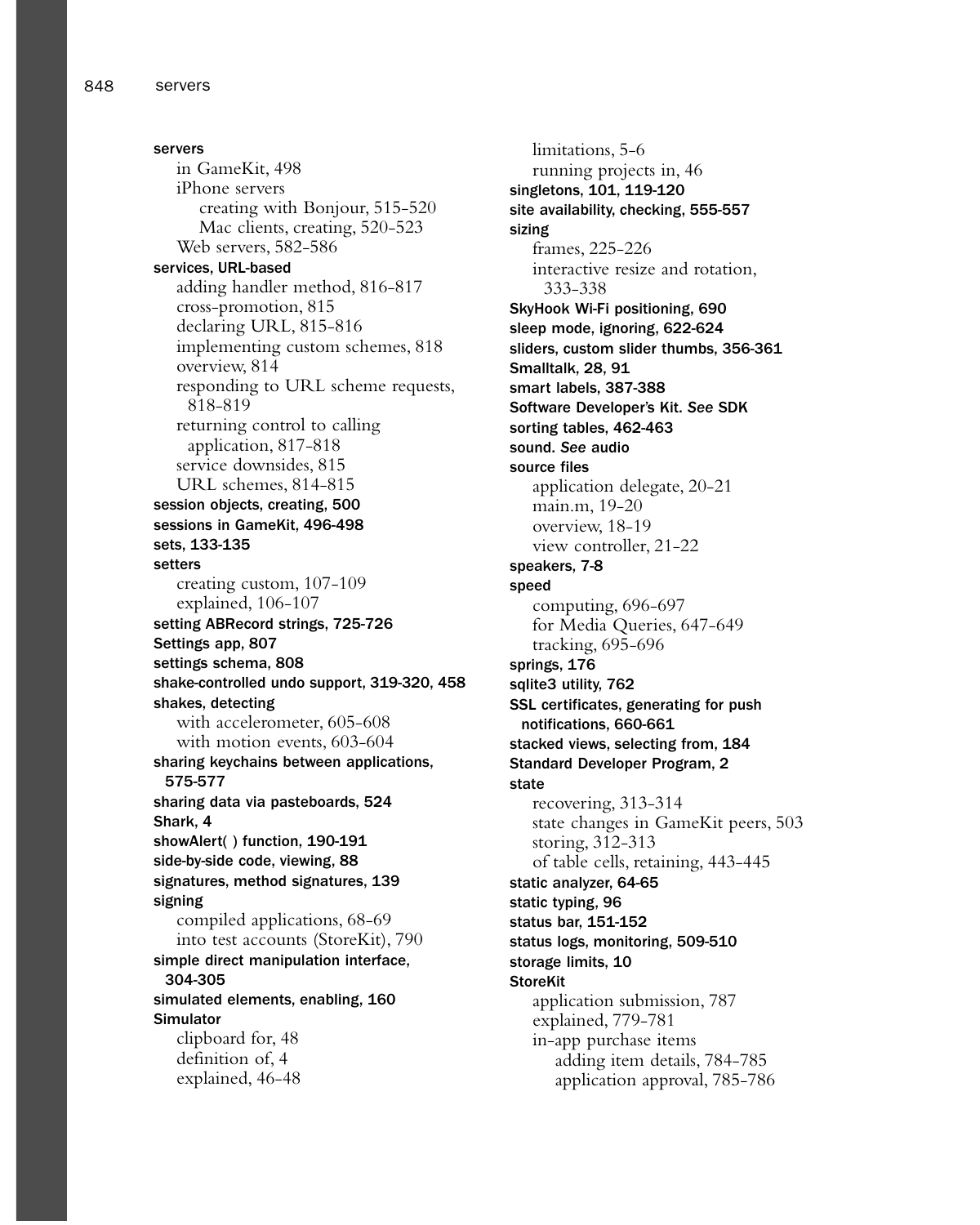**servers**
- in GameKit, 498
- iPhone servers
  - creating with Bonjour, 515-520
  - Mac clients, creating, 520-523
- Web servers, 582-586

**services, URL-based**
- adding handler method, 816-817
- cross-promotion, 815
- declaring URL, 815-816
- implementing custom schemes, 818
- overview, 814
- responding to URL scheme requests, 818-819
- returning control to calling application, 817-818
- service downsides, 815
- URL schemes, 814-815

**session objects, creating, 500**

**sessions in GameKit, 496-498**

**sets, 133-135**

**setters**
- creating custom, 107-109
- explained, 106-107

**setting ABRecord strings, 725-726**

**Settings app, 807**

**settings schema, 808**

**shake-controlled undo support, 319-320, 458**

**shakes, detecting**
- with accelerometer, 605-608
- with motion events, 603-604

**sharing keychains between applications, 575-577**

**sharing data via pasteboards, 524**

**Shark, 4**

**showAlert( ) function, 190-191**

**side-by-side code, viewing, 88**

**signatures, method signatures, 139**

**signing**
- compiled applications, 68-69
- into test accounts (StoreKit), 790

**simple direct manipulation interface, 304-305**

**simulated elements, enabling, 160**

**Simulator**
- clipboard for, 48
- definition of, 4
- explained, 46-48
- limitations, 5-6
- running projects in, 46

**singletons, 101, 119-120**

**site availability, checking, 555-557**

**sizing**
- frames, 225-226
- interactive resize and rotation, 333-338

**SkyHook Wi-Fi positioning, 690**

**sleep mode, ignoring, 622-624**

**sliders, custom slider thumbs, 356-361**

**Smalltalk, 28, 91**

**smart labels, 387-388**

**Software Developer's Kit. *See* SDK**

**sorting tables, 462-463**

**sound. *See* audio**

**source files**
- application delegate, 20-21
- main.m, 19-20
- overview, 18-19
- view controller, 21-22

**speakers, 7-8**

**speed**
- computing, 696-697
- for Media Queries, 647-649
- tracking, 695-696

**springs, 176**

**sqlite3 utility, 762**

**SSL certificates, generating for push notifications, 660-661**

**stacked views, selecting from, 184**

**Standard Developer Program, 2**

**state**
- recovering, 313-314
- state changes in GameKit peers, 503
- storing, 312-313
- of table cells, retaining, 443-445

**static analyzer, 64-65**

**static typing, 96**

**status bar, 151-152**

**status logs, monitoring, 509-510**

**storage limits, 10**

**StoreKit**
- application submission, 787
- explained, 779-781
- in-app purchase items
  - adding item details, 784-785
  - application approval, 785-786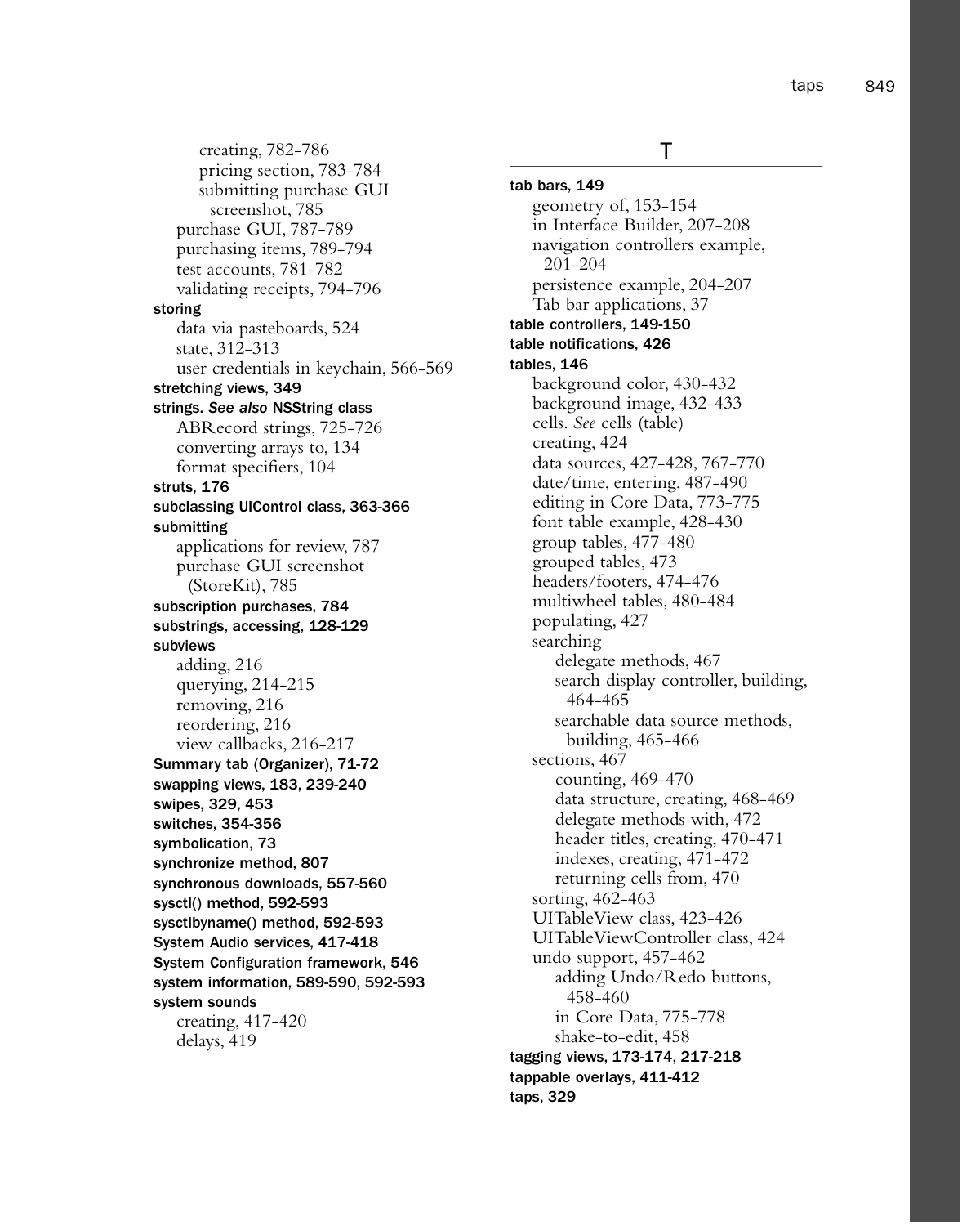creating, 782-786
    pricing section, 783-784
    submitting purchase GUI screenshot, 785
  purchase GUI, 787-789
  purchasing items, 789-794
  test accounts, 781-782
  validating receipts, 794-796

**storing**
  data via pasteboards, 524
  state, 312-313
  user credentials in keychain, 566-569

**stretching views, 349**

**strings.** ***See also*** **NSString class**
  ABRecord strings, 725-726
  converting arrays to, 134
  format specifiers, 104

**struts, 176**

**subclassing UIControl class, 363-366**

**submitting**
  applications for review, 787
  purchase GUI screenshot (StoreKit), 785

**subscription purchases, 784**

**substrings, accessing, 128-129**

**subviews**
  adding, 216
  querying, 214-215
  removing, 216
  reordering, 216
  view callbacks, 216-217

**Summary tab (Organizer), 71-72**

**swapping views, 183, 239-240**

**swipes, 329, 453**

**switches, 354-356**

**symbolication, 73**

**synchronize method, 807**

**synchronous downloads, 557-560**

**sysctl() method, 592-593**

**sysctlbyname() method, 592-593**

**System Audio services, 417-418**

**System Configuration framework, 546**

**system information, 589-590, 592-593**

**system sounds**
  creating, 417-420
  delays, 419

# T

**tab bars, 149**
  geometry of, 153-154
  in Interface Builder, 207-208
  navigation controllers example, 201-204
  persistence example, 204-207
  Tab bar applications, 37

**table controllers, 149-150**

**table notifications, 426**

**tables, 146**
  background color, 430-432
  background image, 432-433
  cells. *See* cells (table)
  creating, 424
  data sources, 427-428, 767-770
  date/time, entering, 487-490
  editing in Core Data, 773-775
  font table example, 428-430
  group tables, 477-480
  grouped tables, 473
  headers/footers, 474-476
  multiwheel tables, 480-484
  populating, 427
  searching
    delegate methods, 467
    search display controller, building, 464-465
    searchable data source methods, building, 465-466
  sections, 467
    counting, 469-470
    data structure, creating, 468-469
    delegate methods with, 472
    header titles, creating, 470-471
    indexes, creating, 471-472
    returning cells from, 470
  sorting, 462-463
  UITableView class, 423-426
  UITableViewController class, 424
  undo support, 457-462
    adding Undo/Redo buttons, 458-460
    in Core Data, 775-778
    shake-to-edit, 458

**tagging views, 173-174, 217-218**

**tappable overlays, 411-412**

**taps, 329**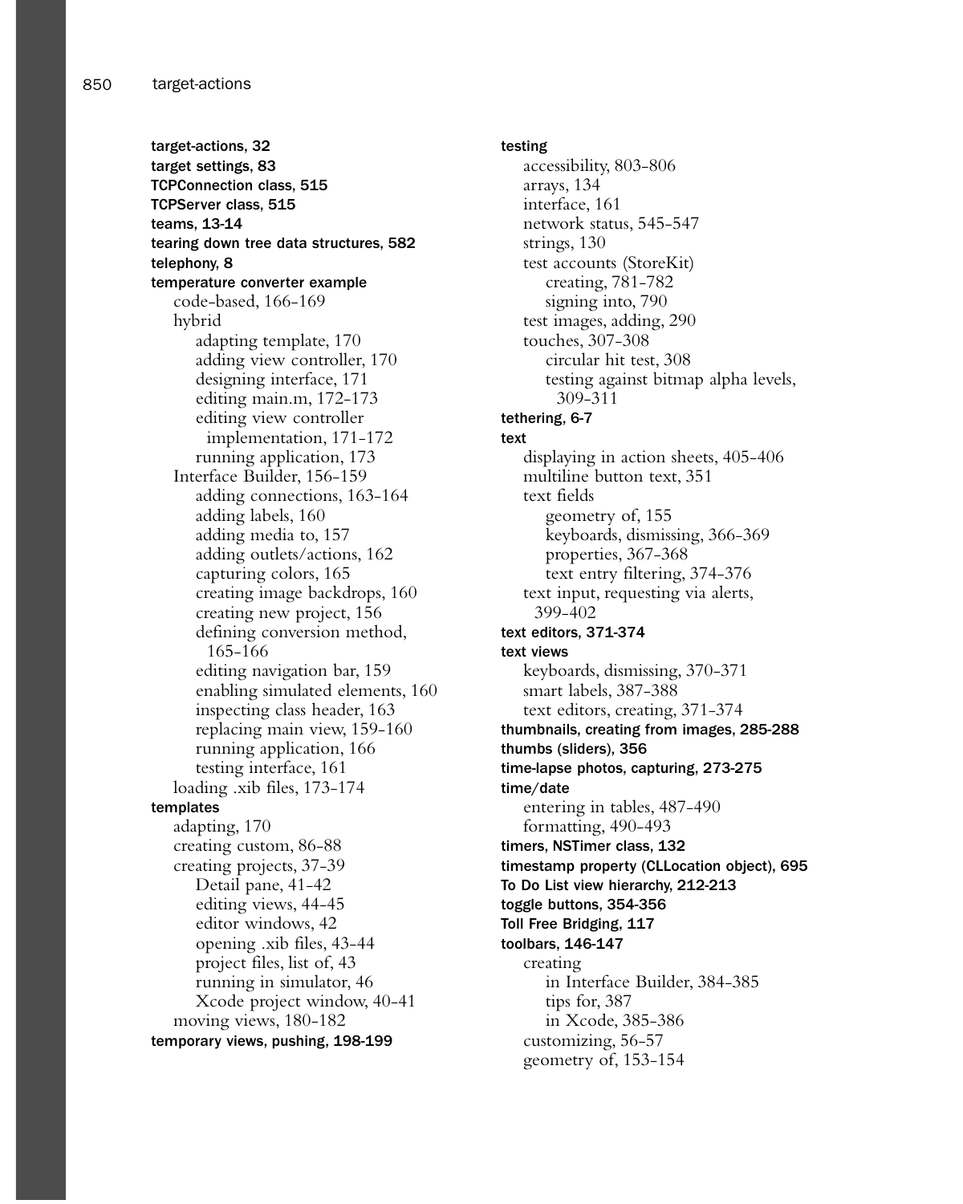**target-actions, 32**
**target settings, 83**
**TCPConnection class, 515**
**TCPServer class, 515**
**teams, 13-14**
**tearing down tree data structures, 582**
**telephony, 8**
**temperature converter example**
- code-based, 166-169
- hybrid
  - adapting template, 170
  - adding view controller, 170
  - designing interface, 171
  - editing main.m, 172-173
  - editing view controller implementation, 171-172
  - running application, 173
- Interface Builder, 156-159
  - adding connections, 163-164
  - adding labels, 160
  - adding media to, 157
  - adding outlets/actions, 162
  - capturing colors, 165
  - creating image backdrops, 160
  - creating new project, 156
  - defining conversion method, 165-166
  - editing navigation bar, 159
  - enabling simulated elements, 160
  - inspecting class header, 163
  - replacing main view, 159-160
  - running application, 166
  - testing interface, 161
- loading .xib files, 173-174

**templates**
- adapting, 170
- creating custom, 86-88
- creating projects, 37-39
  - Detail pane, 41-42
  - editing views, 44-45
  - editor windows, 42
  - opening .xib files, 43-44
  - project files, list of, 43
  - running in simulator, 46
  - Xcode project window, 40-41
- moving views, 180-182

**temporary views, pushing, 198-199**

**testing**
- accessibility, 803-806
- arrays, 134
- interface, 161
- network status, 545-547
- strings, 130
- test accounts (StoreKit)
  - creating, 781-782
  - signing into, 790
- test images, adding, 290
- touches, 307-308
  - circular hit test, 308
  - testing against bitmap alpha levels, 309-311

**tethering, 6-7**
**text**
- displaying in action sheets, 405-406
- multiline button text, 351
- text fields
  - geometry of, 155
  - keyboards, dismissing, 366-369
  - properties, 367-368
  - text entry filtering, 374-376
- text input, requesting via alerts, 399-402

**text editors, 371-374**
**text views**
- keyboards, dismissing, 370-371
- smart labels, 387-388
- text editors, creating, 371-374

**thumbnails, creating from images, 285-288**
**thumbs (sliders), 356**
**time-lapse photos, capturing, 273-275**
**time/date**
- entering in tables, 487-490
- formatting, 490-493

**timers, NSTimer class, 132**
**timestamp property (CLLocation object), 695**
**To Do List view hierarchy, 212-213**
**toggle buttons, 354-356**
**Toll Free Bridging, 117**
**toolbars, 146-147**
- creating
  - in Interface Builder, 384-385
  - tips for, 387
  - in Xcode, 385-386
- customizing, 56-57
- geometry of, 153-154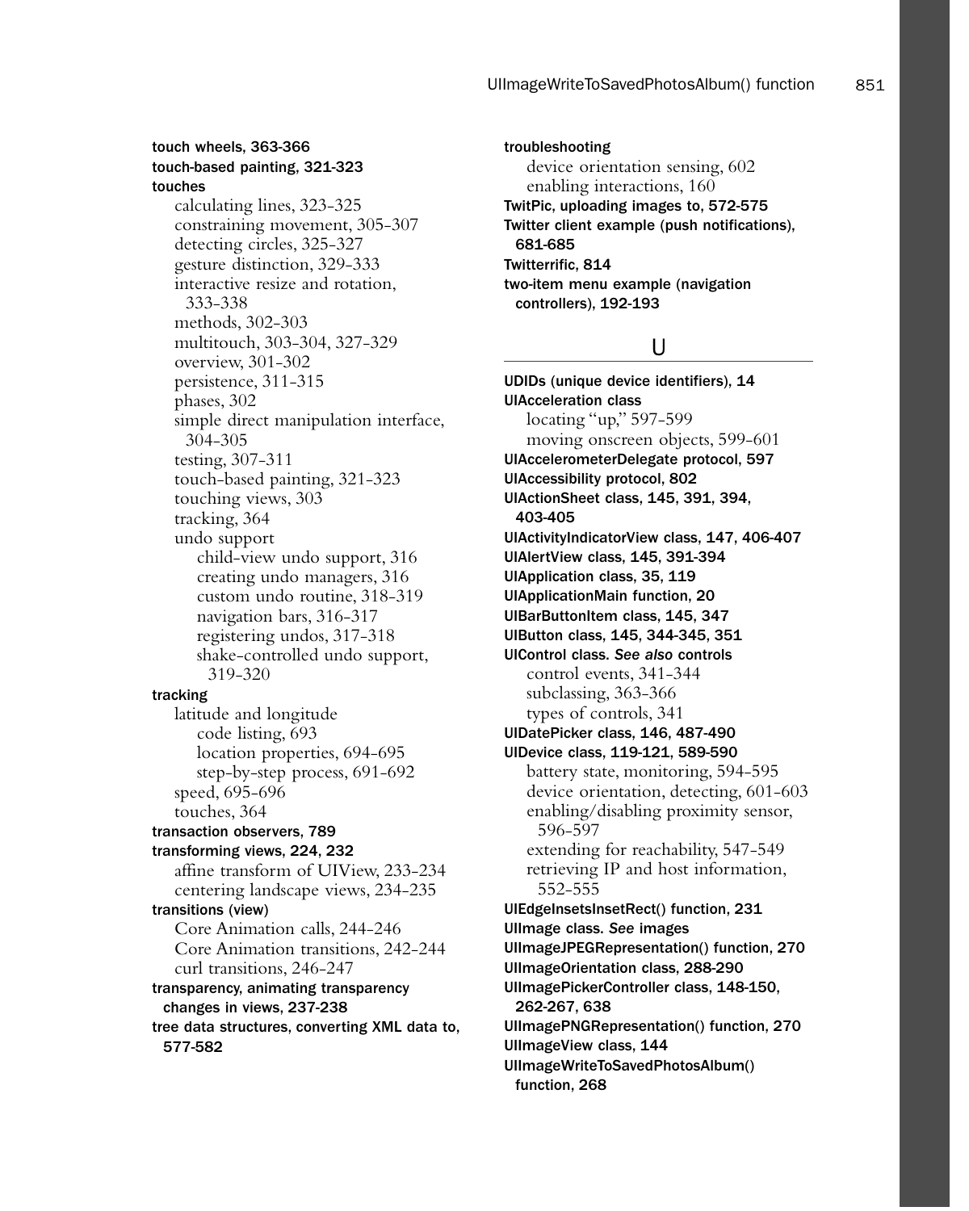**touch wheels, 363-366**
**touch-based painting, 321-323**
**touches**
- calculating lines, 323-325
- constraining movement, 305-307
- detecting circles, 325-327
- gesture distinction, 329-333
- interactive resize and rotation, 333-338
- methods, 302-303
- multitouch, 303-304, 327-329
- overview, 301-302
- persistence, 311-315
- phases, 302
- simple direct manipulation interface, 304-305
- testing, 307-311
- touch-based painting, 321-323
- touching views, 303
- tracking, 364
- undo support
  - child-view undo support, 316
  - creating undo managers, 316
  - custom undo routine, 318-319
  - navigation bars, 316-317
  - registering undos, 317-318
  - shake-controlled undo support, 319-320

**tracking**
- latitude and longitude
  - code listing, 693
  - location properties, 694-695
  - step-by-step process, 691-692
- speed, 695-696
- touches, 364

**transaction observers, 789**
**transforming views, 224, 232**
- affine transform of UIView, 233-234
- centering landscape views, 234-235

**transitions (view)**
- Core Animation calls, 244-246
- Core Animation transitions, 242-244
- curl transitions, 246-247

**transparency, animating transparency changes in views, 237-238**
**tree data structures, converting XML data to, 577-582**
**troubleshooting**
- device orientation sensing, 602
- enabling interactions, 160

**TwitPic, uploading images to, 572-575**
**Twitter client example (push notifications), 681-685**
**Twitterrific, 814**
**two-item menu example (navigation controllers), 192-193**

## U

**UDIDs (unique device identifiers), 14**
**UIAcceleration class**
- locating "up," 597-599
- moving onscreen objects, 599-601

**UIAccelerometerDelegate protocol, 597**
**UIAccessibility protocol, 802**
**UIActionSheet class, 145, 391, 394, 403-405**
**UIActivityIndicatorView class, 147, 406-407**
**UIAlertView class, 145, 391-394**
**UIApplication class, 35, 119**
**UIApplicationMain function, 20**
**UIBarButtonItem class, 145, 347**
**UIButton class, 145, 344-345, 351**
**UIControl class. *See also* controls**
- control events, 341-344
- subclassing, 363-366
- types of controls, 341

**UIDatePicker class, 146, 487-490**
**UIDevice class, 119-121, 589-590**
- battery state, monitoring, 594-595
- device orientation, detecting, 601-603
- enabling/disabling proximity sensor, 596-597
- extending for reachability, 547-549
- retrieving IP and host information, 552-555

**UIEdgeInsetsInsetRect() function, 231**
**UIImage class. *See* images**
**UIImageJPEGRepresentation() function, 270**
**UIImageOrientation class, 288-290**
**UIImagePickerController class, 148-150, 262-267, 638**
**UIImagePNGRepresentation() function, 270**
**UIImageView class, 144**
**UIImageWriteToSavedPhotosAlbum() function, 268**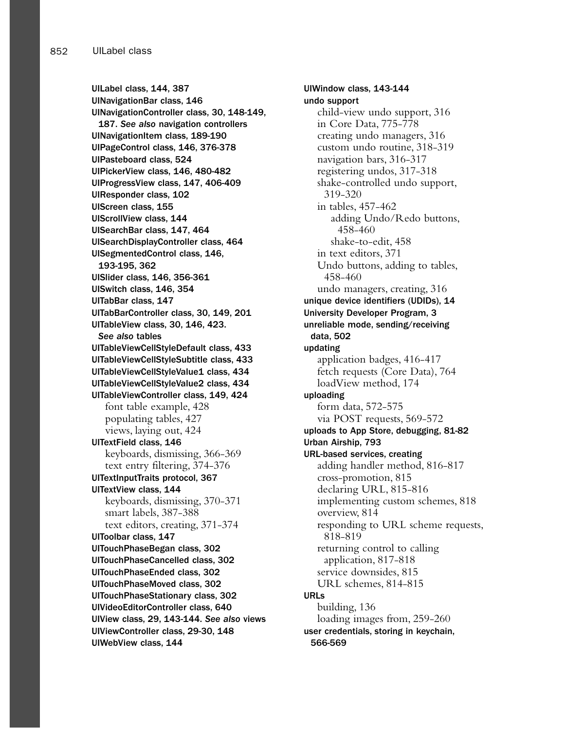**UILabel class, 144, 387**
**UINavigationBar class, 146**
**UINavigationController class, 30, 148-149, 187.** ***See also*** **navigation controllers**
**UINavigationItem class, 189-190**
**UIPageControl class, 146, 376-378**
**UIPasteboard class, 524**
**UIPickerView class, 146, 480-482**
**UIProgressView class, 147, 406-409**
**UIResponder class, 102**
**UIScreen class, 155**
**UIScrollView class, 144**
**UISearchBar class, 147, 464**
**UISearchDisplayController class, 464**
**UISegmentedControl class, 146, 193-195, 362**
**UISlider class, 146, 356-361**
**UISwitch class, 146, 354**
**UITabBar class, 147**
**UITabBarController class, 30, 149, 201**
**UITableView class, 30, 146, 423.** ***See also*** **tables**
**UITableViewCellStyleDefault class, 433**
**UITableViewCellStyleSubtitle class, 433**
**UITableViewCellStyleValue1 class, 434**
**UITableViewCellStyleValue2 class, 434**
**UITableViewController class, 149, 424**
- font table example, 428
- populating tables, 427
- views, laying out, 424

**UITextField class, 146**
- keyboards, dismissing, 366-369
- text entry filtering, 374-376

**UITextInputTraits protocol, 367**
**UITextView class, 144**
- keyboards, dismissing, 370-371
- smart labels, 387-388
- text editors, creating, 371-374

**UIToolbar class, 147**
**UITouchPhaseBegan class, 302**
**UITouchPhaseCancelled class, 302**
**UITouchPhaseEnded class, 302**
**UITouchPhaseMoved class, 302**
**UITouchPhaseStationary class, 302**
**UIVideoEditorController class, 640**
**UIView class, 29, 143-144.** ***See also*** **views**
**UIViewController class, 29-30, 148**
**UIWebView class, 144**
**UIWindow class, 143-144**
**undo support**
- child-view undo support, 316
- in Core Data, 775-778
- creating undo managers, 316
- custom undo routine, 318-319
- navigation bars, 316-317
- registering undos, 317-318
- shake-controlled undo support, 319-320
- in tables, 457-462
  - adding Undo/Redo buttons, 458-460
  - shake-to-edit, 458
- in text editors, 371
- Undo buttons, adding to tables, 458-460
- undo managers, creating, 316

**unique device identifiers (UDIDs), 14**
**University Developer Program, 3**
**unreliable mode, sending/receiving data, 502**
**updating**
- application badges, 416-417
- fetch requests (Core Data), 764
- loadView method, 174

**uploading**
- form data, 572-575
- via POST requests, 569-572

**uploads to App Store, debugging, 81-82**
**Urban Airship, 793**
**URL-based services, creating**
- adding handler method, 816-817
- cross-promotion, 815
- declaring URL, 815-816
- implementing custom schemes, 818
- overview, 814
- responding to URL scheme requests, 818-819
- returning control to calling application, 817-818
- service downsides, 815
- URL schemes, 814-815

**URLs**
- building, 136
- loading images from, 259-260

**user credentials, storing in keychain, 566-569**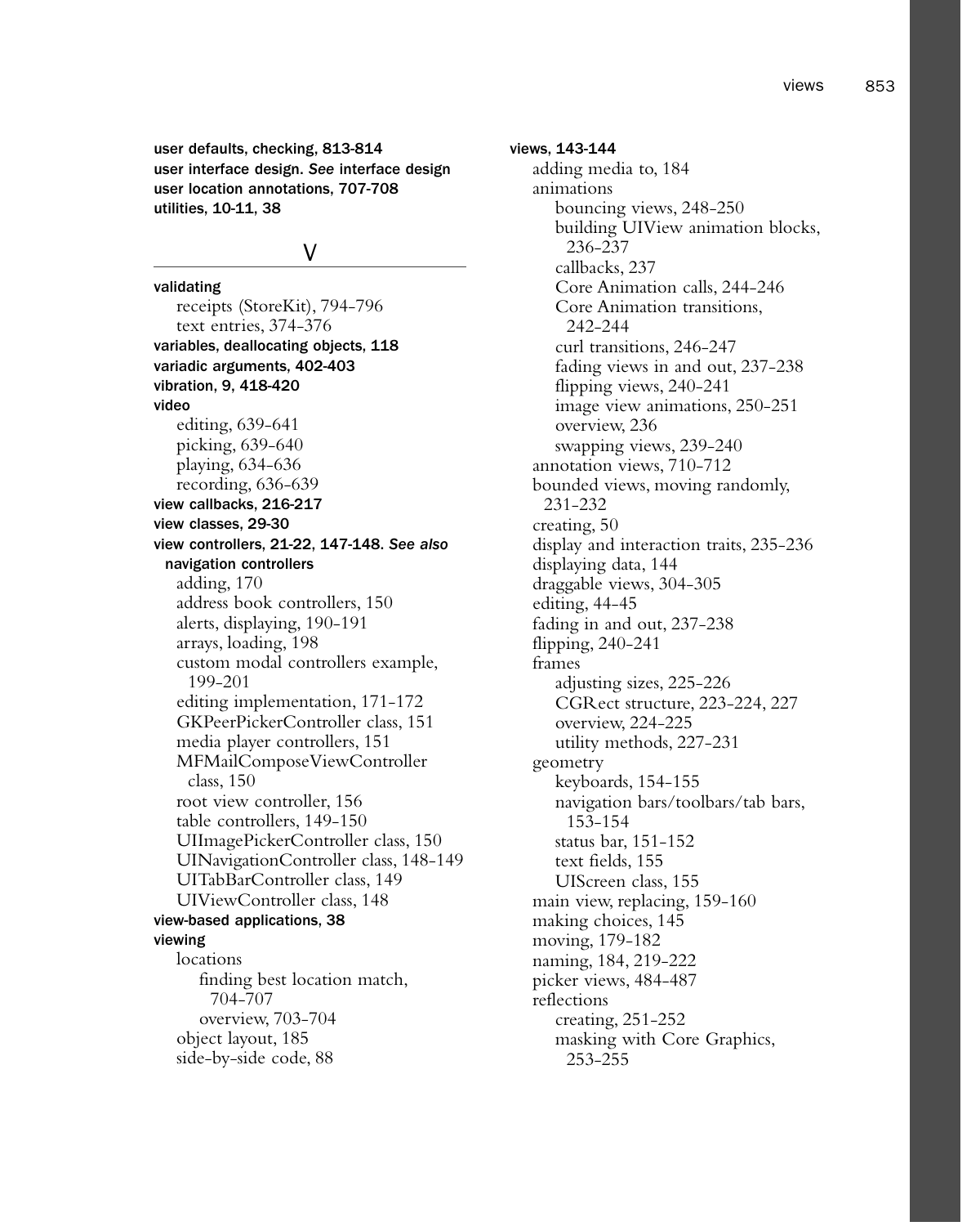**user defaults, checking, 813-814**
**user interface design. *See* interface design**
**user location annotations, 707-708**
**utilities, 10-11, 38**

## V

**validating**
- receipts (StoreKit), 794-796
- text entries, 374-376

**variables, deallocating objects, 118**
**variadic arguments, 402-403**
**vibration, 9, 418-420**
**video**
- editing, 639-641
- picking, 639-640
- playing, 634-636
- recording, 636-639

**view callbacks, 216-217**
**view classes, 29-30**
**view controllers, 21-22, 147-148. *See also* navigation controllers**
- adding, 170
- address book controllers, 150
- alerts, displaying, 190-191
- arrays, loading, 198
- custom modal controllers example, 199-201
- editing implementation, 171-172
- GKPeerPickerController class, 151
- media player controllers, 151
- MFMailComposeViewController class, 150
- root view controller, 156
- table controllers, 149-150
- UIImagePickerController class, 150
- UINavigationController class, 148-149
- UITabBarController class, 149
- UIViewController class, 148

**view-based applications, 38**
**viewing**
- locations
  - finding best location match, 704-707
  - overview, 703-704
- object layout, 185
- side-by-side code, 88

**views, 143-144**
- adding media to, 184
- animations
  - bouncing views, 248-250
  - building UIView animation blocks, 236-237
  - callbacks, 237
  - Core Animation calls, 244-246
  - Core Animation transitions, 242-244
  - curl transitions, 246-247
  - fading views in and out, 237-238
  - flipping views, 240-241
  - image view animations, 250-251
  - overview, 236
  - swapping views, 239-240
- annotation views, 710-712
- bounded views, moving randomly, 231-232
- creating, 50
- display and interaction traits, 235-236
- displaying data, 144
- draggable views, 304-305
- editing, 44-45
- fading in and out, 237-238
- flipping, 240-241
- frames
  - adjusting sizes, 225-226
  - CGRect structure, 223-224, 227
  - overview, 224-225
  - utility methods, 227-231
- geometry
  - keyboards, 154-155
  - navigation bars/toolbars/tab bars, 153-154
  - status bar, 151-152
  - text fields, 155
  - UIScreen class, 155
- main view, replacing, 159-160
- making choices, 145
- moving, 179-182
- naming, 184, 219-222
- picker views, 484-487
- reflections
  - creating, 251-252
  - masking with Core Graphics, 253-255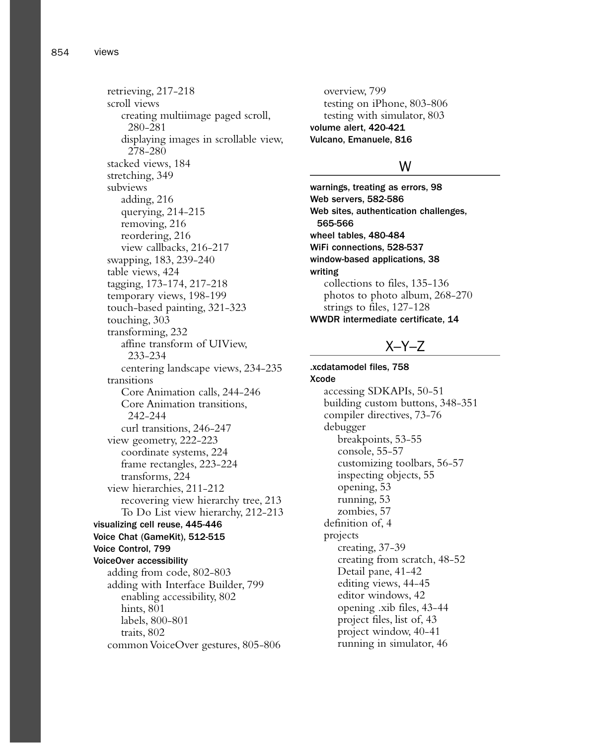retrieving, 217-218
scroll views
    creating multiimage paged scroll, 280-281
    displaying images in scrollable view, 278-280
stacked views, 184
stretching, 349
subviews
    adding, 216
    querying, 214-215
    removing, 216
    reordering, 216
    view callbacks, 216-217
swapping, 183, 239-240
table views, 424
tagging, 173-174, 217-218
temporary views, 198-199
touch-based painting, 321-323
touching, 303
transforming, 232
    affine transform of UIView, 233-234
    centering landscape views, 234-235
transitions
    Core Animation calls, 244-246
    Core Animation transitions, 242-244
    curl transitions, 246-247
view geometry, 222-223
    coordinate systems, 224
    frame rectangles, 223-224
    transforms, 224
view hierarchies, 211-212
    recovering view hierarchy tree, 213
    To Do List view hierarchy, 212-213

**visualizing cell reuse, 445-446**

**Voice Chat (GameKit), 512-515**

**Voice Control, 799**

**VoiceOver accessibility**
adding from code, 802-803
adding with Interface Builder, 799
    enabling accessibility, 802
    hints, 801
    labels, 800-801
    traits, 802
common VoiceOver gestures, 805-806
overview, 799
testing on iPhone, 803-806
testing with simulator, 803

**volume alert, 420-421**

**Vulcano, Emanuele, 816**

## W

**warnings, treating as errors, 98**

**Web servers, 582-586**

**Web sites, authentication challenges, 565-566**

**wheel tables, 480-484**

**WiFi connections, 528-537**

**window-based applications, 38**

**writing**
collections to files, 135-136
photos to photo album, 268-270
strings to files, 127-128

**WWDR intermediate certificate, 14**

## X–Y–Z

**.xcdatamodel files, 758**

**Xcode**
accessing SDKAPIs, 50-51
building custom buttons, 348-351
compiler directives, 73-76
debugger
    breakpoints, 53-55
    console, 55-57
    customizing toolbars, 56-57
    inspecting objects, 55
    opening, 53
    running, 53
    zombies, 57
definition of, 4
projects
    creating, 37-39
    creating from scratch, 48-52
    Detail pane, 41-42
    editing views, 44-45
    editor windows, 42
    opening .xib files, 43-44
    project files, list of, 43
    project window, 40-41
    running in simulator, 46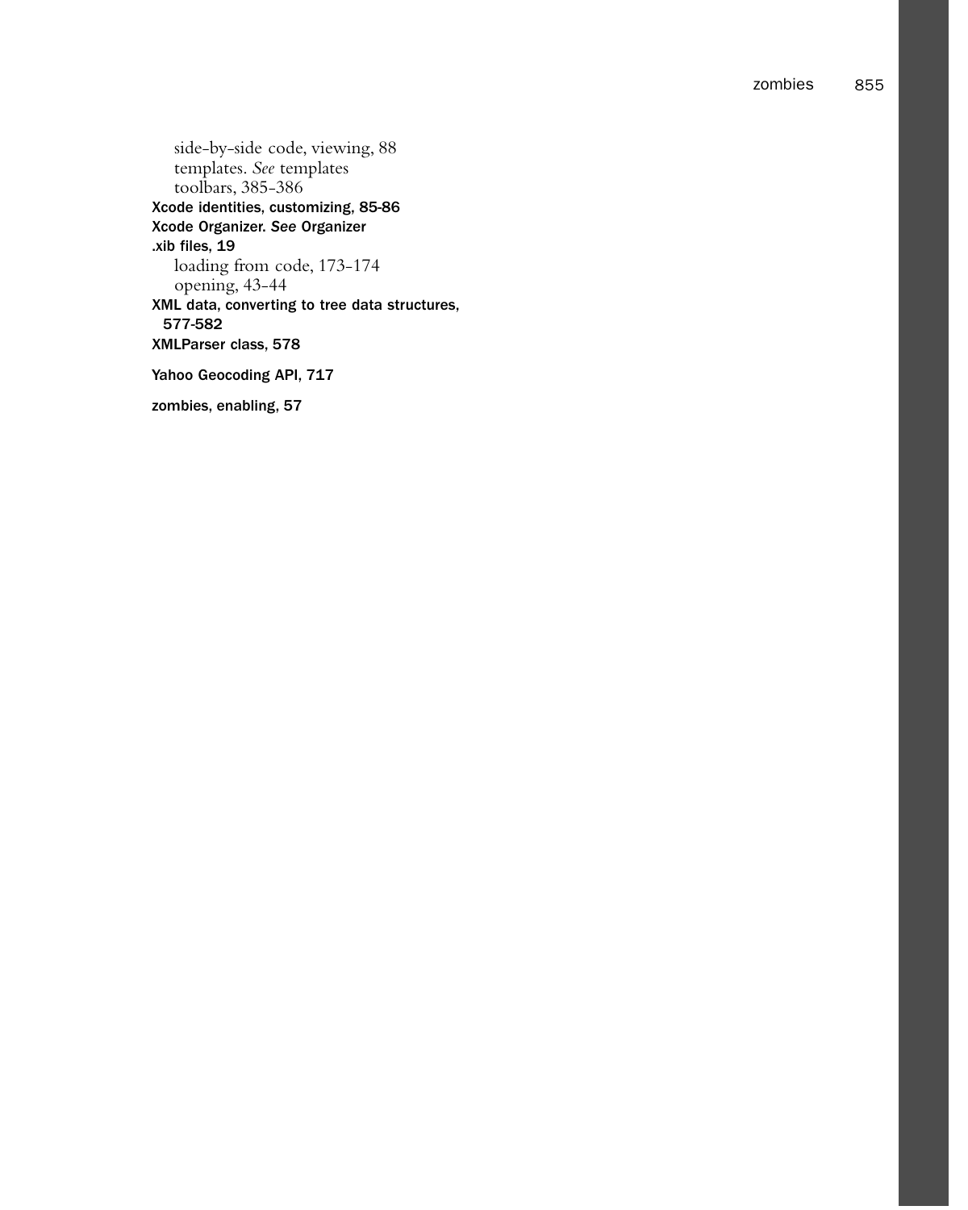side-by-side code, viewing, 88
templates. *See* templates
toolbars, 385-386

**Xcode identities, customizing, 85-86**

**Xcode Organizer. *See* Organizer**

**.xib files, 19**
loading from code, 173-174
opening, 43-44

**XML data, converting to tree data structures, 577-582**

**XMLParser class, 578**

**Yahoo Geocoding API, 717**

**zombies, enabling, 57**